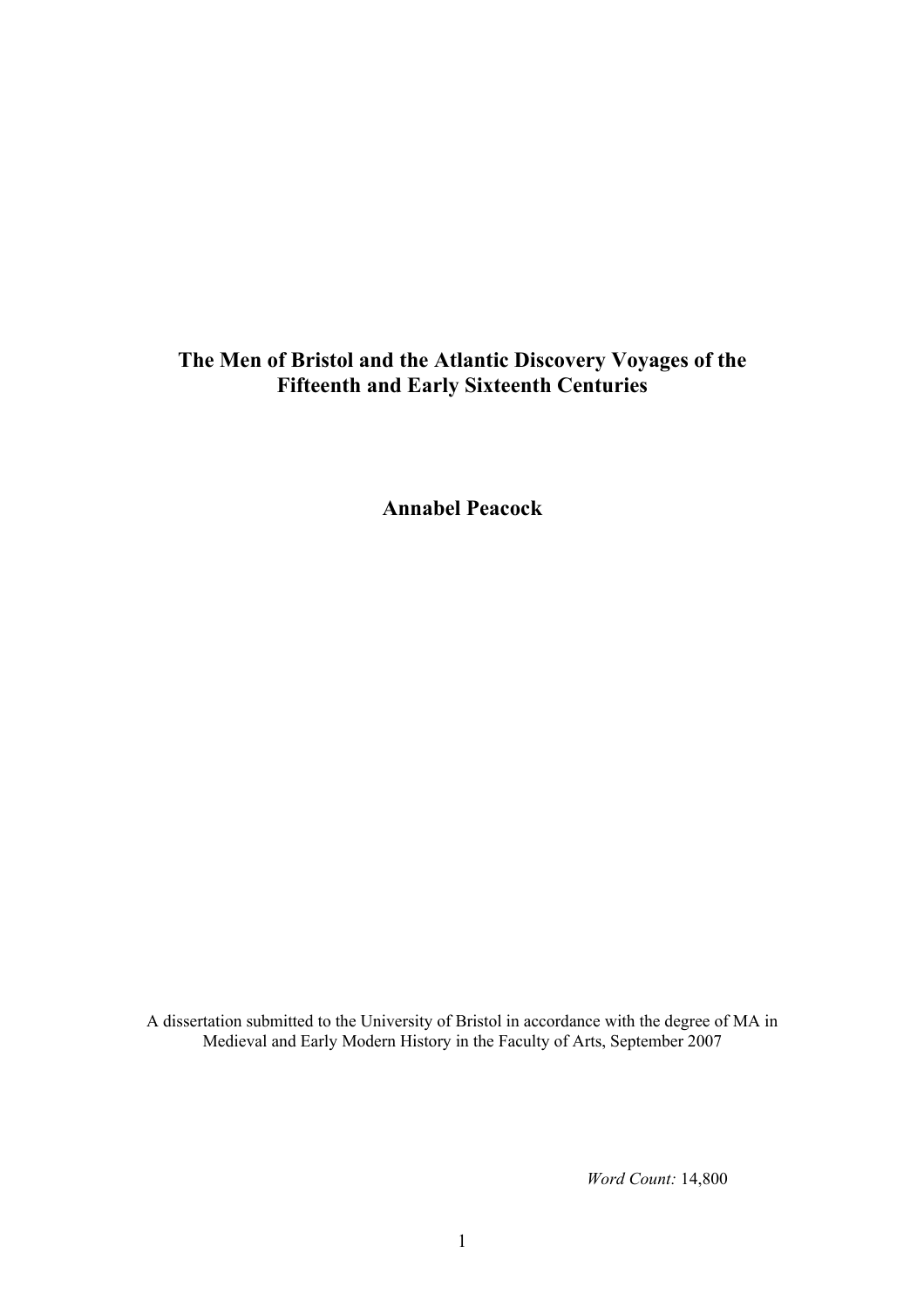# The Men of Bristol and the Atlantic Discovery Voyages of the Fifteenth and Early Sixteenth Centuries

**Annabel Peacock**

A dissertation submitted to the University of Bristol in accordance with the degree of MA in Medieval and Early Modern History in the Faculty of Arts, September 2007

*Word Count:* 14,800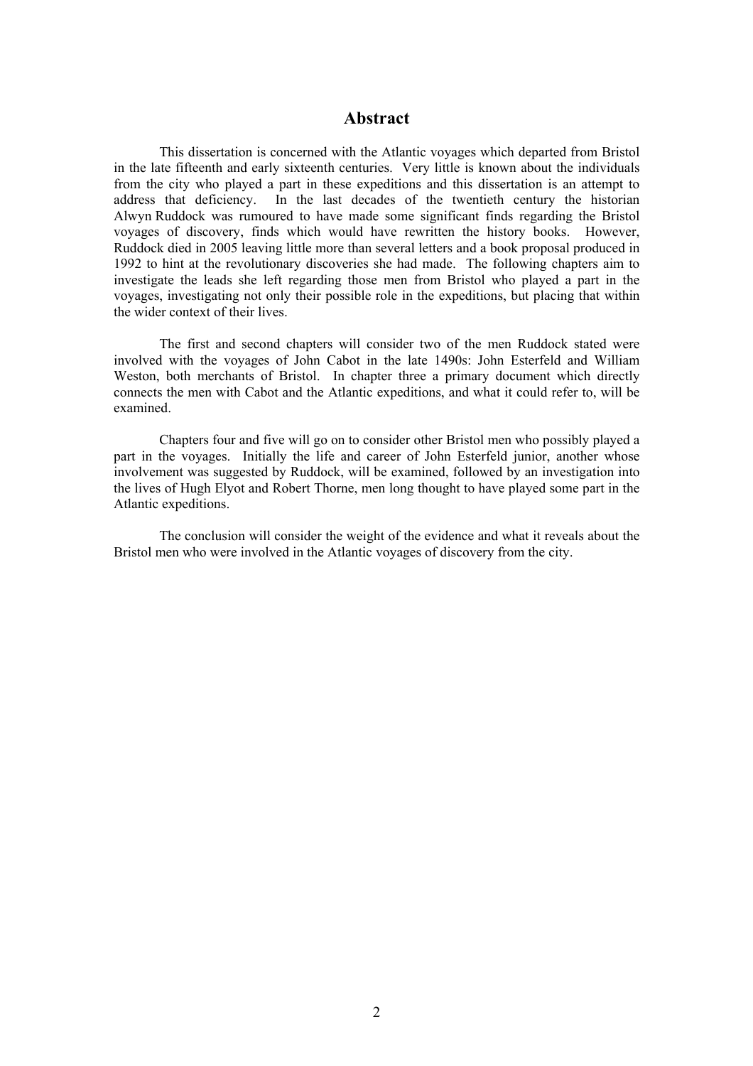# Abstract

This dissertation is concerned with the Atlantic voyages which departed from Bristol in the late fifteenth and early sixteenth centuries. Very little is known about the individuals from the city who played a part in these expeditions and this dissertation is an attempt to address that deficiency. In the last decades of the twentieth century the historian Alwyn Ruddock was rumoured to have made some significant finds regarding the Bristol voyages of discovery, finds which would have rewritten the history books. However, Ruddock died in 2005 leaving little more than several letters and a book proposal produced in 1992 to hint at the revolutionary discoveries she had made. The following chapters aim to investigate the leads she left regarding those men from Bristol who played a part in the voyages, investigating not only their possible role in the expeditions, but placing that within the wider context of their lives.

The first and second chapters will consider two of the men Ruddock stated were involved with the voyages of John Cabot in the late 1490s: John Esterfeld and William Weston, both merchants of Bristol. In chapter three a primary document which directly connects the men with Cabot and the Atlantic expeditions, and what it could refer to, will be examined.

Chapters four and five will go on to consider other Bristol men who possibly played a part in the voyages. Initially the life and career of John Esterfeld junior, another whose involvement was suggested by Ruddock, will be examined, followed by an investigation into the lives of Hugh Elyot and Robert Thorne, men long thought to have played some part in the Atlantic expeditions.

The conclusion will consider the weight of the evidence and what it reveals about the Bristol men who were involved in the Atlantic voyages of discovery from the city.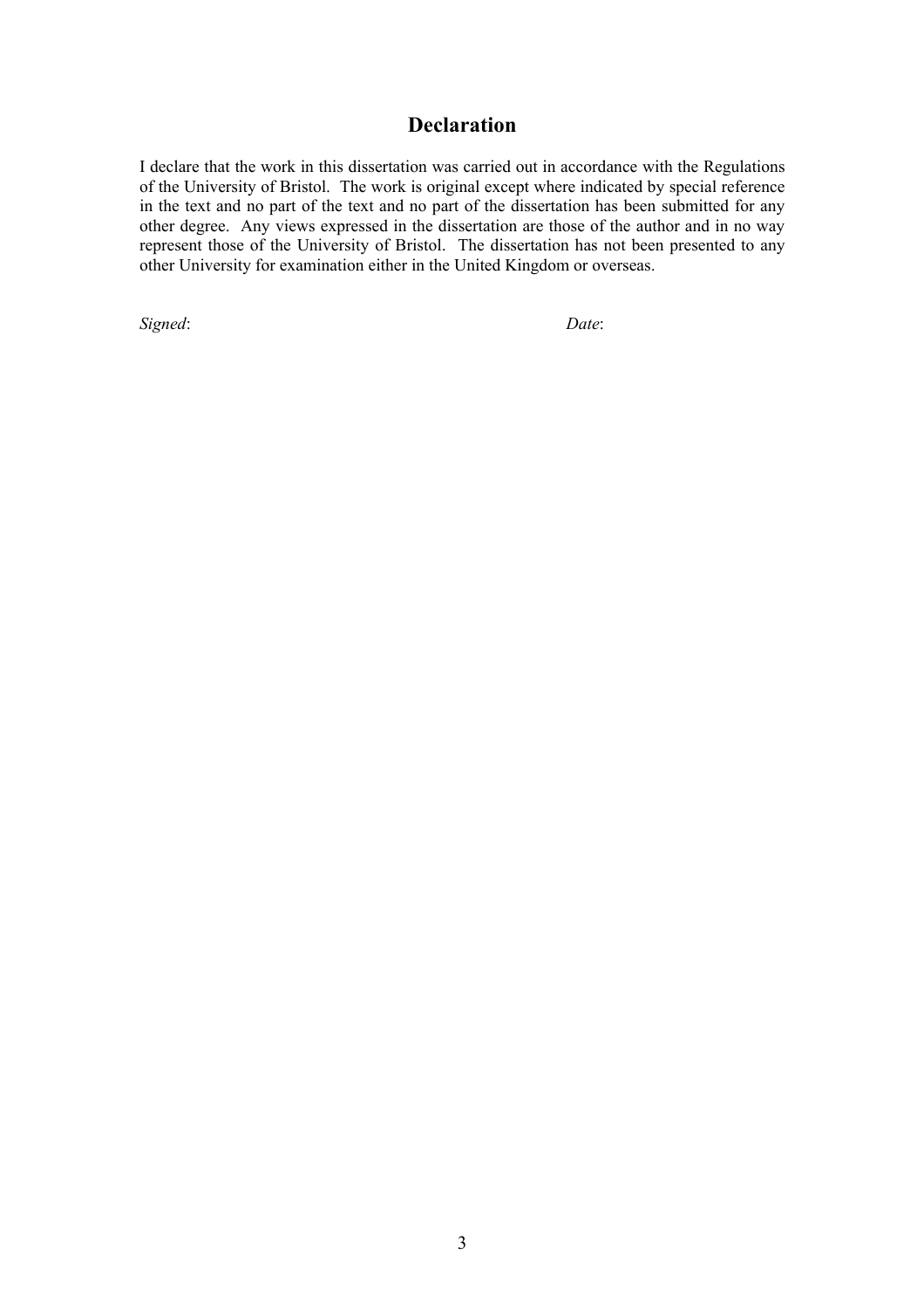# Declaration

I declare that the work in this dissertation was carried out in accordance with the Regulations of the University of Bristol. The work is original except where indicated by special reference in the text and no part of the text and no part of the dissertation has been submitted for any other degree. Any views expressed in the dissertation are those of the author and in no way represent those of the University of Bristol. The dissertation has not been presented to any other University for examination either in the United Kingdom or overseas.

*Signed*: *Date*: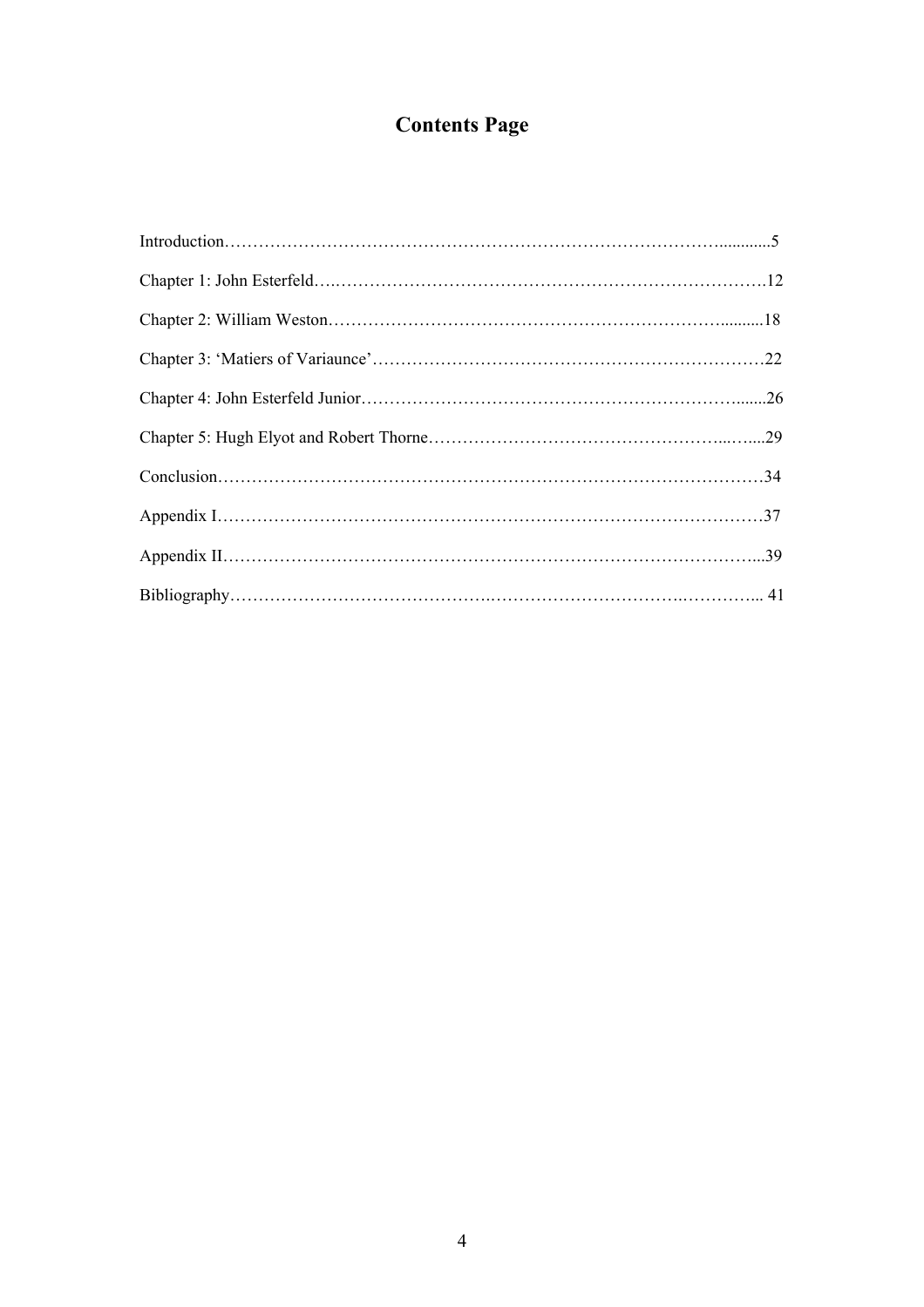# Contents Page

Introduction……………………………………………………………………………….............5

Chapter 1: John Esterfeld….…………………………………………………………………….12

Chapter 2: William Weston……………………………………………………………….........18

Chapter 3: 'Matiers of Variaunce'……………………………………………………………22

Chapter 4: John Esterfeld Junior…………………………………………………………........26

Chapter 5: Hugh Elyot and Robert Thorne…………………………………………...…....29

Conclusion……………………………………………………………………………………34

Appendix I……………………….……………………………………………………………37

Appendix II…………………………………………………………………………………...39

Bibliography……………………………………….……………………………….………... 41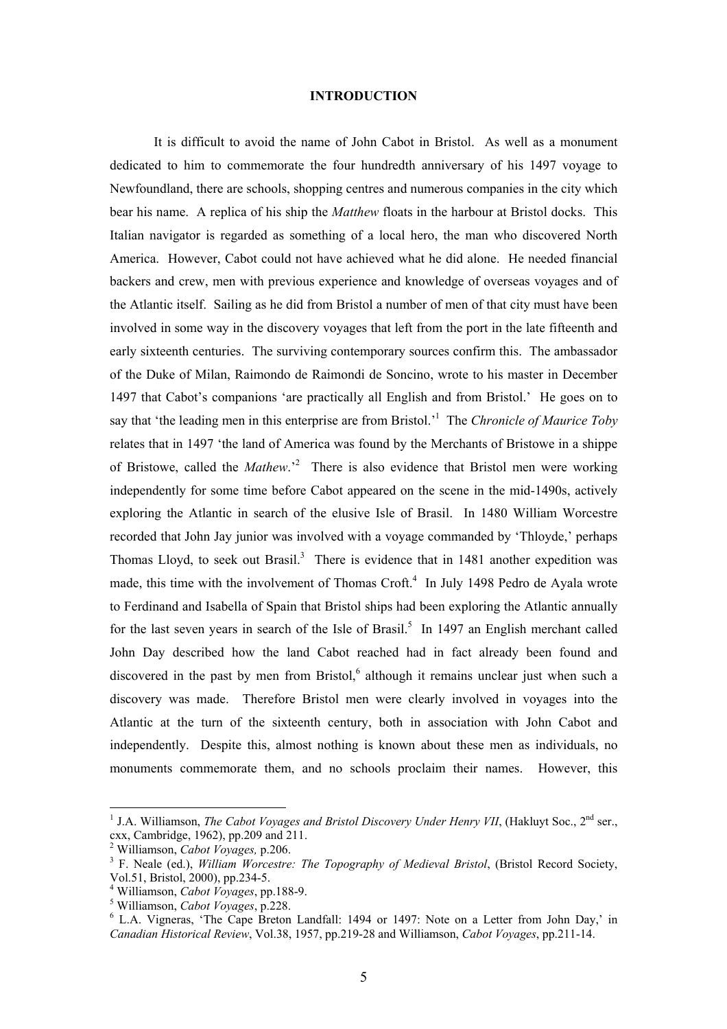# INTRODUCTION

It is difficult to avoid the name of John Cabot in Bristol. As well as a monument dedicated to him to commemorate the four hundredth anniversary of his 1497 voyage to Newfoundland, there are schools, shopping centres and numerous companies in the city which bear his name. A replica of his ship the *Matthew* floats in the harbour at Bristol docks. This Italian navigator is regarded as something of a local hero, the man who discovered North America. However, Cabot could not have achieved what he did alone. He needed financial backers and crew, men with previous experience and knowledge of overseas voyages and of the Atlantic itself. Sailing as he did from Bristol a number of men of that city must have been involved in some way in the discovery voyages that left from the port in the late fifteenth and early sixteenth centuries. The surviving contemporary sources confirm this. The ambassador of the Duke of Milan, Raimondo de Raimondi de Soncino, wrote to his master in December 1497 that Cabot's companions 'are practically all English and from Bristol.' He goes on to say that 'the leading men in this enterprise are from Bristol.'[1] The *Chronicle of Maurice Toby* relates that in 1497 'the land of America was found by the Merchants of Bristowe in a shippe of Bristowe, called the *Mathew*.'[2] There is also evidence that Bristol men were working independently for some time before Cabot appeared on the scene in the mid-1490s, actively exploring the Atlantic in search of the elusive Isle of Brasil. In 1480 William Worcestre recorded that John Jay junior was involved with a voyage commanded by 'Thloyde,' perhaps Thomas Lloyd, to seek out Brasil.[3] There is evidence that in 1481 another expedition was made, this time with the involvement of Thomas Croft.[4] In July 1498 Pedro de Ayala wrote to Ferdinand and Isabella of Spain that Bristol ships had been exploring the Atlantic annually for the last seven years in search of the Isle of Brasil.[5] In 1497 an English merchant called John Day described how the land Cabot reached had in fact already been found and discovered in the past by men from Bristol,[6] although it remains unclear just when such a discovery was made. Therefore Bristol men were clearly involved in voyages into the Atlantic at the turn of the sixteenth century, both in association with John Cabot and independently. Despite this, almost nothing is known about these men as individuals, no monuments commemorate them, and no schools proclaim their names. However, this

---

[1] J.A. Williamson, *The Cabot Voyages and Bristol Discovery Under Henry VII*, (Hakluyt Soc., 2nd ser., cxx, Cambridge, 1962), pp.209 and 211.

[2] Williamson, *Cabot Voyages,* p.206.

[3] F. Neale (ed.), *William Worcestre: The Topography of Medieval Bristol*, (Bristol Record Society, Vol.51, Bristol, 2000), pp.234-5.

[4] Williamson, *Cabot Voyages*, pp.188-9.

[5] Williamson, *Cabot Voyages*, p.228.

[6] L.A. Vigneras, 'The Cape Breton Landfall: 1494 or 1497: Note on a Letter from John Day,' in *Canadian Historical Review*, Vol.38, 1957, pp.219-28 and Williamson, *Cabot Voyages*, pp.211-14.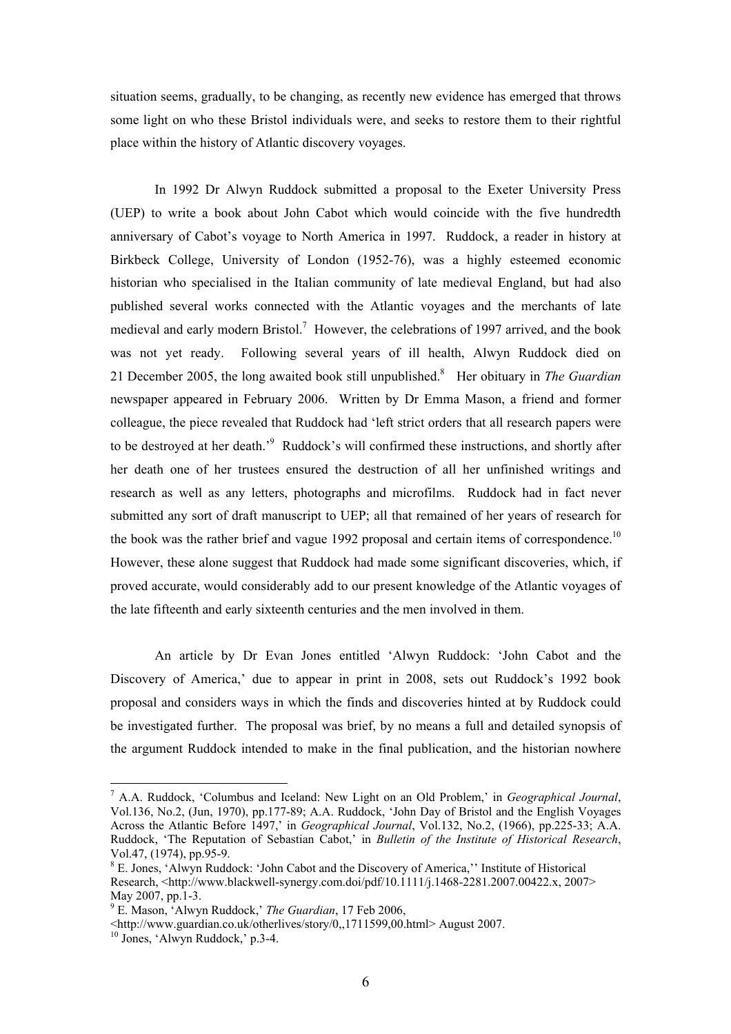situation seems, gradually, to be changing, as recently new evidence has emerged that throws some light on who these Bristol individuals were, and seeks to restore them to their rightful place within the history of Atlantic discovery voyages.

In 1992 Dr Alwyn Ruddock submitted a proposal to the Exeter University Press (UEP) to write a book about John Cabot which would coincide with the five hundredth anniversary of Cabot's voyage to North America in 1997. Ruddock, a reader in history at Birkbeck College, University of London (1952-76), was a highly esteemed economic historian who specialised in the Italian community of late medieval England, but had also published several works connected with the Atlantic voyages and the merchants of late medieval and early modern Bristol.[7] However, the celebrations of 1997 arrived, and the book was not yet ready. Following several years of ill health, Alwyn Ruddock died on 21 December 2005, the long awaited book still unpublished.[8] Her obituary in *The Guardian* newspaper appeared in February 2006. Written by Dr Emma Mason, a friend and former colleague, the piece revealed that Ruddock had 'left strict orders that all research papers were to be destroyed at her death.'[9] Ruddock's will confirmed these instructions, and shortly after her death one of her trustees ensured the destruction of all her unfinished writings and research as well as any letters, photographs and microfilms. Ruddock had in fact never submitted any sort of draft manuscript to UEP; all that remained of her years of research for the book was the rather brief and vague 1992 proposal and certain items of correspondence.[10] However, these alone suggest that Ruddock had made some significant discoveries, which, if proved accurate, would considerably add to our present knowledge of the Atlantic voyages of the late fifteenth and early sixteenth centuries and the men involved in them.

An article by Dr Evan Jones entitled 'Alwyn Ruddock: 'John Cabot and the Discovery of America,' due to appear in print in 2008, sets out Ruddock's 1992 book proposal and considers ways in which the finds and discoveries hinted at by Ruddock could be investigated further. The proposal was brief, by no means a full and detailed synopsis of the argument Ruddock intended to make in the final publication, and the historian nowhere

---

[7] A.A. Ruddock, 'Columbus and Iceland: New Light on an Old Problem,' in *Geographical Journal*, Vol.136, No.2, (Jun, 1970), pp.177-89; A.A. Ruddock, 'John Day of Bristol and the English Voyages Across the Atlantic Before 1497,' in *Geographical Journal*, Vol.132, No.2, (1966), pp.225-33; A.A. Ruddock, 'The Reputation of Sebastian Cabot,' in *Bulletin of the Institute of Historical Research*, Vol.47, (1974), pp.95-9.

[8] E. Jones, 'Alwyn Ruddock: 'John Cabot and the Discovery of America,'' Institute of Historical Research, <http://www.blackwell-synergy.com.doi/pdf/10.1111/j.1468-2281.2007.00422.x, 2007> May 2007, pp.1-3.

[9] E. Mason, 'Alwyn Ruddock,' *The Guardian*, 17 Feb 2006, <http://www.guardian.co.uk/otherlives/story/0,,1711599,00.html> August 2007.

[10] Jones, 'Alwyn Ruddock,' p.3-4.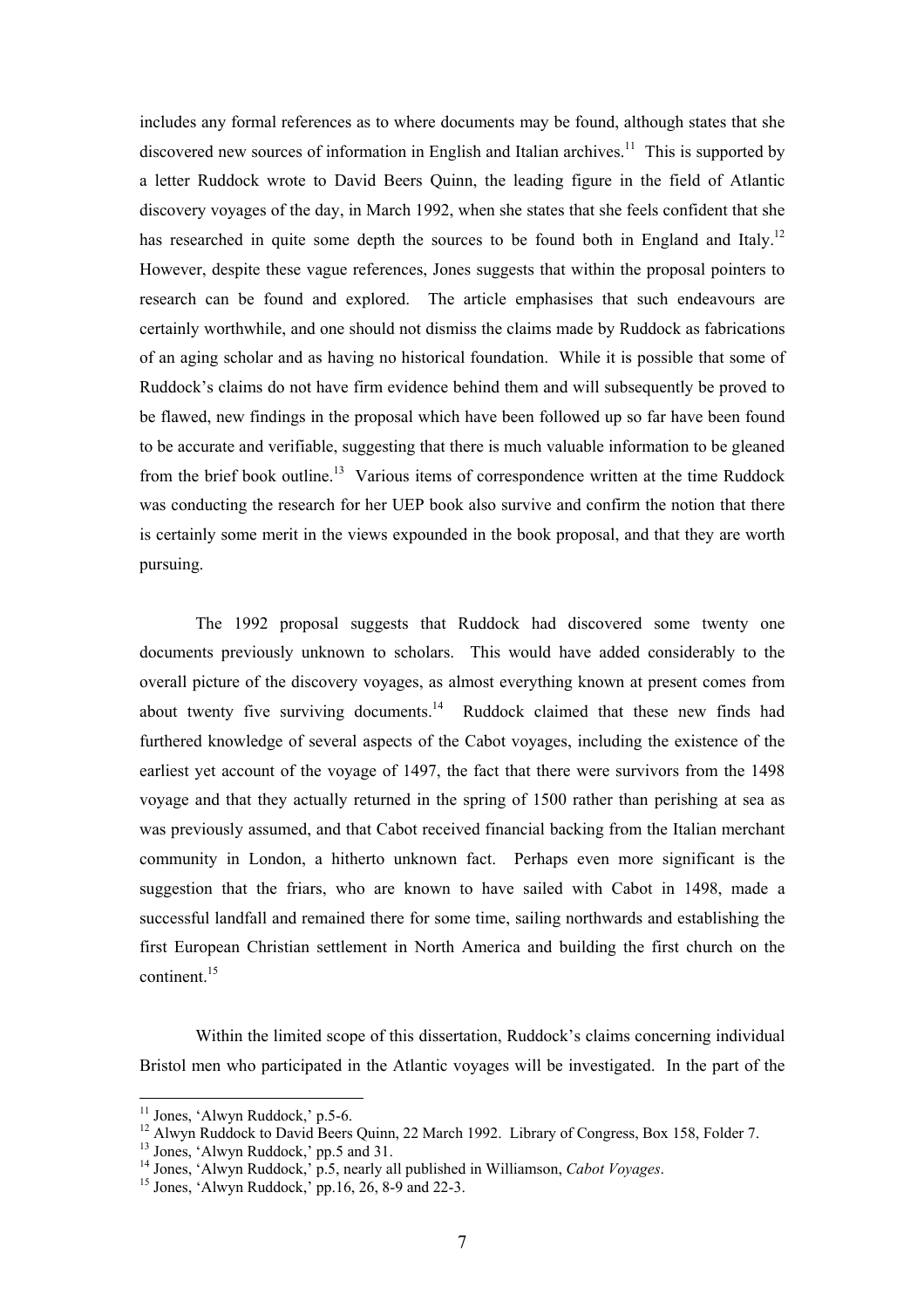includes any formal references as to where documents may be found, although states that she discovered new sources of information in English and Italian archives.[11] This is supported by a letter Ruddock wrote to David Beers Quinn, the leading figure in the field of Atlantic discovery voyages of the day, in March 1992, when she states that she feels confident that she has researched in quite some depth the sources to be found both in England and Italy.[12] However, despite these vague references, Jones suggests that within the proposal pointers to research can be found and explored. The article emphasises that such endeavours are certainly worthwhile, and one should not dismiss the claims made by Ruddock as fabrications of an aging scholar and as having no historical foundation. While it is possible that some of Ruddock's claims do not have firm evidence behind them and will subsequently be proved to be flawed, new findings in the proposal which have been followed up so far have been found to be accurate and verifiable, suggesting that there is much valuable information to be gleaned from the brief book outline.[13] Various items of correspondence written at the time Ruddock was conducting the research for her UEP book also survive and confirm the notion that there is certainly some merit in the views expounded in the book proposal, and that they are worth pursuing.

The 1992 proposal suggests that Ruddock had discovered some twenty one documents previously unknown to scholars. This would have added considerably to the overall picture of the discovery voyages, as almost everything known at present comes from about twenty five surviving documents.[14] Ruddock claimed that these new finds had furthered knowledge of several aspects of the Cabot voyages, including the existence of the earliest yet account of the voyage of 1497, the fact that there were survivors from the 1498 voyage and that they actually returned in the spring of 1500 rather than perishing at sea as was previously assumed, and that Cabot received financial backing from the Italian merchant community in London, a hitherto unknown fact. Perhaps even more significant is the suggestion that the friars, who are known to have sailed with Cabot in 1498, made a successful landfall and remained there for some time, sailing northwards and establishing the first European Christian settlement in North America and building the first church on the continent.[15]

Within the limited scope of this dissertation, Ruddock's claims concerning individual Bristol men who participated in the Atlantic voyages will be investigated. In the part of the

[11] Jones, 'Alwyn Ruddock,' p.5-6.

[12] Alwyn Ruddock to David Beers Quinn, 22 March 1992. Library of Congress, Box 158, Folder 7.

[13] Jones, 'Alwyn Ruddock,' pp.5 and 31.

[14] Jones, 'Alwyn Ruddock,' p.5, nearly all published in Williamson, *Cabot Voyages*.

[15] Jones, 'Alwyn Ruddock,' pp.16, 26, 8-9 and 22-3.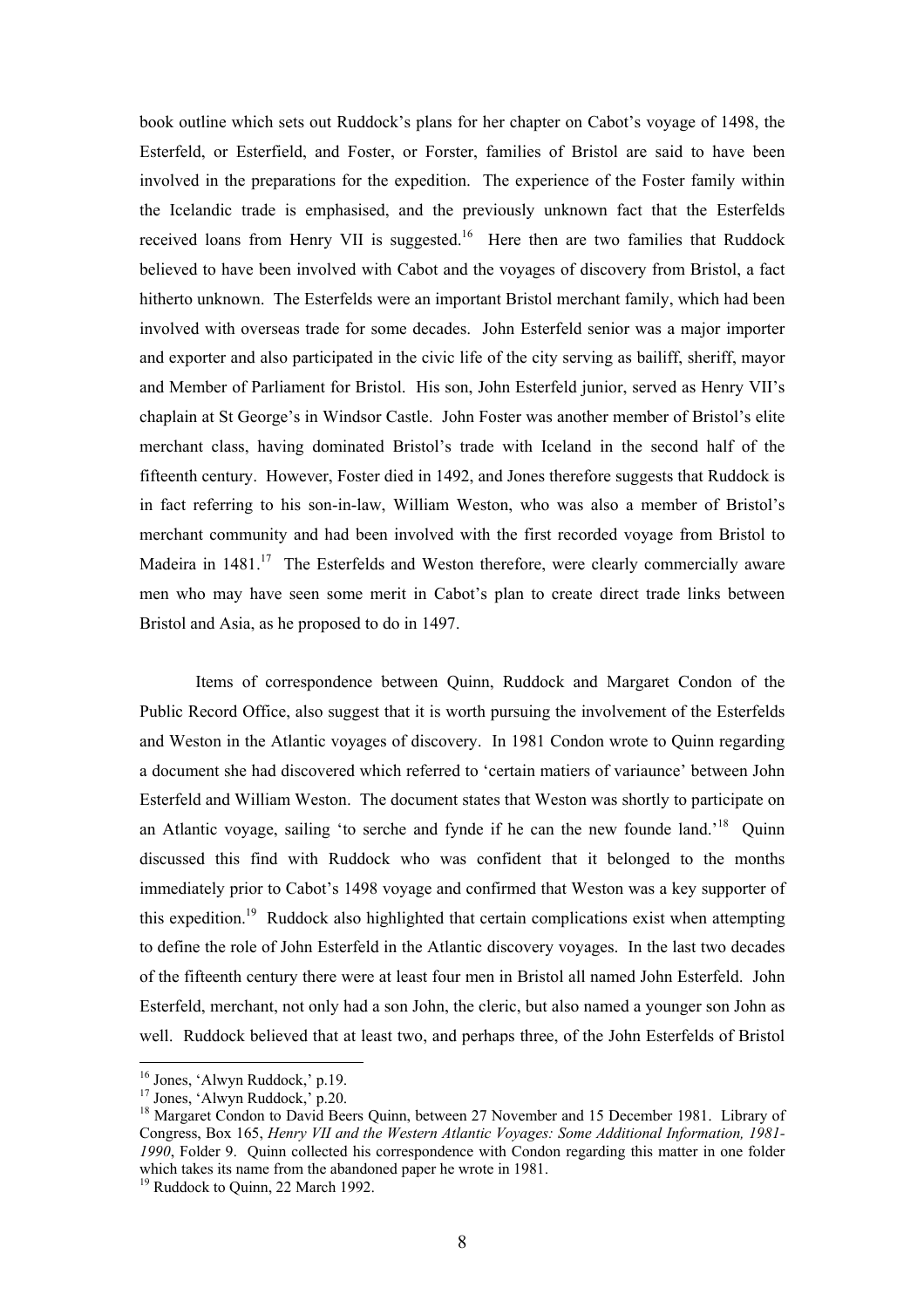book outline which sets out Ruddock's plans for her chapter on Cabot's voyage of 1498, the Esterfeld, or Esterfield, and Foster, or Forster, families of Bristol are said to have been involved in the preparations for the expedition. The experience of the Foster family within the Icelandic trade is emphasised, and the previously unknown fact that the Esterfelds received loans from Henry VII is suggested.[16] Here then are two families that Ruddock believed to have been involved with Cabot and the voyages of discovery from Bristol, a fact hitherto unknown. The Esterfelds were an important Bristol merchant family, which had been involved with overseas trade for some decades. John Esterfeld senior was a major importer and exporter and also participated in the civic life of the city serving as bailiff, sheriff, mayor and Member of Parliament for Bristol. His son, John Esterfeld junior, served as Henry VII's chaplain at St George's in Windsor Castle. John Foster was another member of Bristol's elite merchant class, having dominated Bristol's trade with Iceland in the second half of the fifteenth century. However, Foster died in 1492, and Jones therefore suggests that Ruddock is in fact referring to his son-in-law, William Weston, who was also a member of Bristol's merchant community and had been involved with the first recorded voyage from Bristol to Madeira in 1481.[17] The Esterfelds and Weston therefore, were clearly commercially aware men who may have seen some merit in Cabot's plan to create direct trade links between Bristol and Asia, as he proposed to do in 1497.

Items of correspondence between Quinn, Ruddock and Margaret Condon of the Public Record Office, also suggest that it is worth pursuing the involvement of the Esterfelds and Weston in the Atlantic voyages of discovery. In 1981 Condon wrote to Quinn regarding a document she had discovered which referred to 'certain matiers of variaunce' between John Esterfeld and William Weston. The document states that Weston was shortly to participate on an Atlantic voyage, sailing 'to serche and fynde if he can the new founde land.'[18] Quinn discussed this find with Ruddock who was confident that it belonged to the months immediately prior to Cabot's 1498 voyage and confirmed that Weston was a key supporter of this expedition.[19] Ruddock also highlighted that certain complications exist when attempting to define the role of John Esterfeld in the Atlantic discovery voyages. In the last two decades of the fifteenth century there were at least four men in Bristol all named John Esterfeld. John Esterfeld, merchant, not only had a son John, the cleric, but also named a younger son John as well. Ruddock believed that at least two, and perhaps three, of the John Esterfelds of Bristol

---

[16] Jones, 'Alwyn Ruddock,' p.19.

[17] Jones, 'Alwyn Ruddock,' p.20.

[18] Margaret Condon to David Beers Quinn, between 27 November and 15 December 1981. Library of Congress, Box 165, *Henry VII and the Western Atlantic Voyages: Some Additional Information, 1981-1990*, Folder 9. Quinn collected his correspondence with Condon regarding this matter in one folder which takes its name from the abandoned paper he wrote in 1981.

[19] Ruddock to Quinn, 22 March 1992.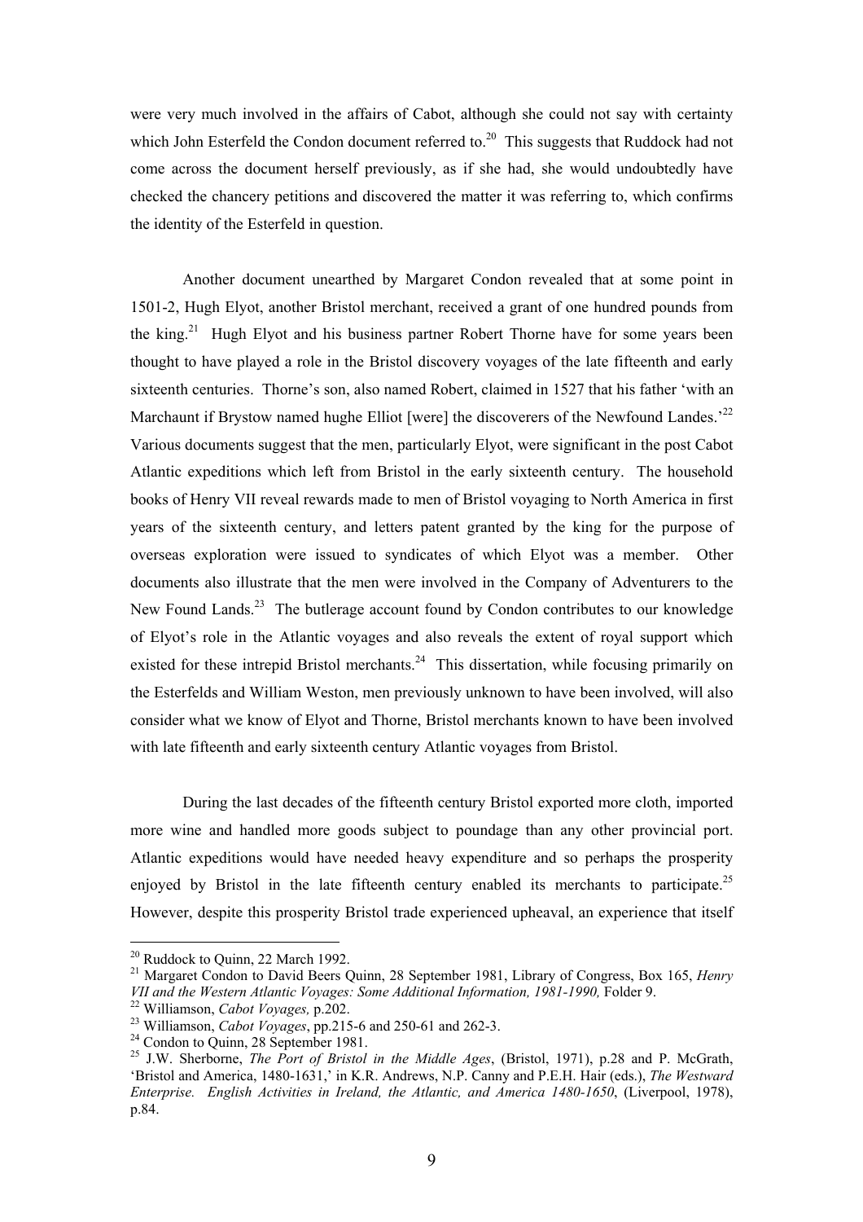were very much involved in the affairs of Cabot, although she could not say with certainty which John Esterfeld the Condon document referred to.[20] This suggests that Ruddock had not come across the document herself previously, as if she had, she would undoubtedly have checked the chancery petitions and discovered the matter it was referring to, which confirms the identity of the Esterfeld in question.

Another document unearthed by Margaret Condon revealed that at some point in 1501-2, Hugh Elyot, another Bristol merchant, received a grant of one hundred pounds from the king.[21] Hugh Elyot and his business partner Robert Thorne have for some years been thought to have played a role in the Bristol discovery voyages of the late fifteenth and early sixteenth centuries. Thorne's son, also named Robert, claimed in 1527 that his father 'with an Marchaunt if Brystow named hughe Elliot [were] the discoverers of the Newfound Landes.'[22] Various documents suggest that the men, particularly Elyot, were significant in the post Cabot Atlantic expeditions which left from Bristol in the early sixteenth century. The household books of Henry VII reveal rewards made to men of Bristol voyaging to North America in first years of the sixteenth century, and letters patent granted by the king for the purpose of overseas exploration were issued to syndicates of which Elyot was a member. Other documents also illustrate that the men were involved in the Company of Adventurers to the New Found Lands.[23] The butlerage account found by Condon contributes to our knowledge of Elyot's role in the Atlantic voyages and also reveals the extent of royal support which existed for these intrepid Bristol merchants.[24] This dissertation, while focusing primarily on the Esterfelds and William Weston, men previously unknown to have been involved, will also consider what we know of Elyot and Thorne, Bristol merchants known to have been involved with late fifteenth and early sixteenth century Atlantic voyages from Bristol.

During the last decades of the fifteenth century Bristol exported more cloth, imported more wine and handled more goods subject to poundage than any other provincial port. Atlantic expeditions would have needed heavy expenditure and so perhaps the prosperity enjoyed by Bristol in the late fifteenth century enabled its merchants to participate.[25] However, despite this prosperity Bristol trade experienced upheaval, an experience that itself

---

[20] Ruddock to Quinn, 22 March 1992.

[21] Margaret Condon to David Beers Quinn, 28 September 1981, Library of Congress, Box 165, *Henry VII and the Western Atlantic Voyages: Some Additional Information, 1981-1990,* Folder 9.

[22] Williamson, *Cabot Voyages,* p.202.

[23] Williamson, *Cabot Voyages*, pp.215-6 and 250-61 and 262-3.

[24] Condon to Quinn, 28 September 1981.

[25] J.W. Sherborne, *The Port of Bristol in the Middle Ages*, (Bristol, 1971), p.28 and P. McGrath, 'Bristol and America, 1480-1631,' in K.R. Andrews, N.P. Canny and P.E.H. Hair (eds.), *The Westward Enterprise. English Activities in Ireland, the Atlantic, and America 1480-1650*, (Liverpool, 1978), p.84.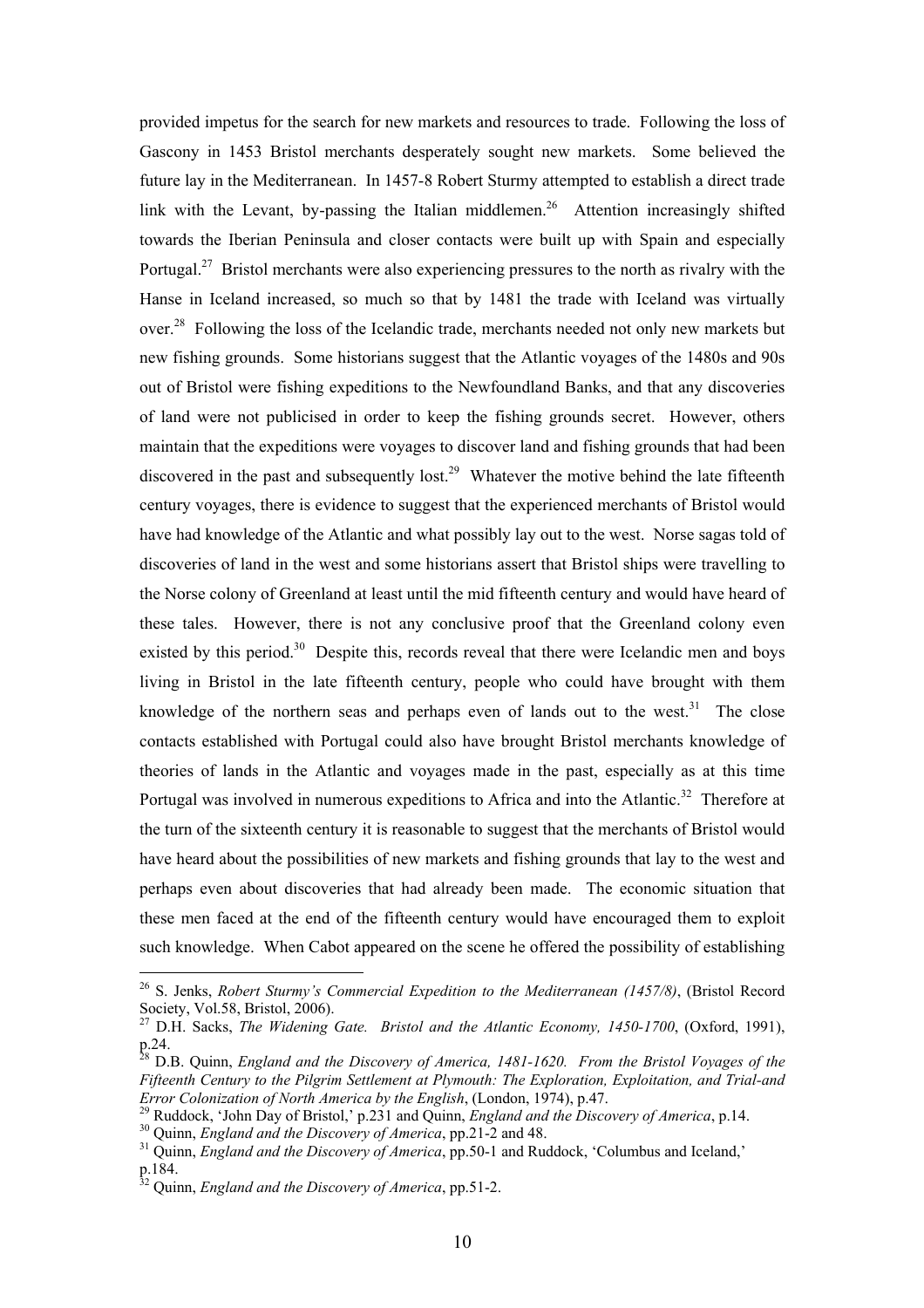provided impetus for the search for new markets and resources to trade. Following the loss of Gascony in 1453 Bristol merchants desperately sought new markets. Some believed the future lay in the Mediterranean. In 1457-8 Robert Sturmy attempted to establish a direct trade link with the Levant, by-passing the Italian middlemen.[26] Attention increasingly shifted towards the Iberian Peninsula and closer contacts were built up with Spain and especially Portugal.[27] Bristol merchants were also experiencing pressures to the north as rivalry with the Hanse in Iceland increased, so much so that by 1481 the trade with Iceland was virtually over.[28] Following the loss of the Icelandic trade, merchants needed not only new markets but new fishing grounds. Some historians suggest that the Atlantic voyages of the 1480s and 90s out of Bristol were fishing expeditions to the Newfoundland Banks, and that any discoveries of land were not publicised in order to keep the fishing grounds secret. However, others maintain that the expeditions were voyages to discover land and fishing grounds that had been discovered in the past and subsequently lost.[29] Whatever the motive behind the late fifteenth century voyages, there is evidence to suggest that the experienced merchants of Bristol would have had knowledge of the Atlantic and what possibly lay out to the west. Norse sagas told of discoveries of land in the west and some historians assert that Bristol ships were travelling to the Norse colony of Greenland at least until the mid fifteenth century and would have heard of these tales. However, there is not any conclusive proof that the Greenland colony even existed by this period.[30] Despite this, records reveal that there were Icelandic men and boys living in Bristol in the late fifteenth century, people who could have brought with them knowledge of the northern seas and perhaps even of lands out to the west.[31] The close contacts established with Portugal could also have brought Bristol merchants knowledge of theories of lands in the Atlantic and voyages made in the past, especially as at this time Portugal was involved in numerous expeditions to Africa and into the Atlantic.[32] Therefore at the turn of the sixteenth century it is reasonable to suggest that the merchants of Bristol would have heard about the possibilities of new markets and fishing grounds that lay to the west and perhaps even about discoveries that had already been made. The economic situation that these men faced at the end of the fifteenth century would have encouraged them to exploit such knowledge. When Cabot appeared on the scene he offered the possibility of establishing

---

[26] S. Jenks, *Robert Sturmy's Commercial Expedition to the Mediterranean (1457/8)*, (Bristol Record Society, Vol.58, Bristol, 2006).

[27] D.H. Sacks, *The Widening Gate. Bristol and the Atlantic Economy, 1450-1700*, (Oxford, 1991), p.24.

[28] D.B. Quinn, *England and the Discovery of America, 1481-1620. From the Bristol Voyages of the Fifteenth Century to the Pilgrim Settlement at Plymouth: The Exploration, Exploitation, and Trial-and Error Colonization of North America by the English*, (London, 1974), p.47.

[29] Ruddock, 'John Day of Bristol,' p.231 and Quinn, *England and the Discovery of America*, p.14.

[30] Quinn, *England and the Discovery of America*, pp.21-2 and 48.

[31] Quinn, *England and the Discovery of America*, pp.50-1 and Ruddock, 'Columbus and Iceland,' p.184.

[32] Quinn, *England and the Discovery of America*, pp.51-2.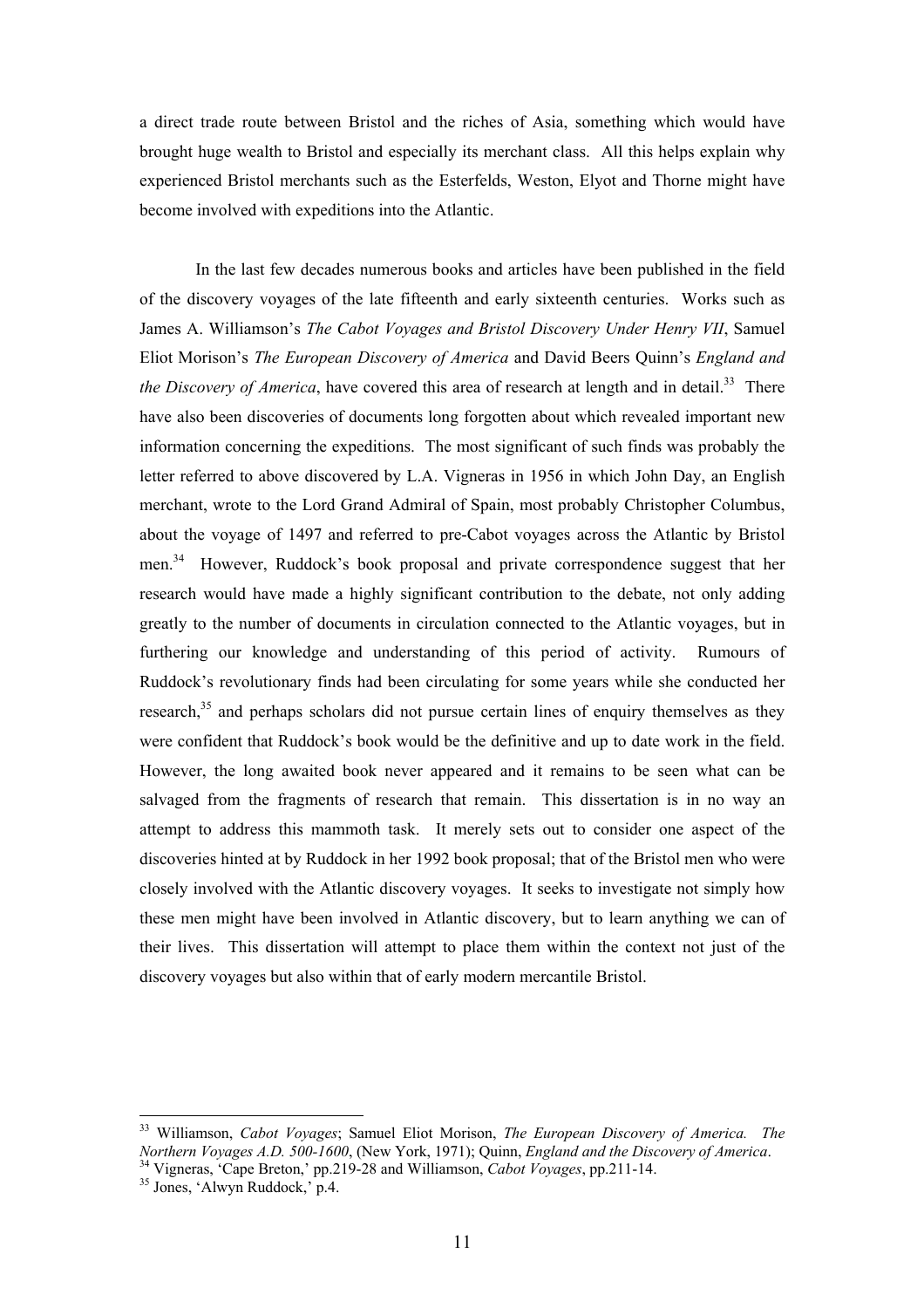a direct trade route between Bristol and the riches of Asia, something which would have brought huge wealth to Bristol and especially its merchant class. All this helps explain why experienced Bristol merchants such as the Esterfelds, Weston, Elyot and Thorne might have become involved with expeditions into the Atlantic.

In the last few decades numerous books and articles have been published in the field of the discovery voyages of the late fifteenth and early sixteenth centuries. Works such as James A. Williamson's *The Cabot Voyages and Bristol Discovery Under Henry VII*, Samuel Eliot Morison's *The European Discovery of America* and David Beers Quinn's *England and the Discovery of America*, have covered this area of research at length and in detail.[33] There have also been discoveries of documents long forgotten about which revealed important new information concerning the expeditions. The most significant of such finds was probably the letter referred to above discovered by L.A. Vigneras in 1956 in which John Day, an English merchant, wrote to the Lord Grand Admiral of Spain, most probably Christopher Columbus, about the voyage of 1497 and referred to pre-Cabot voyages across the Atlantic by Bristol men.[34] However, Ruddock's book proposal and private correspondence suggest that her research would have made a highly significant contribution to the debate, not only adding greatly to the number of documents in circulation connected to the Atlantic voyages, but in furthering our knowledge and understanding of this period of activity. Rumours of Ruddock's revolutionary finds had been circulating for some years while she conducted her research,[35] and perhaps scholars did not pursue certain lines of enquiry themselves as they were confident that Ruddock's book would be the definitive and up to date work in the field. However, the long awaited book never appeared and it remains to be seen what can be salvaged from the fragments of research that remain. This dissertation is in no way an attempt to address this mammoth task. It merely sets out to consider one aspect of the discoveries hinted at by Ruddock in her 1992 book proposal; that of the Bristol men who were closely involved with the Atlantic discovery voyages. It seeks to investigate not simply how these men might have been involved in Atlantic discovery, but to learn anything we can of their lives. This dissertation will attempt to place them within the context not just of the discovery voyages but also within that of early modern mercantile Bristol.

---

[33] Williamson, *Cabot Voyages*; Samuel Eliot Morison, *The European Discovery of America. The Northern Voyages A.D. 500-1600*, (New York, 1971); Quinn, *England and the Discovery of America*.

[34] Vigneras, 'Cape Breton,' pp.219-28 and Williamson, *Cabot Voyages*, pp.211-14.

[35] Jones, 'Alwyn Ruddock,' p.4.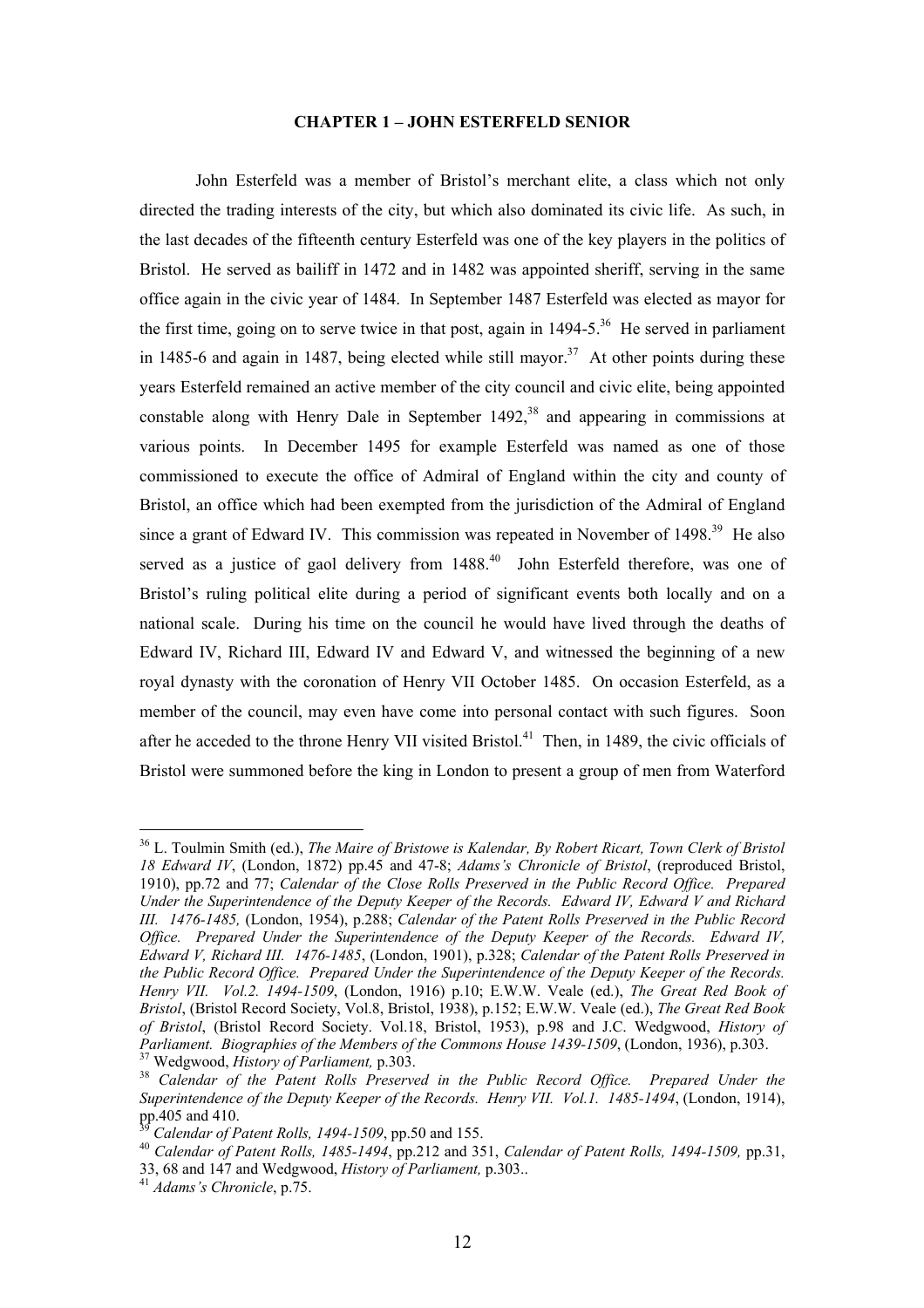# CHAPTER 1 – JOHN ESTERFELD SENIOR

John Esterfeld was a member of Bristol's merchant elite, a class which not only directed the trading interests of the city, but which also dominated its civic life. As such, in the last decades of the fifteenth century Esterfeld was one of the key players in the politics of Bristol. He served as bailiff in 1472 and in 1482 was appointed sheriff, serving in the same office again in the civic year of 1484. In September 1487 Esterfeld was elected as mayor for the first time, going on to serve twice in that post, again in 1494-5.[36] He served in parliament in 1485-6 and again in 1487, being elected while still mayor.[37] At other points during these years Esterfeld remained an active member of the city council and civic elite, being appointed constable along with Henry Dale in September 1492,[38] and appearing in commissions at various points. In December 1495 for example Esterfeld was named as one of those commissioned to execute the office of Admiral of England within the city and county of Bristol, an office which had been exempted from the jurisdiction of the Admiral of England since a grant of Edward IV. This commission was repeated in November of 1498.[39] He also served as a justice of gaol delivery from 1488.[40] John Esterfeld therefore, was one of Bristol's ruling political elite during a period of significant events both locally and on a national scale. During his time on the council he would have lived through the deaths of Edward IV, Richard III, Edward IV and Edward V, and witnessed the beginning of a new royal dynasty with the coronation of Henry VII October 1485. On occasion Esterfeld, as a member of the council, may even have come into personal contact with such figures. Soon after he acceded to the throne Henry VII visited Bristol.[41] Then, in 1489, the civic officials of Bristol were summoned before the king in London to present a group of men from Waterford

---

[36] L. Toulmin Smith (ed.), *The Maire of Bristowe is Kalendar, By Robert Ricart, Town Clerk of Bristol 18 Edward IV*, (London, 1872) pp.45 and 47-8; *Adams's Chronicle of Bristol*, (reproduced Bristol, 1910), pp.72 and 77; *Calendar of the Close Rolls Preserved in the Public Record Office. Prepared Under the Superintendence of the Deputy Keeper of the Records. Edward IV, Edward V and Richard III. 1476-1485,* (London, 1954), p.288; *Calendar of the Patent Rolls Preserved in the Public Record Office. Prepared Under the Superintendence of the Deputy Keeper of the Records. Edward IV, Edward V, Richard III. 1476-1485*, (London, 1901), p.328; *Calendar of the Patent Rolls Preserved in the Public Record Office. Prepared Under the Superintendence of the Deputy Keeper of the Records. Henry VII. Vol.2. 1494-1509*, (London, 1916) p.10; E.W.W. Veale (ed.), *The Great Red Book of Bristol*, (Bristol Record Society, Vol.8, Bristol, 1938), p.152; E.W.W. Veale (ed.), *The Great Red Book of Bristol*, (Bristol Record Society. Vol.18, Bristol, 1953), p.98 and J.C. Wedgwood, *History of Parliament. Biographies of the Members of the Commons House 1439-1509*, (London, 1936), p.303.

[37] Wedgwood, *History of Parliament,* p.303.

[38] *Calendar of the Patent Rolls Preserved in the Public Record Office. Prepared Under the Superintendence of the Deputy Keeper of the Records. Henry VII. Vol.1. 1485-1494*, (London, 1914), pp.405 and 410.

[39] *Calendar of Patent Rolls, 1494-1509*, pp.50 and 155.

[40] *Calendar of Patent Rolls, 1485-1494*, pp.212 and 351, *Calendar of Patent Rolls, 1494-1509,* pp.31, 33, 68 and 147 and Wedgwood, *History of Parliament,* p.303..

[41] *Adams's Chronicle*, p.75.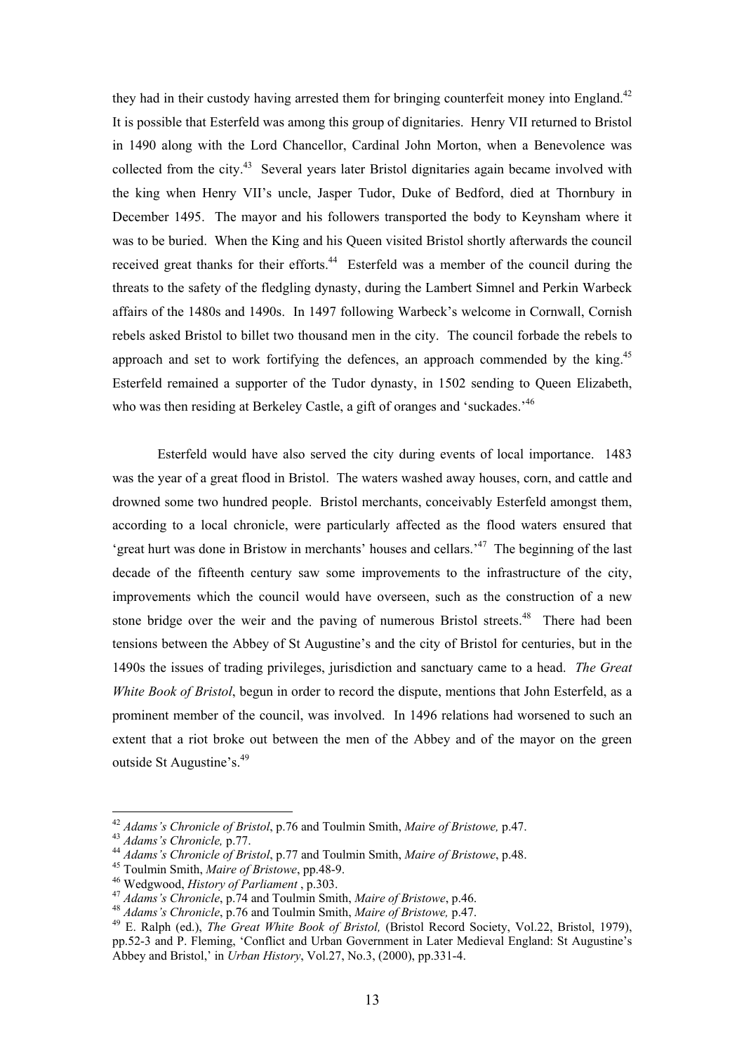they had in their custody having arrested them for bringing counterfeit money into England.[42] It is possible that Esterfeld was among this group of dignitaries. Henry VII returned to Bristol in 1490 along with the Lord Chancellor, Cardinal John Morton, when a Benevolence was collected from the city.[43] Several years later Bristol dignitaries again became involved with the king when Henry VII's uncle, Jasper Tudor, Duke of Bedford, died at Thornbury in December 1495. The mayor and his followers transported the body to Keynsham where it was to be buried. When the King and his Queen visited Bristol shortly afterwards the council received great thanks for their efforts.[44] Esterfeld was a member of the council during the threats to the safety of the fledgling dynasty, during the Lambert Simnel and Perkin Warbeck affairs of the 1480s and 1490s. In 1497 following Warbeck's welcome in Cornwall, Cornish rebels asked Bristol to billet two thousand men in the city. The council forbade the rebels to approach and set to work fortifying the defences, an approach commended by the king.[45] Esterfeld remained a supporter of the Tudor dynasty, in 1502 sending to Queen Elizabeth, who was then residing at Berkeley Castle, a gift of oranges and 'suckades.'[46]

Esterfeld would have also served the city during events of local importance. 1483 was the year of a great flood in Bristol. The waters washed away houses, corn, and cattle and drowned some two hundred people. Bristol merchants, conceivably Esterfeld amongst them, according to a local chronicle, were particularly affected as the flood waters ensured that 'great hurt was done in Bristow in merchants' houses and cellars.'[47] The beginning of the last decade of the fifteenth century saw some improvements to the infrastructure of the city, improvements which the council would have overseen, such as the construction of a new stone bridge over the weir and the paving of numerous Bristol streets.[48] There had been tensions between the Abbey of St Augustine's and the city of Bristol for centuries, but in the 1490s the issues of trading privileges, jurisdiction and sanctuary came to a head. *The Great White Book of Bristol*, begun in order to record the dispute, mentions that John Esterfeld, as a prominent member of the council, was involved. In 1496 relations had worsened to such an extent that a riot broke out between the men of the Abbey and of the mayor on the green outside St Augustine's.[49]

---

[42] *Adams's Chronicle of Bristol*, p.76 and Toulmin Smith, *Maire of Bristowe,* p.47.
[43] *Adams's Chronicle,* p.77.
[44] *Adams's Chronicle of Bristol*, p.77 and Toulmin Smith, *Maire of Bristowe*, p.48.
[45] Toulmin Smith, *Maire of Bristowe*, pp.48-9.
[46] Wedgwood, *History of Parliament* , p.303.
[47] *Adams's Chronicle*, p.74 and Toulmin Smith, *Maire of Bristowe*, p.46.
[48] *Adams's Chronicle*, p.76 and Toulmin Smith, *Maire of Bristowe,* p.47.
[49] E. Ralph (ed.), *The Great White Book of Bristol,* (Bristol Record Society, Vol.22, Bristol, 1979), pp.52-3 and P. Fleming, 'Conflict and Urban Government in Later Medieval England: St Augustine's Abbey and Bristol,' in *Urban History*, Vol.27, No.3, (2000), pp.331-4.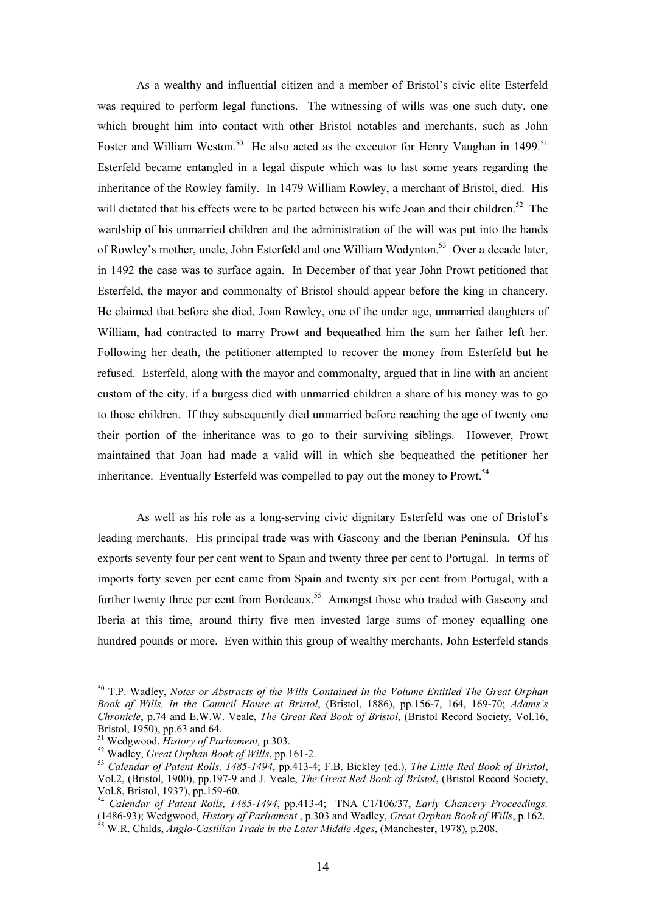As a wealthy and influential citizen and a member of Bristol's civic elite Esterfeld was required to perform legal functions. The witnessing of wills was one such duty, one which brought him into contact with other Bristol notables and merchants, such as John Foster and William Weston.[50] He also acted as the executor for Henry Vaughan in 1499.[51] Esterfeld became entangled in a legal dispute which was to last some years regarding the inheritance of the Rowley family. In 1479 William Rowley, a merchant of Bristol, died. His will dictated that his effects were to be parted between his wife Joan and their children.[52] The wardship of his unmarried children and the administration of the will was put into the hands of Rowley's mother, uncle, John Esterfeld and one William Wodynton.[53] Over a decade later, in 1492 the case was to surface again. In December of that year John Prowt petitioned that Esterfeld, the mayor and commonalty of Bristol should appear before the king in chancery. He claimed that before she died, Joan Rowley, one of the under age, unmarried daughters of William, had contracted to marry Prowt and bequeathed him the sum her father left her. Following her death, the petitioner attempted to recover the money from Esterfeld but he refused. Esterfeld, along with the mayor and commonalty, argued that in line with an ancient custom of the city, if a burgess died with unmarried children a share of his money was to go to those children. If they subsequently died unmarried before reaching the age of twenty one their portion of the inheritance was to go to their surviving siblings. However, Prowt maintained that Joan had made a valid will in which she bequeathed the petitioner her inheritance. Eventually Esterfeld was compelled to pay out the money to Prowt.[54]

As well as his role as a long-serving civic dignitary Esterfeld was one of Bristol's leading merchants. His principal trade was with Gascony and the Iberian Peninsula. Of his exports seventy four per cent went to Spain and twenty three per cent to Portugal. In terms of imports forty seven per cent came from Spain and twenty six per cent from Portugal, with a further twenty three per cent from Bordeaux.[55] Amongst those who traded with Gascony and Iberia at this time, around thirty five men invested large sums of money equalling one hundred pounds or more. Even within this group of wealthy merchants, John Esterfeld stands

---

[50] T.P. Wadley, *Notes or Abstracts of the Wills Contained in the Volume Entitled The Great Orphan Book of Wills, In the Council House at Bristol*, (Bristol, 1886), pp.156-7, 164, 169-70; *Adams's Chronicle*, p.74 and E.W.W. Veale, *The Great Red Book of Bristol*, (Bristol Record Society, Vol.16, Bristol, 1950), pp.63 and 64.

[51] Wedgwood, *History of Parliament,* p.303.

[52] Wadley, *Great Orphan Book of Wills*, pp.161-2.

[53] *Calendar of Patent Rolls, 1485-1494*, pp.413-4; F.B. Bickley (ed.), *The Little Red Book of Bristol*, Vol.2, (Bristol, 1900), pp.197-9 and J. Veale, *The Great Red Book of Bristol*, (Bristol Record Society, Vol.8, Bristol, 1937), pp.159-60.

[54] *Calendar of Patent Rolls, 1485-1494*, pp.413-4; TNA C1/106/37, *Early Chancery Proceedings,* (1486-93); Wedgwood, *History of Parliament* , p.303 and Wadley, *Great Orphan Book of Wills*, p.162.

[55] W.R. Childs, *Anglo-Castilian Trade in the Later Middle Ages*, (Manchester, 1978), p.208.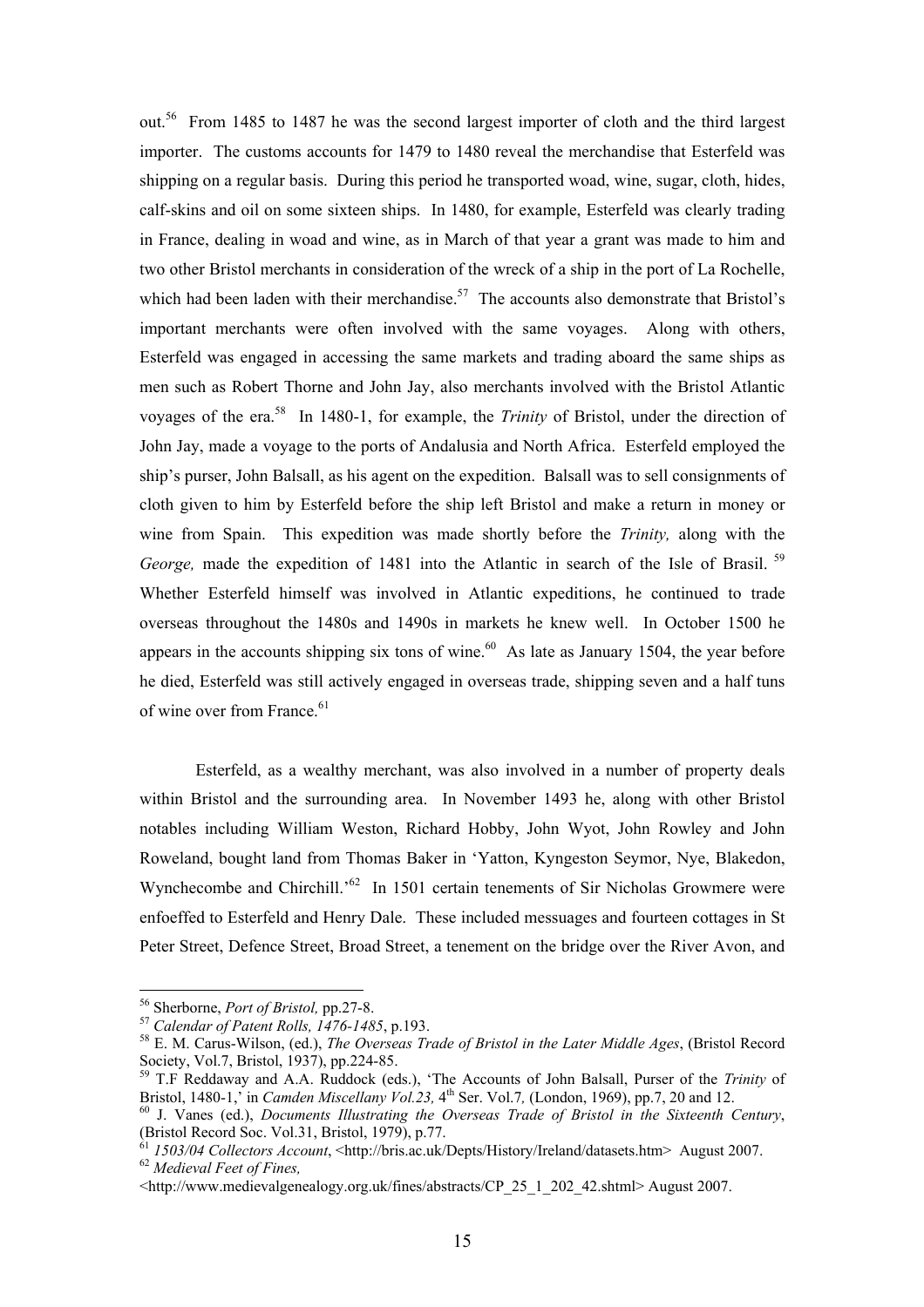out.[56] From 1485 to 1487 he was the second largest importer of cloth and the third largest importer. The customs accounts for 1479 to 1480 reveal the merchandise that Esterfeld was shipping on a regular basis. During this period he transported woad, wine, sugar, cloth, hides, calf-skins and oil on some sixteen ships. In 1480, for example, Esterfeld was clearly trading in France, dealing in woad and wine, as in March of that year a grant was made to him and two other Bristol merchants in consideration of the wreck of a ship in the port of La Rochelle, which had been laden with their merchandise.[57] The accounts also demonstrate that Bristol's important merchants were often involved with the same voyages. Along with others, Esterfeld was engaged in accessing the same markets and trading aboard the same ships as men such as Robert Thorne and John Jay, also merchants involved with the Bristol Atlantic voyages of the era.[58] In 1480-1, for example, the *Trinity* of Bristol, under the direction of John Jay, made a voyage to the ports of Andalusia and North Africa. Esterfeld employed the ship's purser, John Balsall, as his agent on the expedition. Balsall was to sell consignments of cloth given to him by Esterfeld before the ship left Bristol and make a return in money or wine from Spain. This expedition was made shortly before the *Trinity,* along with the *George,* made the expedition of 1481 into the Atlantic in search of the Isle of Brasil.[59] Whether Esterfeld himself was involved in Atlantic expeditions, he continued to trade overseas throughout the 1480s and 1490s in markets he knew well. In October 1500 he appears in the accounts shipping six tons of wine.[60] As late as January 1504, the year before he died, Esterfeld was still actively engaged in overseas trade, shipping seven and a half tuns of wine over from France.[61]

Esterfeld, as a wealthy merchant, was also involved in a number of property deals within Bristol and the surrounding area. In November 1493 he, along with other Bristol notables including William Weston, Richard Hobby, John Wyot, John Rowley and John Roweland, bought land from Thomas Baker in 'Yatton, Kyngeston Seymor, Nye, Blakedon, Wynchecombe and Chirchill.'[62] In 1501 certain tenements of Sir Nicholas Growmere were enfoeffed to Esterfeld and Henry Dale. These included messuages and fourteen cottages in St Peter Street, Defence Street, Broad Street, a tenement on the bridge over the River Avon, and

---

[56] Sherborne, *Port of Bristol,* pp.27-8.

[57] *Calendar of Patent Rolls, 1476-1485*, p.193.

[58] E. M. Carus-Wilson, (ed.), *The Overseas Trade of Bristol in the Later Middle Ages*, (Bristol Record Society, Vol.7, Bristol, 1937), pp.224-85.

[59] T.F Reddaway and A.A. Ruddock (eds.), 'The Accounts of John Balsall, Purser of the *Trinity* of Bristol, 1480-1,' in *Camden Miscellany Vol.23,* 4th Ser. Vol.7, (London, 1969), pp.7, 20 and 12.

[60] J. Vanes (ed.), *Documents Illustrating the Overseas Trade of Bristol in the Sixteenth Century*, (Bristol Record Soc. Vol.31, Bristol, 1979), p.77.

[61] *1503/04 Collectors Account*, <http://bris.ac.uk/Depts/History/Ireland/datasets.htm> August 2007.

[62] *Medieval Feet of Fines,* <http://www.medievalgenealogy.org.uk/fines/abstracts/CP_25_1_202_42.shtml> August 2007.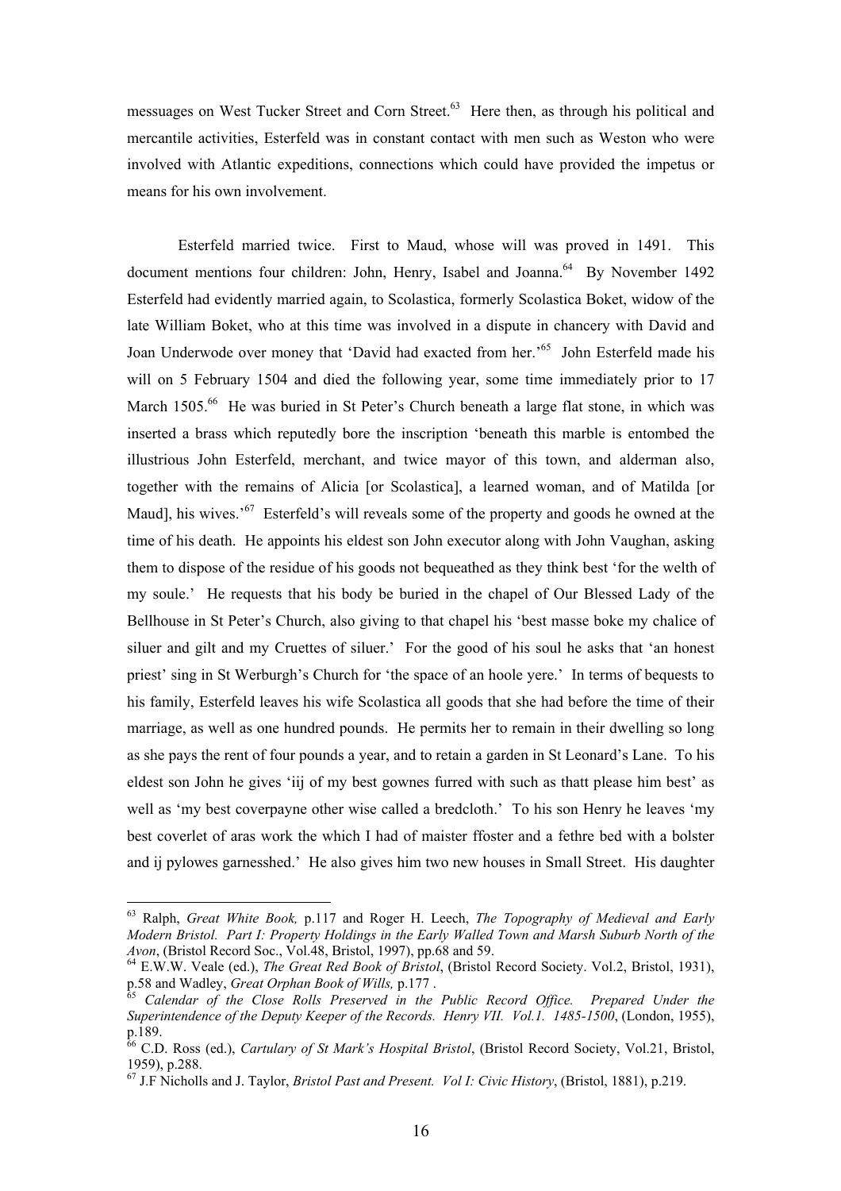messuages on West Tucker Street and Corn Street.[63] Here then, as through his political and mercantile activities, Esterfeld was in constant contact with men such as Weston who were involved with Atlantic expeditions, connections which could have provided the impetus or means for his own involvement.

Esterfeld married twice. First to Maud, whose will was proved in 1491. This document mentions four children: John, Henry, Isabel and Joanna.[64] By November 1492 Esterfeld had evidently married again, to Scolastica, formerly Scolastica Boket, widow of the late William Boket, who at this time was involved in a dispute in chancery with David and Joan Underwode over money that 'David had exacted from her.'[65] John Esterfeld made his will on 5 February 1504 and died the following year, some time immediately prior to 17 March 1505.[66] He was buried in St Peter's Church beneath a large flat stone, in which was inserted a brass which reputedly bore the inscription 'beneath this marble is entombed the illustrious John Esterfeld, merchant, and twice mayor of this town, and alderman also, together with the remains of Alicia [or Scolastica], a learned woman, and of Matilda [or Maud], his wives.'[67] Esterfeld's will reveals some of the property and goods he owned at the time of his death. He appoints his eldest son John executor along with John Vaughan, asking them to dispose of the residue of his goods not bequeathed as they think best 'for the welth of my soule.' He requests that his body be buried in the chapel of Our Blessed Lady of the Bellhouse in St Peter's Church, also giving to that chapel his 'best masse boke my chalice of siluer and gilt and my Cruettes of siluer.' For the good of his soul he asks that 'an honest priest' sing in St Werburgh's Church for 'the space of an hoole yere.' In terms of bequests to his family, Esterfeld leaves his wife Scolastica all goods that she had before the time of their marriage, as well as one hundred pounds. He permits her to remain in their dwelling so long as she pays the rent of four pounds a year, and to retain a garden in St Leonard's Lane. To his eldest son John he gives 'iij of my best gownes furred with such as thatt please him best' as well as 'my best coverpayne other wise called a bredcloth.' To his son Henry he leaves 'my best coverlet of aras work the which I had of maister ffoster and a fethre bed with a bolster and ij pylowes garnesshed.' He also gives him two new houses in Small Street. His daughter

---

[63] Ralph, *Great White Book,* p.117 and Roger H. Leech, *The Topography of Medieval and Early Modern Bristol. Part I: Property Holdings in the Early Walled Town and Marsh Suburb North of the Avon*, (Bristol Record Soc., Vol.48, Bristol, 1997), pp.68 and 59.

[64] E.W.W. Veale (ed.), *The Great Red Book of Bristol*, (Bristol Record Society. Vol.2, Bristol, 1931), p.58 and Wadley, *Great Orphan Book of Wills,* p.177 .

[65] *Calendar of the Close Rolls Preserved in the Public Record Office. Prepared Under the Superintendence of the Deputy Keeper of the Records. Henry VII. Vol.1. 1485-1500*, (London, 1955), p.189.

[66] C.D. Ross (ed.), *Cartulary of St Mark's Hospital Bristol*, (Bristol Record Society, Vol.21, Bristol, 1959), p.288.

[67] J.F Nicholls and J. Taylor, *Bristol Past and Present. Vol I: Civic History*, (Bristol, 1881), p.219.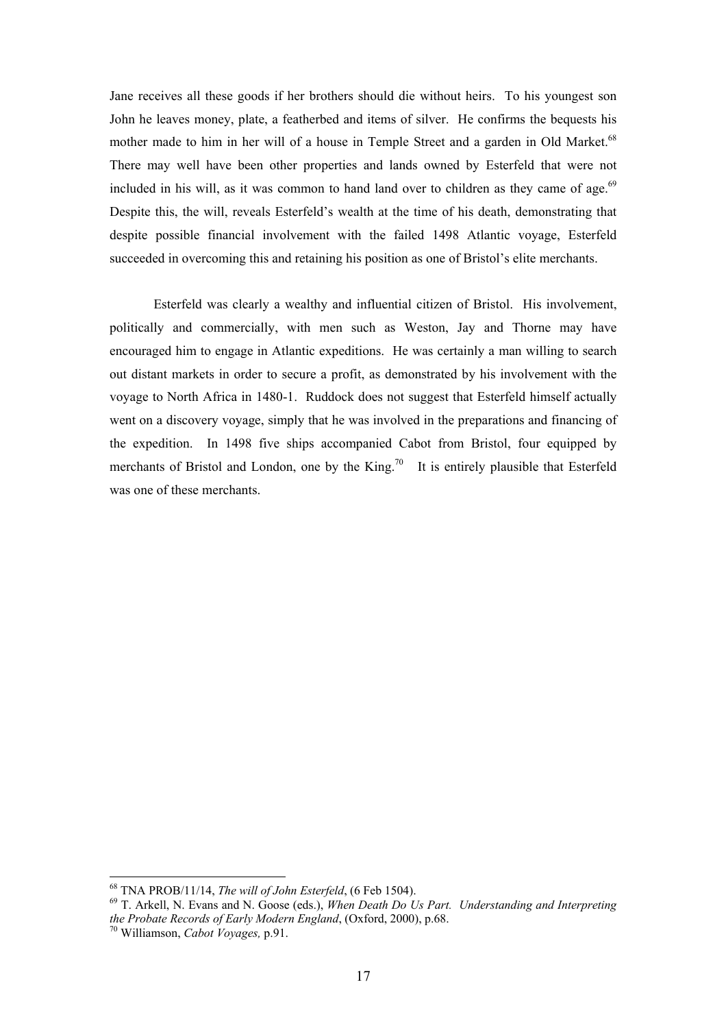Jane receives all these goods if her brothers should die without heirs. To his youngest son John he leaves money, plate, a featherbed and items of silver. He confirms the bequests his mother made to him in her will of a house in Temple Street and a garden in Old Market.[68] There may well have been other properties and lands owned by Esterfeld that were not included in his will, as it was common to hand land over to children as they came of age.[69] Despite this, the will, reveals Esterfeld's wealth at the time of his death, demonstrating that despite possible financial involvement with the failed 1498 Atlantic voyage, Esterfeld succeeded in overcoming this and retaining his position as one of Bristol's elite merchants.

Esterfeld was clearly a wealthy and influential citizen of Bristol. His involvement, politically and commercially, with men such as Weston, Jay and Thorne may have encouraged him to engage in Atlantic expeditions. He was certainly a man willing to search out distant markets in order to secure a profit, as demonstrated by his involvement with the voyage to North Africa in 1480-1. Ruddock does not suggest that Esterfeld himself actually went on a discovery voyage, simply that he was involved in the preparations and financing of the expedition. In 1498 five ships accompanied Cabot from Bristol, four equipped by merchants of Bristol and London, one by the King.[70] It is entirely plausible that Esterfeld was one of these merchants.

---

[68] TNA PROB/11/14, *The will of John Esterfeld*, (6 Feb 1504).

[69] T. Arkell, N. Evans and N. Goose (eds.), *When Death Do Us Part. Understanding and Interpreting the Probate Records of Early Modern England*, (Oxford, 2000), p.68.

[70] Williamson, *Cabot Voyages,* p.91.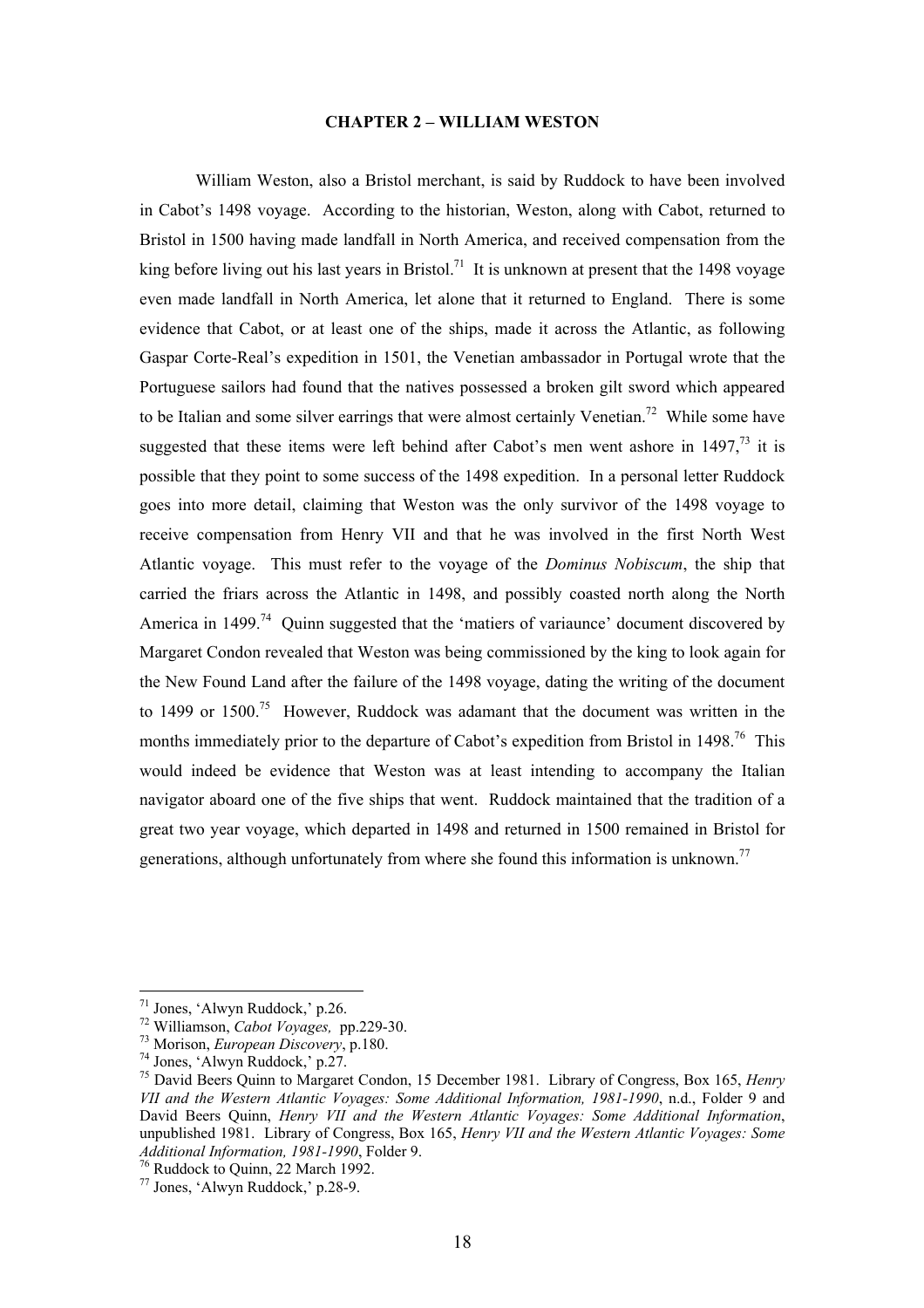## CHAPTER 2 – WILLIAM WESTON

William Weston, also a Bristol merchant, is said by Ruddock to have been involved in Cabot's 1498 voyage. According to the historian, Weston, along with Cabot, returned to Bristol in 1500 having made landfall in North America, and received compensation from the king before living out his last years in Bristol.[71] It is unknown at present that the 1498 voyage even made landfall in North America, let alone that it returned to England. There is some evidence that Cabot, or at least one of the ships, made it across the Atlantic, as following Gaspar Corte-Real's expedition in 1501, the Venetian ambassador in Portugal wrote that the Portuguese sailors had found that the natives possessed a broken gilt sword which appeared to be Italian and some silver earrings that were almost certainly Venetian.[72] While some have suggested that these items were left behind after Cabot's men went ashore in 1497,[73] it is possible that they point to some success of the 1498 expedition. In a personal letter Ruddock goes into more detail, claiming that Weston was the only survivor of the 1498 voyage to receive compensation from Henry VII and that he was involved in the first North West Atlantic voyage. This must refer to the voyage of the *Dominus Nobiscum*, the ship that carried the friars across the Atlantic in 1498, and possibly coasted north along the North America in 1499.[74] Quinn suggested that the 'matiers of variaunce' document discovered by Margaret Condon revealed that Weston was being commissioned by the king to look again for the New Found Land after the failure of the 1498 voyage, dating the writing of the document to 1499 or 1500.[75] However, Ruddock was adamant that the document was written in the months immediately prior to the departure of Cabot's expedition from Bristol in 1498.[76] This would indeed be evidence that Weston was at least intending to accompany the Italian navigator aboard one of the five ships that went. Ruddock maintained that the tradition of a great two year voyage, which departed in 1498 and returned in 1500 remained in Bristol for generations, although unfortunately from where she found this information is unknown.[77]

---

[71] Jones, 'Alwyn Ruddock,' p.26.

[72] Williamson, *Cabot Voyages,* pp.229-30.

[73] Morison, *European Discovery*, p.180.

[74] Jones, 'Alwyn Ruddock,' p.27.

[75] David Beers Quinn to Margaret Condon, 15 December 1981. Library of Congress, Box 165, *Henry VII and the Western Atlantic Voyages: Some Additional Information, 1981-1990*, n.d., Folder 9 and David Beers Quinn, *Henry VII and the Western Atlantic Voyages: Some Additional Information*, unpublished 1981. Library of Congress, Box 165, *Henry VII and the Western Atlantic Voyages: Some Additional Information, 1981-1990*, Folder 9.

[76] Ruddock to Quinn, 22 March 1992.

[77] Jones, 'Alwyn Ruddock,' p.28-9.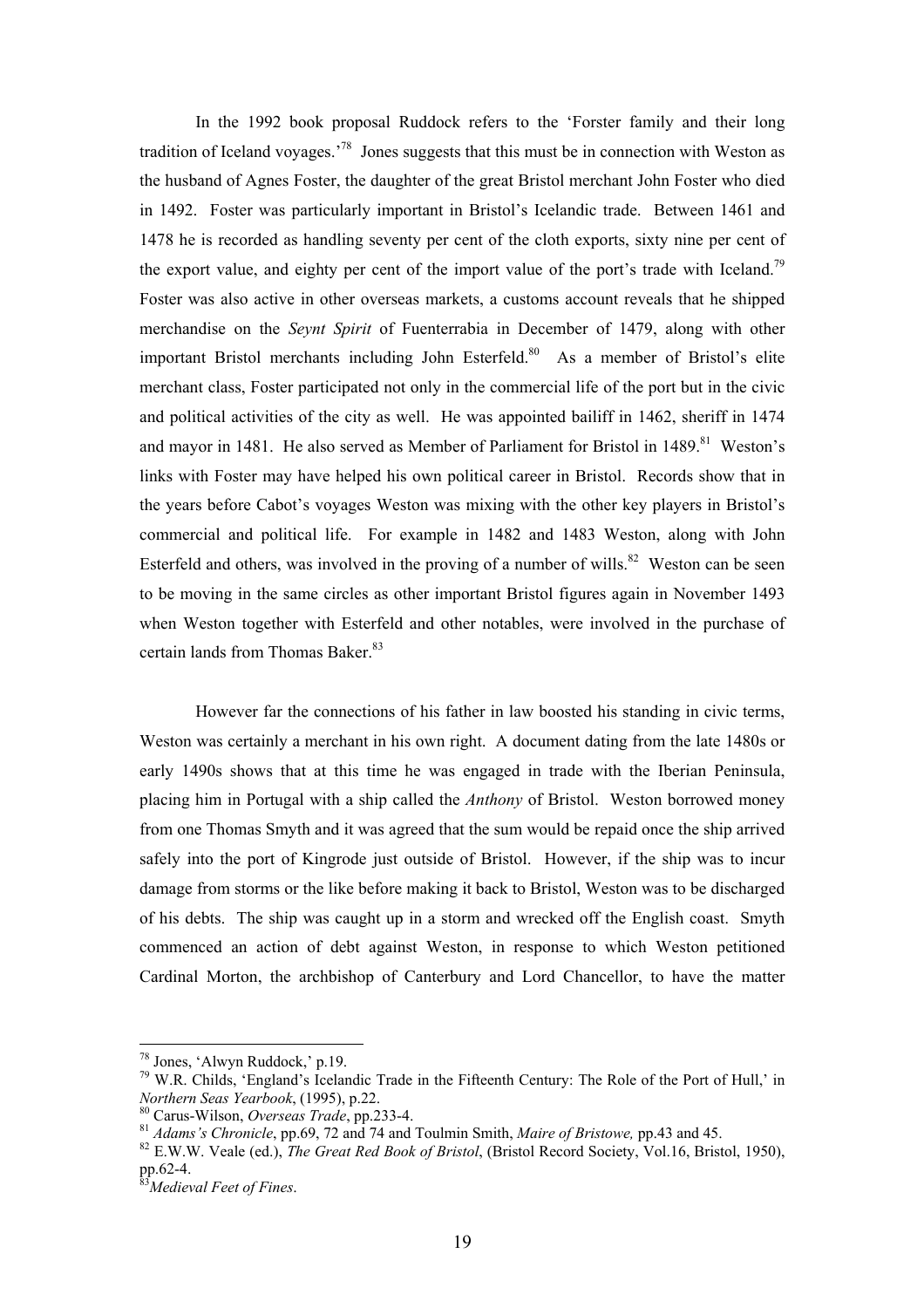In the 1992 book proposal Ruddock refers to the 'Forster family and their long tradition of Iceland voyages.'[78] Jones suggests that this must be in connection with Weston as the husband of Agnes Foster, the daughter of the great Bristol merchant John Foster who died in 1492. Foster was particularly important in Bristol's Icelandic trade. Between 1461 and 1478 he is recorded as handling seventy per cent of the cloth exports, sixty nine per cent of the export value, and eighty per cent of the import value of the port's trade with Iceland.[79] Foster was also active in other overseas markets, a customs account reveals that he shipped merchandise on the *Seynt Spirit* of Fuenterrabia in December of 1479, along with other important Bristol merchants including John Esterfeld.[80] As a member of Bristol's elite merchant class, Foster participated not only in the commercial life of the port but in the civic and political activities of the city as well. He was appointed bailiff in 1462, sheriff in 1474 and mayor in 1481. He also served as Member of Parliament for Bristol in 1489.[81] Weston's links with Foster may have helped his own political career in Bristol. Records show that in the years before Cabot's voyages Weston was mixing with the other key players in Bristol's commercial and political life. For example in 1482 and 1483 Weston, along with John Esterfeld and others, was involved in the proving of a number of wills.[82] Weston can be seen to be moving in the same circles as other important Bristol figures again in November 1493 when Weston together with Esterfeld and other notables, were involved in the purchase of certain lands from Thomas Baker.[83]

However far the connections of his father in law boosted his standing in civic terms, Weston was certainly a merchant in his own right. A document dating from the late 1480s or early 1490s shows that at this time he was engaged in trade with the Iberian Peninsula, placing him in Portugal with a ship called the *Anthony* of Bristol. Weston borrowed money from one Thomas Smyth and it was agreed that the sum would be repaid once the ship arrived safely into the port of Kingrode just outside of Bristol. However, if the ship was to incur damage from storms or the like before making it back to Bristol, Weston was to be discharged of his debts. The ship was caught up in a storm and wrecked off the English coast. Smyth commenced an action of debt against Weston, in response to which Weston petitioned Cardinal Morton, the archbishop of Canterbury and Lord Chancellor, to have the matter

---

[78] Jones, 'Alwyn Ruddock,' p.19.

[79] W.R. Childs, 'England's Icelandic Trade in the Fifteenth Century: The Role of the Port of Hull,' in *Northern Seas Yearbook*, (1995), p.22.

[80] Carus-Wilson, *Overseas Trade*, pp.233-4.

[81] *Adams's Chronicle*, pp.69, 72 and 74 and Toulmin Smith, *Maire of Bristowe,* pp.43 and 45.

[82] E.W.W. Veale (ed.), *The Great Red Book of Bristol*, (Bristol Record Society, Vol.16, Bristol, 1950), pp.62-4.

[83] *Medieval Feet of Fines*.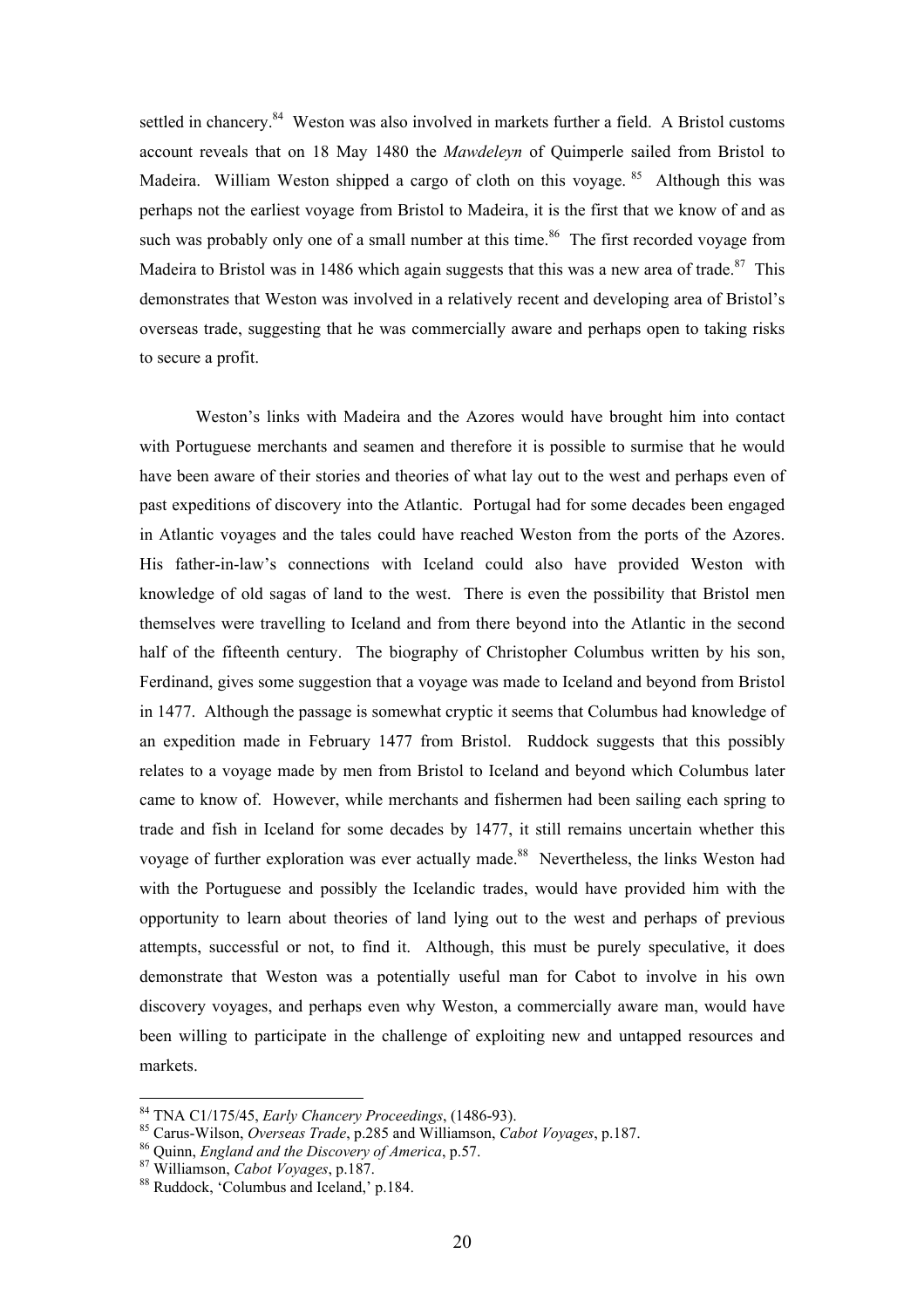settled in chancery.[84] Weston was also involved in markets further a field. A Bristol customs account reveals that on 18 May 1480 the *Mawdeleyn* of Quimperle sailed from Bristol to Madeira. William Weston shipped a cargo of cloth on this voyage.[85] Although this was perhaps not the earliest voyage from Bristol to Madeira, it is the first that we know of and as such was probably only one of a small number at this time.[86] The first recorded voyage from Madeira to Bristol was in 1486 which again suggests that this was a new area of trade.[87] This demonstrates that Weston was involved in a relatively recent and developing area of Bristol's overseas trade, suggesting that he was commercially aware and perhaps open to taking risks to secure a profit.

Weston's links with Madeira and the Azores would have brought him into contact with Portuguese merchants and seamen and therefore it is possible to surmise that he would have been aware of their stories and theories of what lay out to the west and perhaps even of past expeditions of discovery into the Atlantic. Portugal had for some decades been engaged in Atlantic voyages and the tales could have reached Weston from the ports of the Azores. His father-in-law's connections with Iceland could also have provided Weston with knowledge of old sagas of land to the west. There is even the possibility that Bristol men themselves were travelling to Iceland and from there beyond into the Atlantic in the second half of the fifteenth century. The biography of Christopher Columbus written by his son, Ferdinand, gives some suggestion that a voyage was made to Iceland and beyond from Bristol in 1477. Although the passage is somewhat cryptic it seems that Columbus had knowledge of an expedition made in February 1477 from Bristol. Ruddock suggests that this possibly relates to a voyage made by men from Bristol to Iceland and beyond which Columbus later came to know of. However, while merchants and fishermen had been sailing each spring to trade and fish in Iceland for some decades by 1477, it still remains uncertain whether this voyage of further exploration was ever actually made.[88] Nevertheless, the links Weston had with the Portuguese and possibly the Icelandic trades, would have provided him with the opportunity to learn about theories of land lying out to the west and perhaps of previous attempts, successful or not, to find it. Although, this must be purely speculative, it does demonstrate that Weston was a potentially useful man for Cabot to involve in his own discovery voyages, and perhaps even why Weston, a commercially aware man, would have been willing to participate in the challenge of exploiting new and untapped resources and markets.

---

[84] TNA C1/175/45, *Early Chancery Proceedings*, (1486-93).
[85] Carus-Wilson, *Overseas Trade*, p.285 and Williamson, *Cabot Voyages*, p.187.
[86] Quinn, *England and the Discovery of America*, p.57.
[87] Williamson, *Cabot Voyages*, p.187.
[88] Ruddock, 'Columbus and Iceland,' p.184.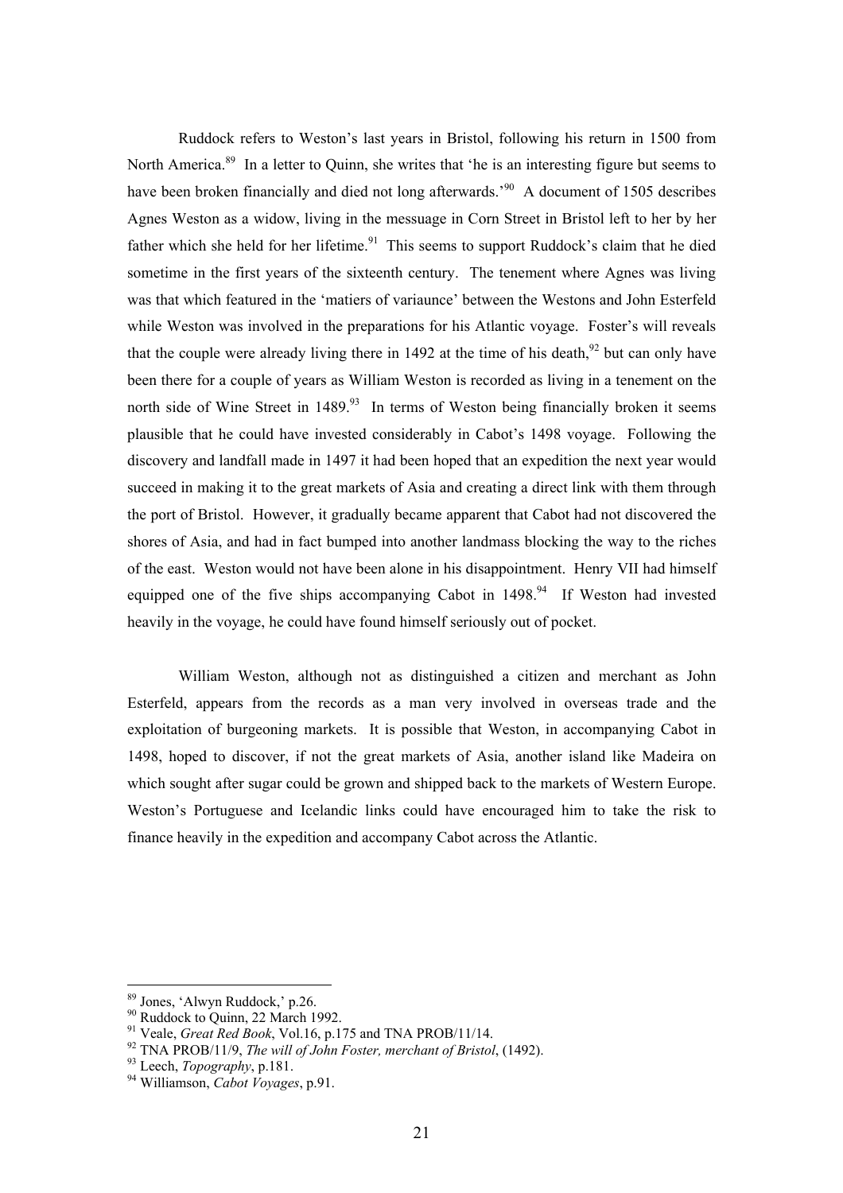Ruddock refers to Weston's last years in Bristol, following his return in 1500 from North America.[89] In a letter to Quinn, she writes that 'he is an interesting figure but seems to have been broken financially and died not long afterwards.'[90] A document of 1505 describes Agnes Weston as a widow, living in the messuage in Corn Street in Bristol left to her by her father which she held for her lifetime.[91] This seems to support Ruddock's claim that he died sometime in the first years of the sixteenth century. The tenement where Agnes was living was that which featured in the 'matiers of variaunce' between the Westons and John Esterfeld while Weston was involved in the preparations for his Atlantic voyage. Foster's will reveals that the couple were already living there in 1492 at the time of his death,[92] but can only have been there for a couple of years as William Weston is recorded as living in a tenement on the north side of Wine Street in 1489.[93] In terms of Weston being financially broken it seems plausible that he could have invested considerably in Cabot's 1498 voyage. Following the discovery and landfall made in 1497 it had been hoped that an expedition the next year would succeed in making it to the great markets of Asia and creating a direct link with them through the port of Bristol. However, it gradually became apparent that Cabot had not discovered the shores of Asia, and had in fact bumped into another landmass blocking the way to the riches of the east. Weston would not have been alone in his disappointment. Henry VII had himself equipped one of the five ships accompanying Cabot in 1498.[94] If Weston had invested heavily in the voyage, he could have found himself seriously out of pocket.

William Weston, although not as distinguished a citizen and merchant as John Esterfeld, appears from the records as a man very involved in overseas trade and the exploitation of burgeoning markets. It is possible that Weston, in accompanying Cabot in 1498, hoped to discover, if not the great markets of Asia, another island like Madeira on which sought after sugar could be grown and shipped back to the markets of Western Europe. Weston's Portuguese and Icelandic links could have encouraged him to take the risk to finance heavily in the expedition and accompany Cabot across the Atlantic.

---

[89] Jones, 'Alwyn Ruddock,' p.26.

[90] Ruddock to Quinn, 22 March 1992.

[91] Veale, *Great Red Book*, Vol.16, p.175 and TNA PROB/11/14.

[92] TNA PROB/11/9, *The will of John Foster, merchant of Bristol*, (1492).

[93] Leech, *Topography*, p.181.

[94] Williamson, *Cabot Voyages*, p.91.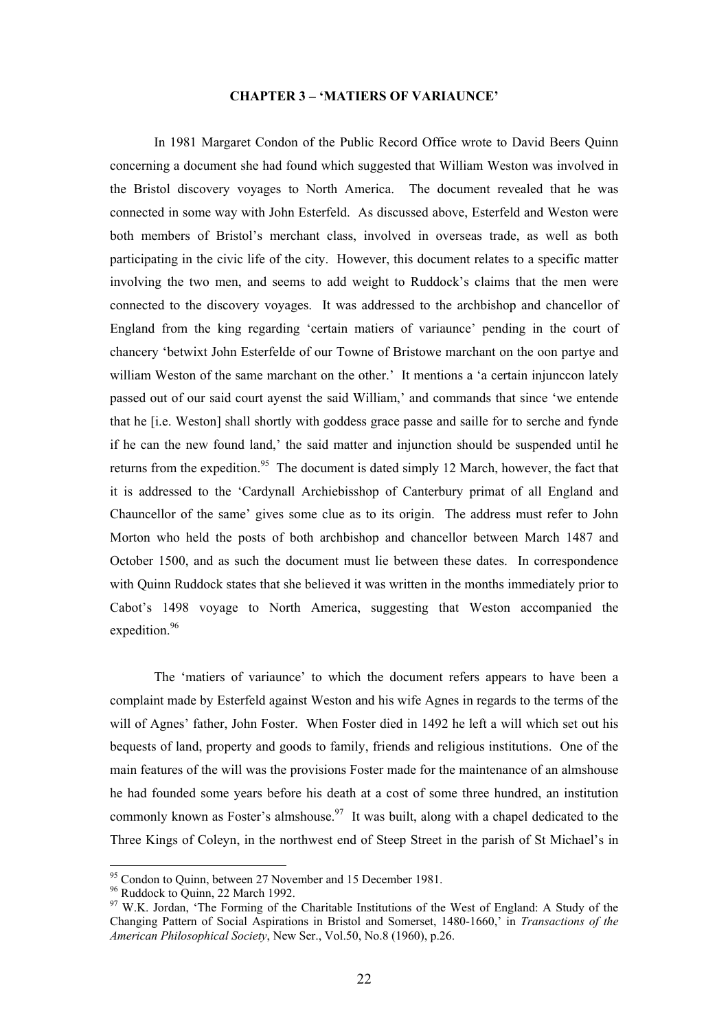## CHAPTER 3 – 'MATIERS OF VARIAUNCE'

In 1981 Margaret Condon of the Public Record Office wrote to David Beers Quinn concerning a document she had found which suggested that William Weston was involved in the Bristol discovery voyages to North America. The document revealed that he was connected in some way with John Esterfeld. As discussed above, Esterfeld and Weston were both members of Bristol's merchant class, involved in overseas trade, as well as both participating in the civic life of the city. However, this document relates to a specific matter involving the two men, and seems to add weight to Ruddock's claims that the men were connected to the discovery voyages. It was addressed to the archbishop and chancellor of England from the king regarding 'certain matiers of variaunce' pending in the court of chancery 'betwixt John Esterfelde of our Towne of Bristowe marchant on the oon partye and william Weston of the same marchant on the other.' It mentions a 'a certain injunccon lately passed out of our said court ayenst the said William,' and commands that since 'we entende that he [i.e. Weston] shall shortly with goddess grace passe and saille for to serche and fynde if he can the new found land,' the said matter and injunction should be suspended until he returns from the expedition.[95] The document is dated simply 12 March, however, the fact that it is addressed to the 'Cardynall Archiebisshop of Canterbury primat of all England and Chauncellor of the same' gives some clue as to its origin. The address must refer to John Morton who held the posts of both archbishop and chancellor between March 1487 and October 1500, and as such the document must lie between these dates. In correspondence with Quinn Ruddock states that she believed it was written in the months immediately prior to Cabot's 1498 voyage to North America, suggesting that Weston accompanied the expedition.[96]

The 'matiers of variaunce' to which the document refers appears to have been a complaint made by Esterfeld against Weston and his wife Agnes in regards to the terms of the will of Agnes' father, John Foster. When Foster died in 1492 he left a will which set out his bequests of land, property and goods to family, friends and religious institutions. One of the main features of the will was the provisions Foster made for the maintenance of an almshouse he had founded some years before his death at a cost of some three hundred, an institution commonly known as Foster's almshouse.[97] It was built, along with a chapel dedicated to the Three Kings of Coleyn, in the northwest end of Steep Street in the parish of St Michael's in

---

[95] Condon to Quinn, between 27 November and 15 December 1981.

[96] Ruddock to Quinn, 22 March 1992.

[97] W.K. Jordan, 'The Forming of the Charitable Institutions of the West of England: A Study of the Changing Pattern of Social Aspirations in Bristol and Somerset, 1480-1660,' in *Transactions of the American Philosophical Society*, New Ser., Vol.50, No.8 (1960), p.26.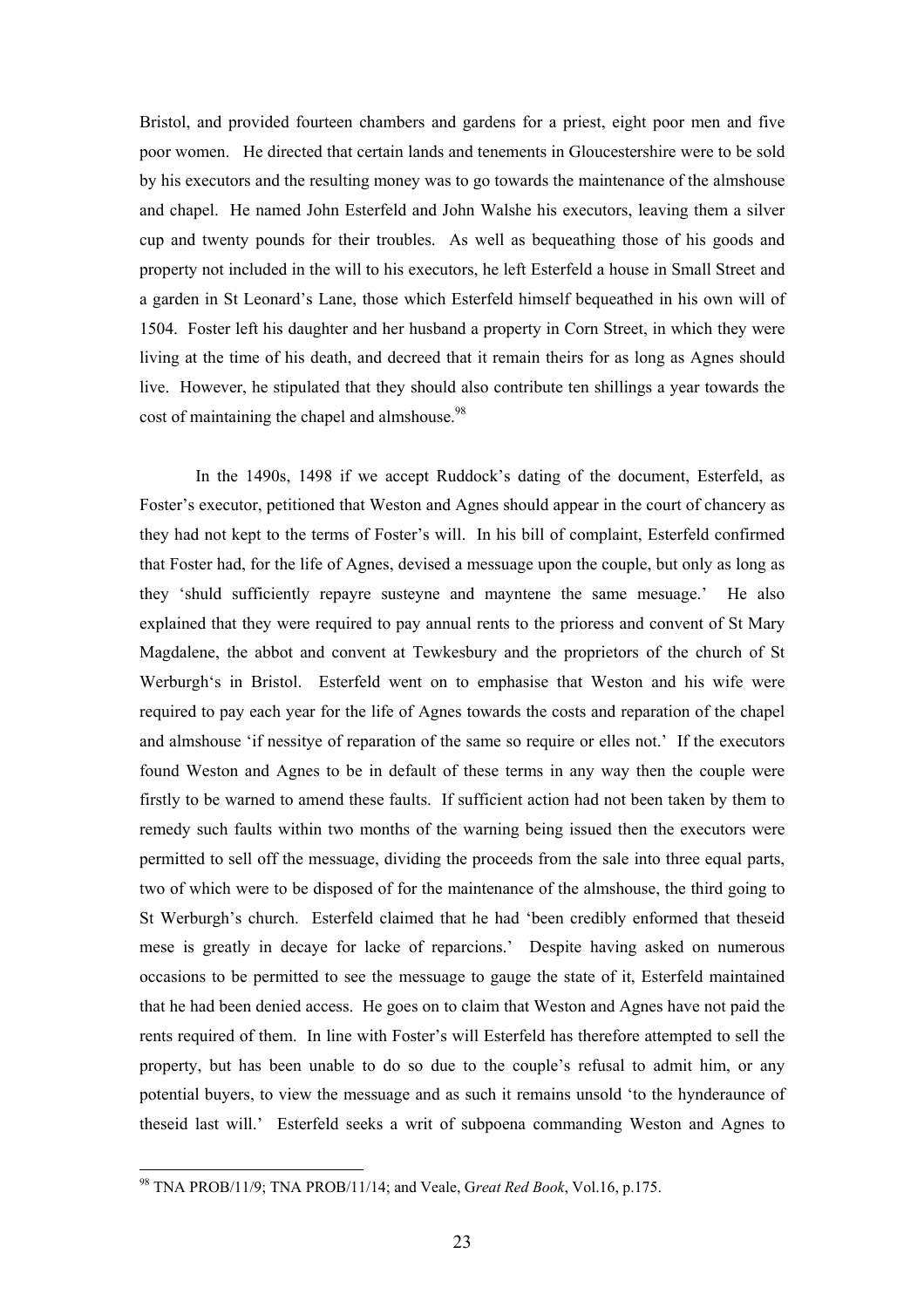Bristol, and provided fourteen chambers and gardens for a priest, eight poor men and five poor women. He directed that certain lands and tenements in Gloucestershire were to be sold by his executors and the resulting money was to go towards the maintenance of the almshouse and chapel. He named John Esterfeld and John Walshe his executors, leaving them a silver cup and twenty pounds for their troubles. As well as bequeathing those of his goods and property not included in the will to his executors, he left Esterfeld a house in Small Street and a garden in St Leonard's Lane, those which Esterfeld himself bequeathed in his own will of 1504. Foster left his daughter and her husband a property in Corn Street, in which they were living at the time of his death, and decreed that it remain theirs for as long as Agnes should live. However, he stipulated that they should also contribute ten shillings a year towards the cost of maintaining the chapel and almshouse.[98]

In the 1490s, 1498 if we accept Ruddock's dating of the document, Esterfeld, as Foster's executor, petitioned that Weston and Agnes should appear in the court of chancery as they had not kept to the terms of Foster's will. In his bill of complaint, Esterfeld confirmed that Foster had, for the life of Agnes, devised a messuage upon the couple, but only as long as they 'shuld sufficiently repayre susteyne and mayntene the same mesuage.' He also explained that they were required to pay annual rents to the prioress and convent of St Mary Magdalene, the abbot and convent at Tewkesbury and the proprietors of the church of St Werburgh's in Bristol. Esterfeld went on to emphasise that Weston and his wife were required to pay each year for the life of Agnes towards the costs and reparation of the chapel and almshouse 'if nessitye of reparation of the same so require or elles not.' If the executors found Weston and Agnes to be in default of these terms in any way then the couple were firstly to be warned to amend these faults. If sufficient action had not been taken by them to remedy such faults within two months of the warning being issued then the executors were permitted to sell off the messuage, dividing the proceeds from the sale into three equal parts, two of which were to be disposed of for the maintenance of the almshouse, the third going to St Werburgh's church. Esterfeld claimed that he had 'been credibly enformed that theseid mese is greatly in decaye for lacke of reparcions.' Despite having asked on numerous occasions to be permitted to see the messuage to gauge the state of it, Esterfeld maintained that he had been denied access. He goes on to claim that Weston and Agnes have not paid the rents required of them. In line with Foster's will Esterfeld has therefore attempted to sell the property, but has been unable to do so due to the couple's refusal to admit him, or any potential buyers, to view the messuage and as such it remains unsold 'to the hynderaunce of theseid last will.' Esterfeld seeks a writ of subpoena commanding Weston and Agnes to

[98] TNA PROB/11/9; TNA PROB/11/14; and Veale, *Great Red Book*, Vol.16, p.175.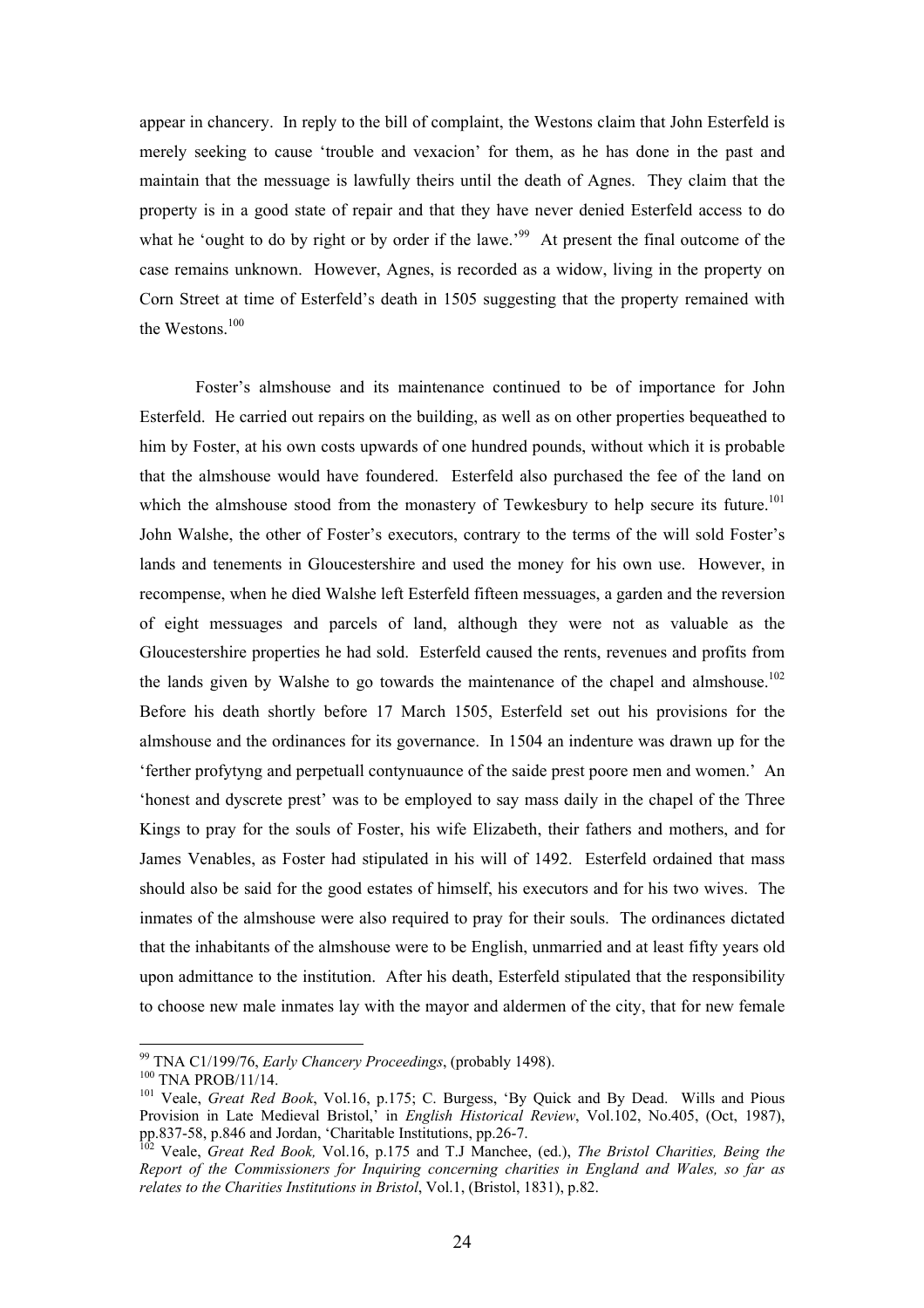appear in chancery. In reply to the bill of complaint, the Westons claim that John Esterfeld is merely seeking to cause 'trouble and vexacion' for them, as he has done in the past and maintain that the messuage is lawfully theirs until the death of Agnes. They claim that the property is in a good state of repair and that they have never denied Esterfeld access to do what he 'ought to do by right or by order if the lawe.'[99] At present the final outcome of the case remains unknown. However, Agnes, is recorded as a widow, living in the property on Corn Street at time of Esterfeld's death in 1505 suggesting that the property remained with the Westons.[100]

Foster's almshouse and its maintenance continued to be of importance for John Esterfeld. He carried out repairs on the building, as well as on other properties bequeathed to him by Foster, at his own costs upwards of one hundred pounds, without which it is probable that the almshouse would have foundered. Esterfeld also purchased the fee of the land on which the almshouse stood from the monastery of Tewkesbury to help secure its future.[101] John Walshe, the other of Foster's executors, contrary to the terms of the will sold Foster's lands and tenements in Gloucestershire and used the money for his own use. However, in recompense, when he died Walshe left Esterfeld fifteen messuages, a garden and the reversion of eight messuages and parcels of land, although they were not as valuable as the Gloucestershire properties he had sold. Esterfeld caused the rents, revenues and profits from the lands given by Walshe to go towards the maintenance of the chapel and almshouse.[102] Before his death shortly before 17 March 1505, Esterfeld set out his provisions for the almshouse and the ordinances for its governance. In 1504 an indenture was drawn up for the 'ferther profytyng and perpetuall contynuaunce of the saide prest poore men and women.' An 'honest and dyscrete prest' was to be employed to say mass daily in the chapel of the Three Kings to pray for the souls of Foster, his wife Elizabeth, their fathers and mothers, and for James Venables, as Foster had stipulated in his will of 1492. Esterfeld ordained that mass should also be said for the good estates of himself, his executors and for his two wives. The inmates of the almshouse were also required to pray for their souls. The ordinances dictated that the inhabitants of the almshouse were to be English, unmarried and at least fifty years old upon admittance to the institution. After his death, Esterfeld stipulated that the responsibility to choose new male inmates lay with the mayor and aldermen of the city, that for new female

---

[99] TNA C1/199/76, *Early Chancery Proceedings*, (probably 1498).

[100] TNA PROB/11/14.

[101] Veale, *Great Red Book*, Vol.16, p.175; C. Burgess, 'By Quick and By Dead. Wills and Pious Provision in Late Medieval Bristol,' in *English Historical Review*, Vol.102, No.405, (Oct, 1987), pp.837-58, p.846 and Jordan, 'Charitable Institutions, pp.26-7.

[102] Veale, *Great Red Book,* Vol.16, p.175 and T.J Manchee, (ed.), *The Bristol Charities, Being the Report of the Commissioners for Inquiring concerning charities in England and Wales, so far as relates to the Charities Institutions in Bristol*, Vol.1, (Bristol, 1831), p.82.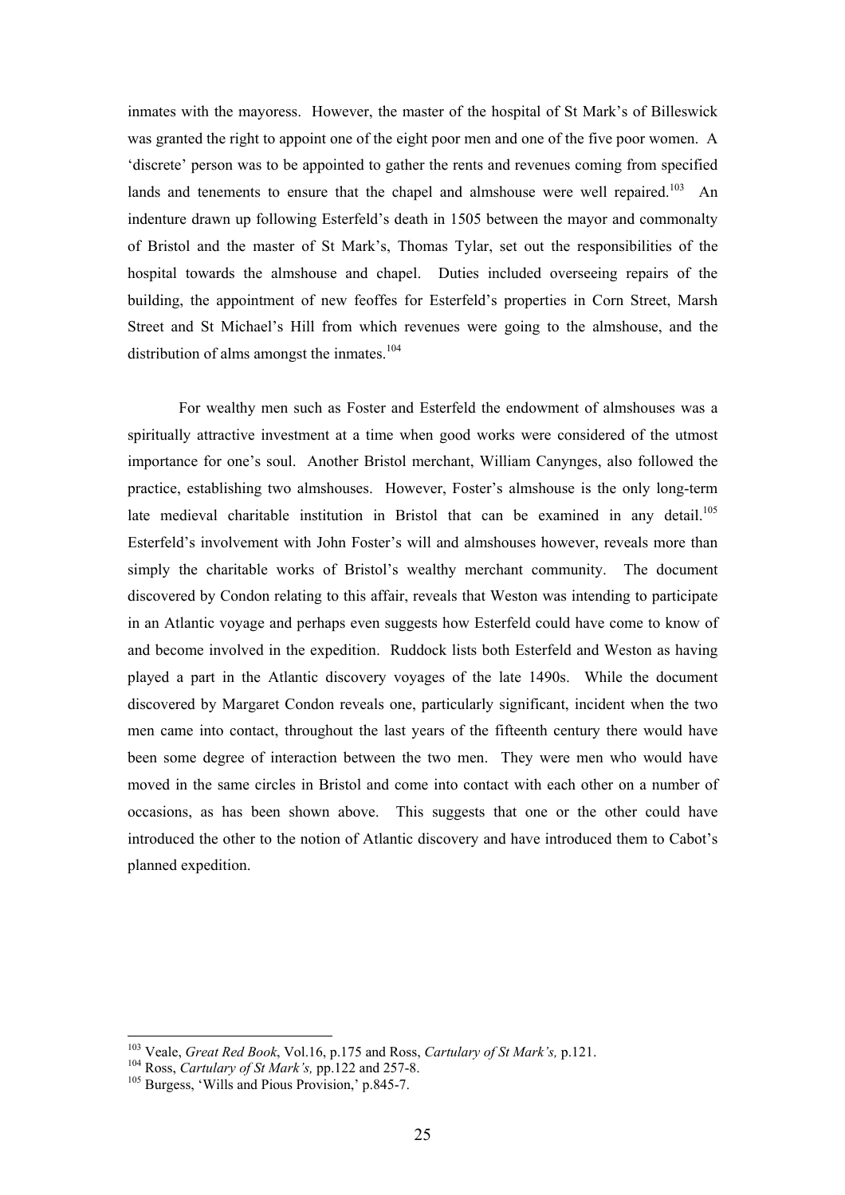inmates with the mayoress. However, the master of the hospital of St Mark's of Billeswick was granted the right to appoint one of the eight poor men and one of the five poor women. A 'discrete' person was to be appointed to gather the rents and revenues coming from specified lands and tenements to ensure that the chapel and almshouse were well repaired.[103] An indenture drawn up following Esterfeld's death in 1505 between the mayor and commonalty of Bristol and the master of St Mark's, Thomas Tylar, set out the responsibilities of the hospital towards the almshouse and chapel. Duties included overseeing repairs of the building, the appointment of new feoffes for Esterfeld's properties in Corn Street, Marsh Street and St Michael's Hill from which revenues were going to the almshouse, and the distribution of alms amongst the inmates.[104]

For wealthy men such as Foster and Esterfeld the endowment of almshouses was a spiritually attractive investment at a time when good works were considered of the utmost importance for one's soul. Another Bristol merchant, William Canynges, also followed the practice, establishing two almshouses. However, Foster's almshouse is the only long-term late medieval charitable institution in Bristol that can be examined in any detail.[105] Esterfeld's involvement with John Foster's will and almshouses however, reveals more than simply the charitable works of Bristol's wealthy merchant community. The document discovered by Condon relating to this affair, reveals that Weston was intending to participate in an Atlantic voyage and perhaps even suggests how Esterfeld could have come to know of and become involved in the expedition. Ruddock lists both Esterfeld and Weston as having played a part in the Atlantic discovery voyages of the late 1490s. While the document discovered by Margaret Condon reveals one, particularly significant, incident when the two men came into contact, throughout the last years of the fifteenth century there would have been some degree of interaction between the two men. They were men who would have moved in the same circles in Bristol and come into contact with each other on a number of occasions, as has been shown above. This suggests that one or the other could have introduced the other to the notion of Atlantic discovery and have introduced them to Cabot's planned expedition.

---

[103] Veale, *Great Red Book*, Vol.16, p.175 and Ross, *Cartulary of St Mark's,* p.121.

[104] Ross, *Cartulary of St Mark's,* pp.122 and 257-8.

[105] Burgess, 'Wills and Pious Provision,' p.845-7.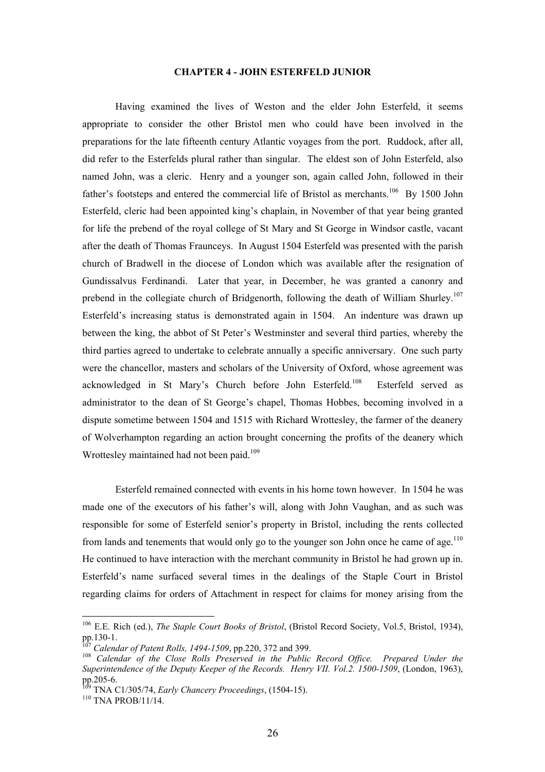# CHAPTER 4 - JOHN ESTERFELD JUNIOR

Having examined the lives of Weston and the elder John Esterfeld, it seems appropriate to consider the other Bristol men who could have been involved in the preparations for the late fifteenth century Atlantic voyages from the port. Ruddock, after all, did refer to the Esterfelds plural rather than singular. The eldest son of John Esterfeld, also named John, was a cleric. Henry and a younger son, again called John, followed in their father's footsteps and entered the commercial life of Bristol as merchants.[106] By 1500 John Esterfeld, cleric had been appointed king's chaplain, in November of that year being granted for life the prebend of the royal college of St Mary and St George in Windsor castle, vacant after the death of Thomas Fraunceys. In August 1504 Esterfeld was presented with the parish church of Bradwell in the diocese of London which was available after the resignation of Gundissalvus Ferdinandi. Later that year, in December, he was granted a canonry and prebend in the collegiate church of Bridgenorth, following the death of William Shurley.[107] Esterfeld's increasing status is demonstrated again in 1504. An indenture was drawn up between the king, the abbot of St Peter's Westminster and several third parties, whereby the third parties agreed to undertake to celebrate annually a specific anniversary. One such party were the chancellor, masters and scholars of the University of Oxford, whose agreement was acknowledged in St Mary's Church before John Esterfeld.[108] Esterfeld served as administrator to the dean of St George's chapel, Thomas Hobbes, becoming involved in a dispute sometime between 1504 and 1515 with Richard Wrottesley, the farmer of the deanery of Wolverhampton regarding an action brought concerning the profits of the deanery which Wrottesley maintained had not been paid.[109]

Esterfeld remained connected with events in his home town however. In 1504 he was made one of the executors of his father's will, along with John Vaughan, and as such was responsible for some of Esterfeld senior's property in Bristol, including the rents collected from lands and tenements that would only go to the younger son John once he came of age.[110] He continued to have interaction with the merchant community in Bristol he had grown up in. Esterfeld's name surfaced several times in the dealings of the Staple Court in Bristol regarding claims for orders of Attachment in respect for claims for money arising from the

---

[106] E.E. Rich (ed.), *The Staple Court Books of Bristol*, (Bristol Record Society, Vol.5, Bristol, 1934), pp.130-1.

[107] *Calendar of Patent Rolls, 1494-1509*, pp.220, 372 and 399.

[108] *Calendar of the Close Rolls Preserved in the Public Record Office. Prepared Under the Superintendence of the Deputy Keeper of the Records. Henry VII. Vol.2. 1500-1509*, (London, 1963), pp.205-6.

[109] TNA C1/305/74, *Early Chancery Proceedings*, (1504-15).

[110] TNA PROB/11/14.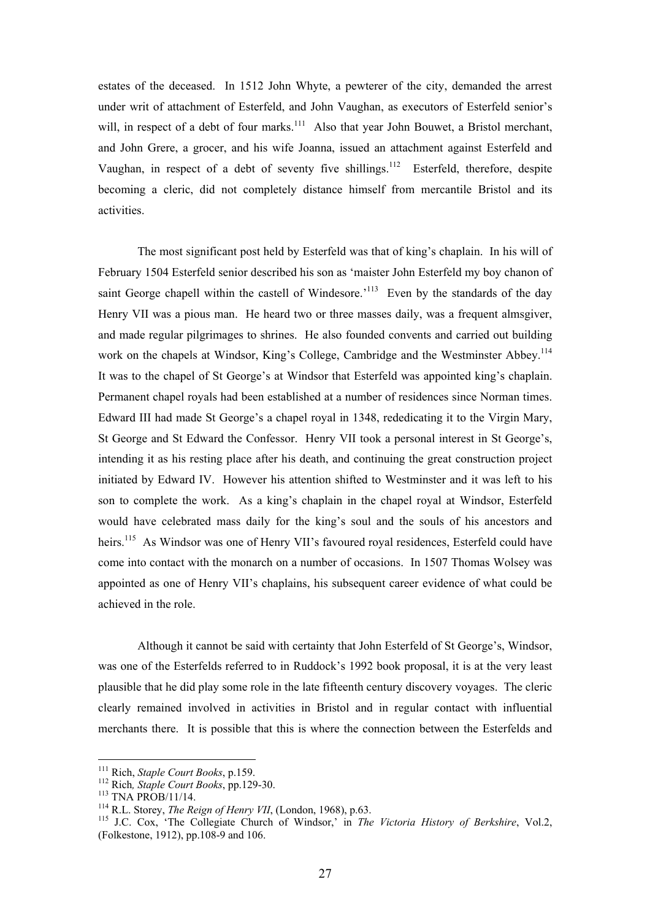estates of the deceased. In 1512 John Whyte, a pewterer of the city, demanded the arrest under writ of attachment of Esterfeld, and John Vaughan, as executors of Esterfeld senior's will, in respect of a debt of four marks.[111] Also that year John Bouwet, a Bristol merchant, and John Grere, a grocer, and his wife Joanna, issued an attachment against Esterfeld and Vaughan, in respect of a debt of seventy five shillings.[112] Esterfeld, therefore, despite becoming a cleric, did not completely distance himself from mercantile Bristol and its activities.

The most significant post held by Esterfeld was that of king's chaplain. In his will of February 1504 Esterfeld senior described his son as 'maister John Esterfeld my boy chanon of saint George chapell within the castell of Windesore.'[113] Even by the standards of the day Henry VII was a pious man. He heard two or three masses daily, was a frequent almsgiver, and made regular pilgrimages to shrines. He also founded convents and carried out building work on the chapels at Windsor, King's College, Cambridge and the Westminster Abbey.[114] It was to the chapel of St George's at Windsor that Esterfeld was appointed king's chaplain. Permanent chapel royals had been established at a number of residences since Norman times. Edward III had made St George's a chapel royal in 1348, rededicating it to the Virgin Mary, St George and St Edward the Confessor. Henry VII took a personal interest in St George's, intending it as his resting place after his death, and continuing the great construction project initiated by Edward IV. However his attention shifted to Westminster and it was left to his son to complete the work. As a king's chaplain in the chapel royal at Windsor, Esterfeld would have celebrated mass daily for the king's soul and the souls of his ancestors and heirs.[115] As Windsor was one of Henry VII's favoured royal residences, Esterfeld could have come into contact with the monarch on a number of occasions. In 1507 Thomas Wolsey was appointed as one of Henry VII's chaplains, his subsequent career evidence of what could be achieved in the role.

Although it cannot be said with certainty that John Esterfeld of St George's, Windsor, was one of the Esterfelds referred to in Ruddock's 1992 book proposal, it is at the very least plausible that he did play some role in the late fifteenth century discovery voyages. The cleric clearly remained involved in activities in Bristol and in regular contact with influential merchants there. It is possible that this is where the connection between the Esterfelds and

---

[111] Rich, *Staple Court Books*, p.159.

[112] Rich, *Staple Court Books*, pp.129-30.

[113] TNA PROB/11/14.

[114] R.L. Storey, *The Reign of Henry VII*, (London, 1968), p.63.

[115] J.C. Cox, 'The Collegiate Church of Windsor,' in *The Victoria History of Berkshire*, Vol.2, (Folkestone, 1912), pp.108-9 and 106.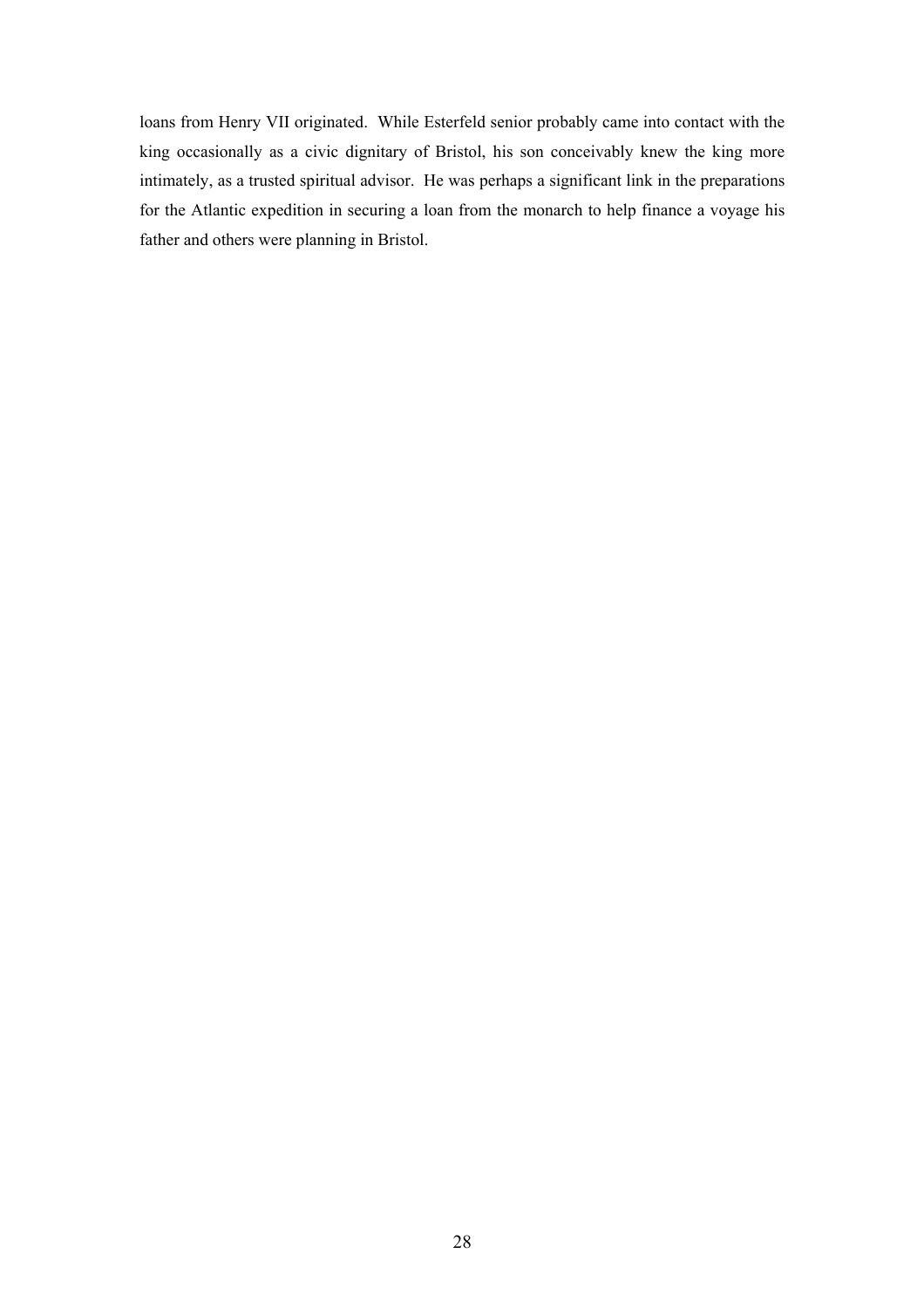loans from Henry VII originated. While Esterfeld senior probably came into contact with the king occasionally as a civic dignitary of Bristol, his son conceivably knew the king more intimately, as a trusted spiritual advisor. He was perhaps a significant link in the preparations for the Atlantic expedition in securing a loan from the monarch to help finance a voyage his father and others were planning in Bristol.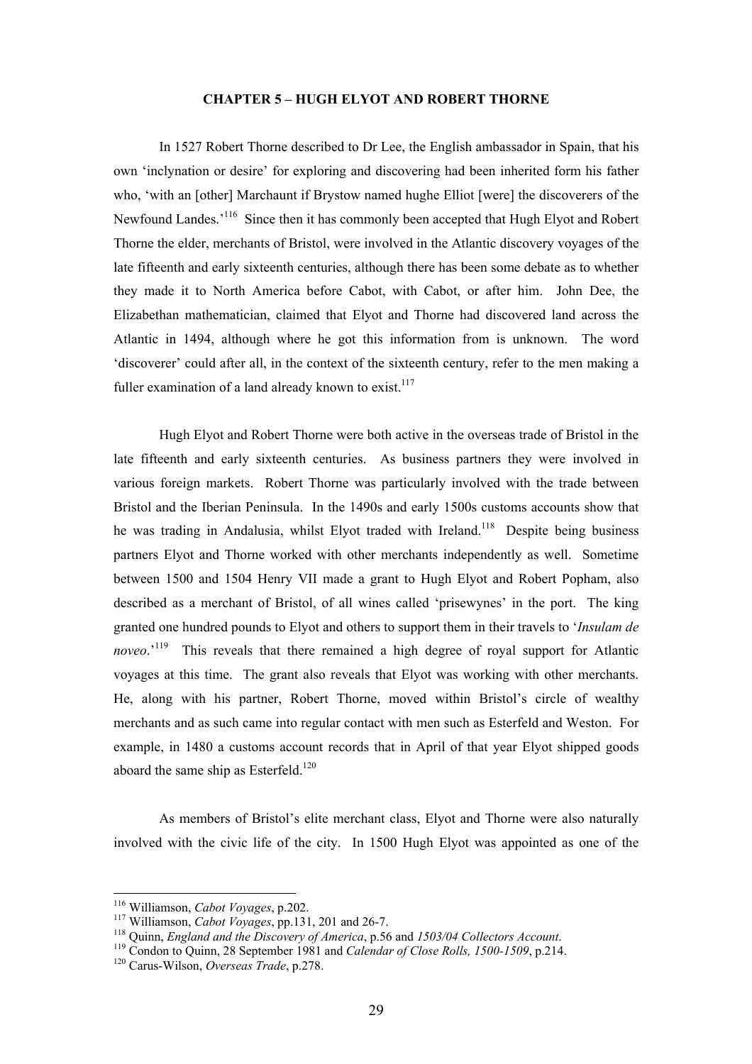## CHAPTER 5 – HUGH ELYOT AND ROBERT THORNE

In 1527 Robert Thorne described to Dr Lee, the English ambassador in Spain, that his own 'inclynation or desire' for exploring and discovering had been inherited form his father who, 'with an [other] Marchaunt if Brystow named hughe Elliot [were] the discoverers of the Newfound Landes.'[116] Since then it has commonly been accepted that Hugh Elyot and Robert Thorne the elder, merchants of Bristol, were involved in the Atlantic discovery voyages of the late fifteenth and early sixteenth centuries, although there has been some debate as to whether they made it to North America before Cabot, with Cabot, or after him. John Dee, the Elizabethan mathematician, claimed that Elyot and Thorne had discovered land across the Atlantic in 1494, although where he got this information from is unknown. The word 'discoverer' could after all, in the context of the sixteenth century, refer to the men making a fuller examination of a land already known to exist.[117]

Hugh Elyot and Robert Thorne were both active in the overseas trade of Bristol in the late fifteenth and early sixteenth centuries. As business partners they were involved in various foreign markets. Robert Thorne was particularly involved with the trade between Bristol and the Iberian Peninsula. In the 1490s and early 1500s customs accounts show that he was trading in Andalusia, whilst Elyot traded with Ireland.[118] Despite being business partners Elyot and Thorne worked with other merchants independently as well. Sometime between 1500 and 1504 Henry VII made a grant to Hugh Elyot and Robert Popham, also described as a merchant of Bristol, of all wines called 'prisewynes' in the port. The king granted one hundred pounds to Elyot and others to support them in their travels to '*Insulam de noveo*.'[119] This reveals that there remained a high degree of royal support for Atlantic voyages at this time. The grant also reveals that Elyot was working with other merchants. He, along with his partner, Robert Thorne, moved within Bristol's circle of wealthy merchants and as such came into regular contact with men such as Esterfeld and Weston. For example, in 1480 a customs account records that in April of that year Elyot shipped goods aboard the same ship as Esterfeld.[120]

As members of Bristol's elite merchant class, Elyot and Thorne were also naturally involved with the civic life of the city. In 1500 Hugh Elyot was appointed as one of the

---

[116] Williamson, *Cabot Voyages*, p.202.

[117] Williamson, *Cabot Voyages*, pp.131, 201 and 26-7.

[118] Quinn, *England and the Discovery of America*, p.56 and *1503/04 Collectors Account*.

[119] Condon to Quinn, 28 September 1981 and *Calendar of Close Rolls, 1500-1509*, p.214.

[120] Carus-Wilson, *Overseas Trade*, p.278.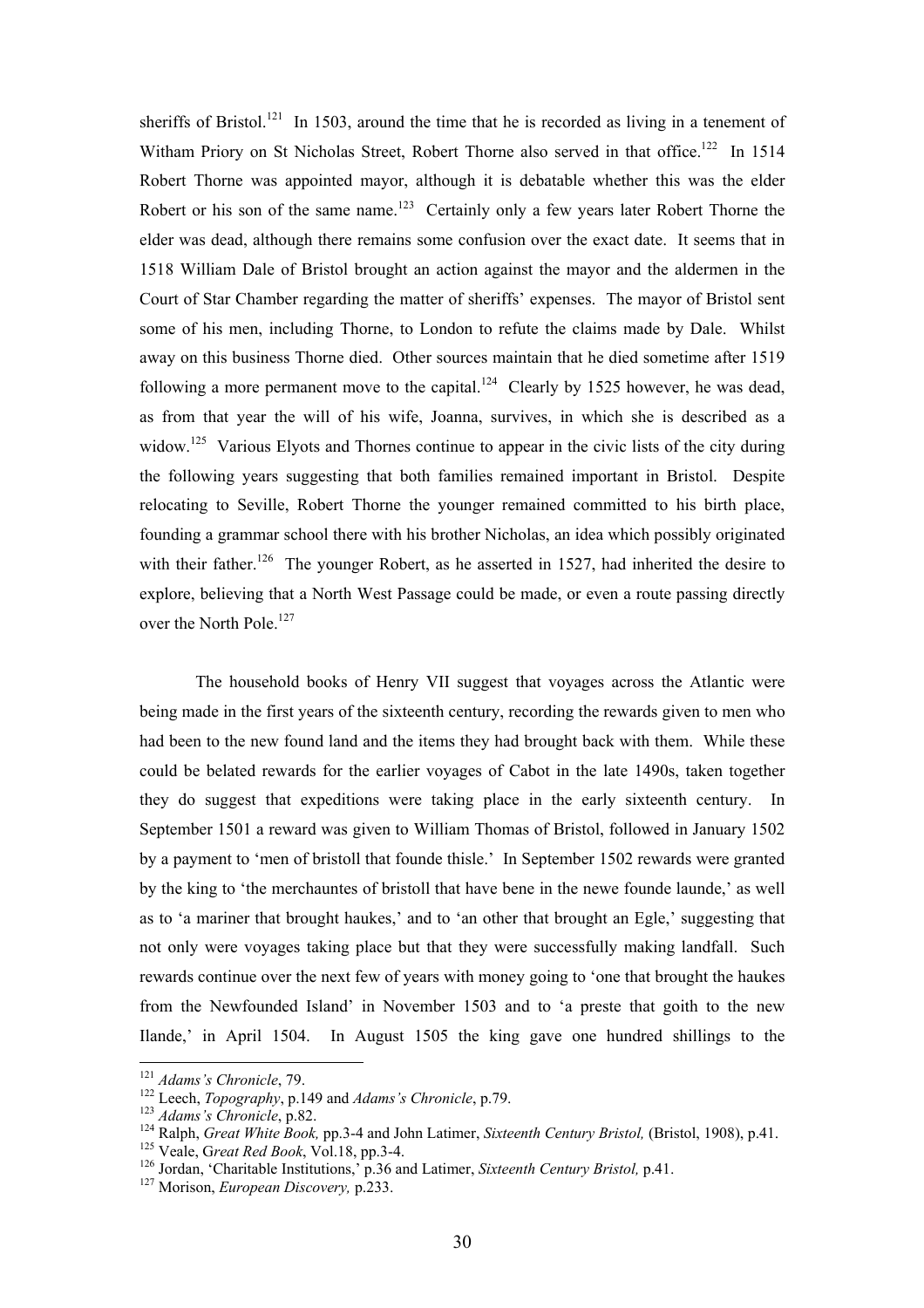sheriffs of Bristol.[121] In 1503, around the time that he is recorded as living in a tenement of Witham Priory on St Nicholas Street, Robert Thorne also served in that office.[122] In 1514 Robert Thorne was appointed mayor, although it is debatable whether this was the elder Robert or his son of the same name.[123] Certainly only a few years later Robert Thorne the elder was dead, although there remains some confusion over the exact date. It seems that in 1518 William Dale of Bristol brought an action against the mayor and the aldermen in the Court of Star Chamber regarding the matter of sheriffs' expenses. The mayor of Bristol sent some of his men, including Thorne, to London to refute the claims made by Dale. Whilst away on this business Thorne died. Other sources maintain that he died sometime after 1519 following a more permanent move to the capital.[124] Clearly by 1525 however, he was dead, as from that year the will of his wife, Joanna, survives, in which she is described as a widow.[125] Various Elyots and Thornes continue to appear in the civic lists of the city during the following years suggesting that both families remained important in Bristol. Despite relocating to Seville, Robert Thorne the younger remained committed to his birth place, founding a grammar school there with his brother Nicholas, an idea which possibly originated with their father.[126] The younger Robert, as he asserted in 1527, had inherited the desire to explore, believing that a North West Passage could be made, or even a route passing directly over the North Pole.[127]

The household books of Henry VII suggest that voyages across the Atlantic were being made in the first years of the sixteenth century, recording the rewards given to men who had been to the new found land and the items they had brought back with them. While these could be belated rewards for the earlier voyages of Cabot in the late 1490s, taken together they do suggest that expeditions were taking place in the early sixteenth century. In September 1501 a reward was given to William Thomas of Bristol, followed in January 1502 by a payment to 'men of bristoll that founde thisle.' In September 1502 rewards were granted by the king to 'the merchauntes of bristoll that have bene in the newe founde launde,' as well as to 'a mariner that brought haukes,' and to 'an other that brought an Egle,' suggesting that not only were voyages taking place but that they were successfully making landfall. Such rewards continue over the next few of years with money going to 'one that brought the haukes from the Newfounded Island' in November 1503 and to 'a preste that goith to the new Ilande,' in April 1504. In August 1505 the king gave one hundred shillings to the

---

[121] *Adams's Chronicle*, 79.

[122] Leech, *Topography*, p.149 and *Adams's Chronicle*, p.79.

[123] *Adams's Chronicle*, p.82.

[124] Ralph, *Great White Book,* pp.3-4 and John Latimer, *Sixteenth Century Bristol,* (Bristol, 1908), p.41.

[125] Veale, G*reat Red Book*, Vol.18, pp.3-4.

[126] Jordan, 'Charitable Institutions,' p.36 and Latimer, *Sixteenth Century Bristol,* p.41.

[127] Morison, *European Discovery,* p.233.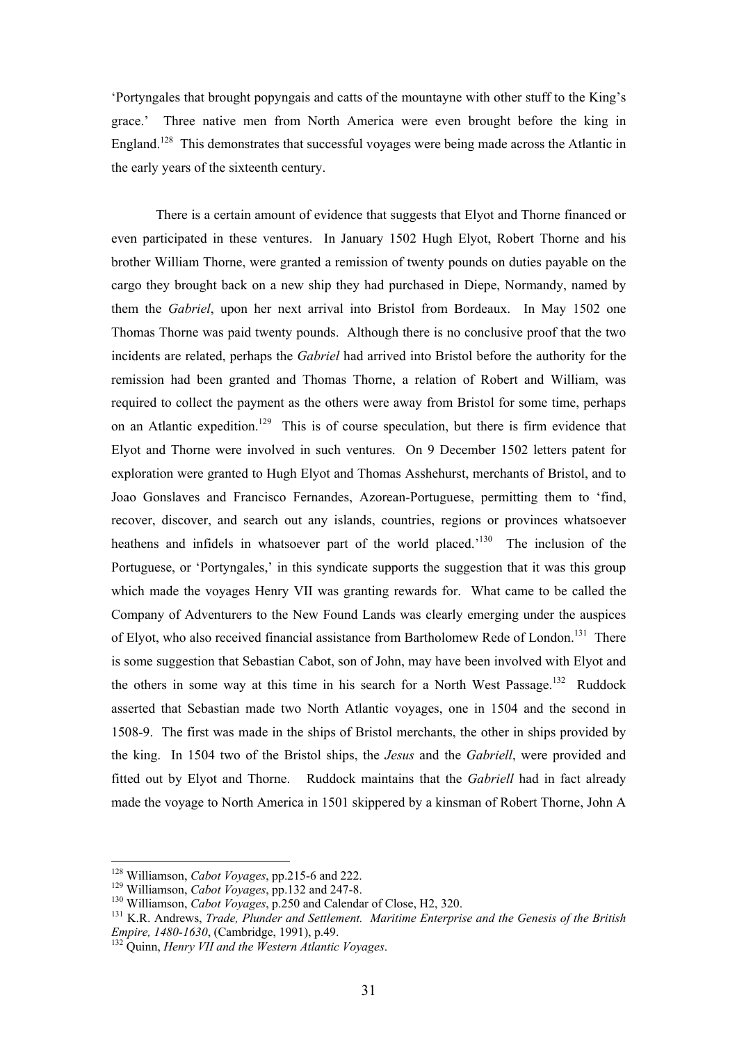'Portyngales that brought popyngais and catts of the mountayne with other stuff to the King's grace.' Three native men from North America were even brought before the king in England.[128] This demonstrates that successful voyages were being made across the Atlantic in the early years of the sixteenth century.

There is a certain amount of evidence that suggests that Elyot and Thorne financed or even participated in these ventures. In January 1502 Hugh Elyot, Robert Thorne and his brother William Thorne, were granted a remission of twenty pounds on duties payable on the cargo they brought back on a new ship they had purchased in Diepe, Normandy, named by them the *Gabriel*, upon her next arrival into Bristol from Bordeaux. In May 1502 one Thomas Thorne was paid twenty pounds. Although there is no conclusive proof that the two incidents are related, perhaps the *Gabriel* had arrived into Bristol before the authority for the remission had been granted and Thomas Thorne, a relation of Robert and William, was required to collect the payment as the others were away from Bristol for some time, perhaps on an Atlantic expedition.[129] This is of course speculation, but there is firm evidence that Elyot and Thorne were involved in such ventures. On 9 December 1502 letters patent for exploration were granted to Hugh Elyot and Thomas Asshehurst, merchants of Bristol, and to Joao Gonslaves and Francisco Fernandes, Azorean-Portuguese, permitting them to 'find, recover, discover, and search out any islands, countries, regions or provinces whatsoever heathens and infidels in whatsoever part of the world placed.'[130] The inclusion of the Portuguese, or 'Portyngales,' in this syndicate supports the suggestion that it was this group which made the voyages Henry VII was granting rewards for. What came to be called the Company of Adventurers to the New Found Lands was clearly emerging under the auspices of Elyot, who also received financial assistance from Bartholomew Rede of London.[131] There is some suggestion that Sebastian Cabot, son of John, may have been involved with Elyot and the others in some way at this time in his search for a North West Passage.[132] Ruddock asserted that Sebastian made two North Atlantic voyages, one in 1504 and the second in 1508-9. The first was made in the ships of Bristol merchants, the other in ships provided by the king. In 1504 two of the Bristol ships, the *Jesus* and the *Gabriell*, were provided and fitted out by Elyot and Thorne. Ruddock maintains that the *Gabriell* had in fact already made the voyage to North America in 1501 skippered by a kinsman of Robert Thorne, John A

---

[128] Williamson, *Cabot Voyages*, pp.215-6 and 222.

[129] Williamson, *Cabot Voyages*, pp.132 and 247-8.

[130] Williamson, *Cabot Voyages*, p.250 and Calendar of Close, H2, 320.

[131] K.R. Andrews, *Trade, Plunder and Settlement. Maritime Enterprise and the Genesis of the British Empire, 1480-1630*, (Cambridge, 1991), p.49.

[132] Quinn, *Henry VII and the Western Atlantic Voyages*.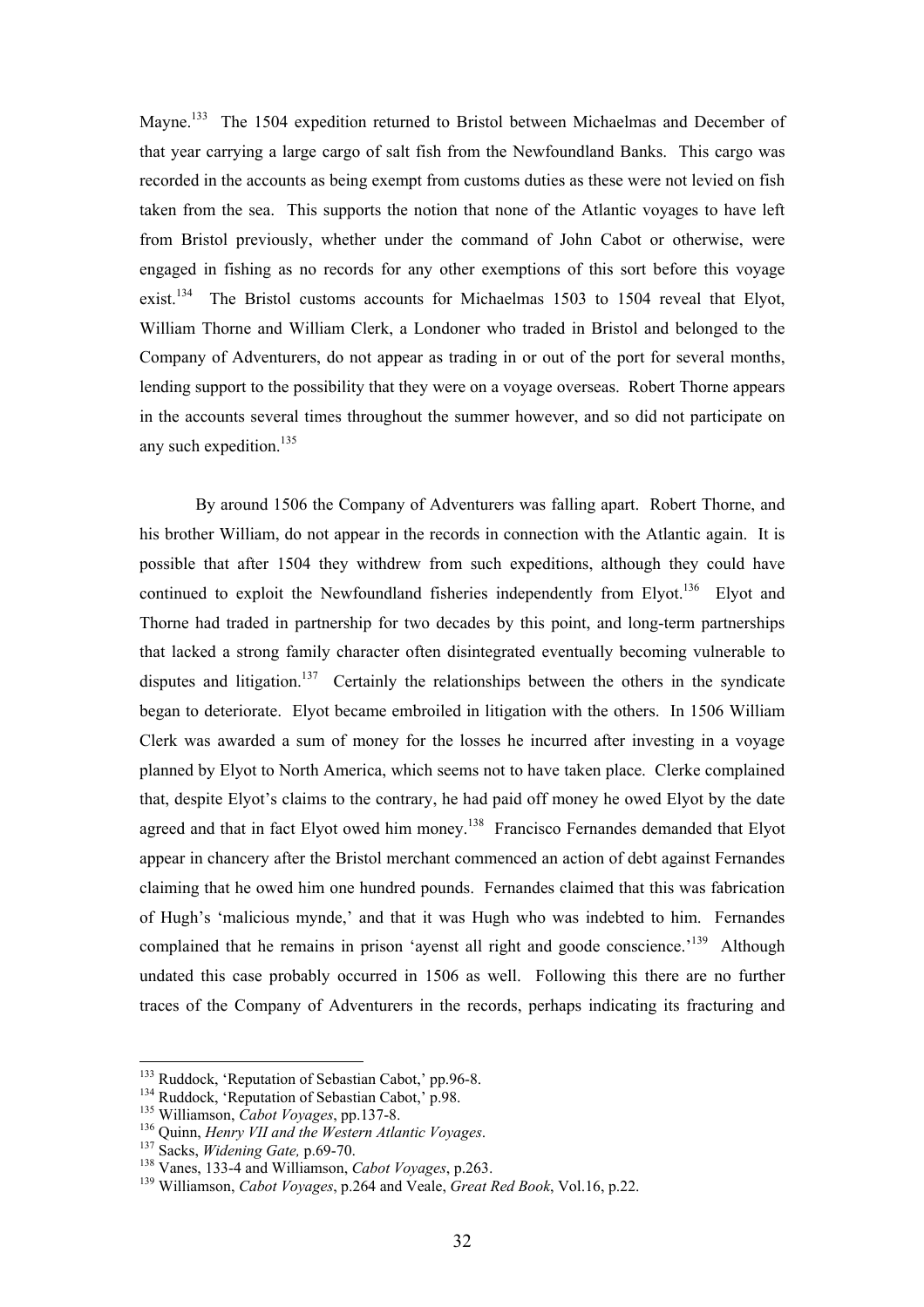Mayne.[133] The 1504 expedition returned to Bristol between Michaelmas and December of that year carrying a large cargo of salt fish from the Newfoundland Banks. This cargo was recorded in the accounts as being exempt from customs duties as these were not levied on fish taken from the sea. This supports the notion that none of the Atlantic voyages to have left from Bristol previously, whether under the command of John Cabot or otherwise, were engaged in fishing as no records for any other exemptions of this sort before this voyage exist.[134] The Bristol customs accounts for Michaelmas 1503 to 1504 reveal that Elyot, William Thorne and William Clerk, a Londoner who traded in Bristol and belonged to the Company of Adventurers, do not appear as trading in or out of the port for several months, lending support to the possibility that they were on a voyage overseas. Robert Thorne appears in the accounts several times throughout the summer however, and so did not participate on any such expedition.[135]

By around 1506 the Company of Adventurers was falling apart. Robert Thorne, and his brother William, do not appear in the records in connection with the Atlantic again. It is possible that after 1504 they withdrew from such expeditions, although they could have continued to exploit the Newfoundland fisheries independently from Elyot.[136] Elyot and Thorne had traded in partnership for two decades by this point, and long-term partnerships that lacked a strong family character often disintegrated eventually becoming vulnerable to disputes and litigation.[137] Certainly the relationships between the others in the syndicate began to deteriorate. Elyot became embroiled in litigation with the others. In 1506 William Clerk was awarded a sum of money for the losses he incurred after investing in a voyage planned by Elyot to North America, which seems not to have taken place. Clerke complained that, despite Elyot's claims to the contrary, he had paid off money he owed Elyot by the date agreed and that in fact Elyot owed him money.[138] Francisco Fernandes demanded that Elyot appear in chancery after the Bristol merchant commenced an action of debt against Fernandes claiming that he owed him one hundred pounds. Fernandes claimed that this was fabrication of Hugh's 'malicious mynde,' and that it was Hugh who was indebted to him. Fernandes complained that he remains in prison 'ayenst all right and goode conscience.'[139] Although undated this case probably occurred in 1506 as well. Following this there are no further traces of the Company of Adventurers in the records, perhaps indicating its fracturing and

---

[133] Ruddock, 'Reputation of Sebastian Cabot,' pp.96-8.
[134] Ruddock, 'Reputation of Sebastian Cabot,' p.98.
[135] Williamson, *Cabot Voyages*, pp.137-8.
[136] Quinn, *Henry VII and the Western Atlantic Voyages*.
[137] Sacks, *Widening Gate,* p.69-70.
[138] Vanes, 133-4 and Williamson, *Cabot Voyages*, p.263.
[139] Williamson, *Cabot Voyages*, p.264 and Veale, *Great Red Book*, Vol.16, p.22.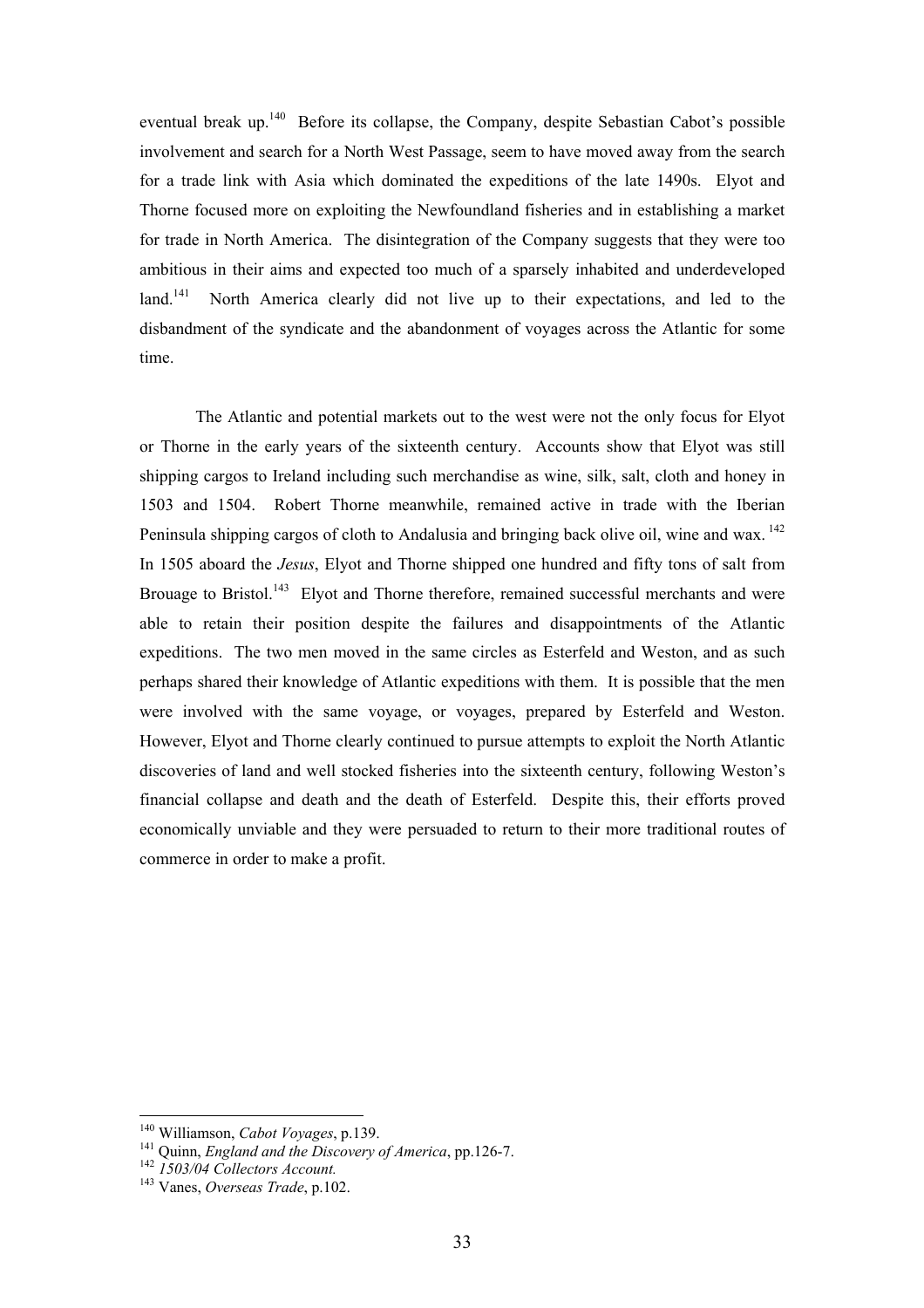eventual break up.[140] Before its collapse, the Company, despite Sebastian Cabot's possible involvement and search for a North West Passage, seem to have moved away from the search for a trade link with Asia which dominated the expeditions of the late 1490s. Elyot and Thorne focused more on exploiting the Newfoundland fisheries and in establishing a market for trade in North America. The disintegration of the Company suggests that they were too ambitious in their aims and expected too much of a sparsely inhabited and underdeveloped land.[141] North America clearly did not live up to their expectations, and led to the disbandment of the syndicate and the abandonment of voyages across the Atlantic for some time.

The Atlantic and potential markets out to the west were not the only focus for Elyot or Thorne in the early years of the sixteenth century. Accounts show that Elyot was still shipping cargos to Ireland including such merchandise as wine, silk, salt, cloth and honey in 1503 and 1504. Robert Thorne meanwhile, remained active in trade with the Iberian Peninsula shipping cargos of cloth to Andalusia and bringing back olive oil, wine and wax.[142] In 1505 aboard the *Jesus*, Elyot and Thorne shipped one hundred and fifty tons of salt from Brouage to Bristol.[143] Elyot and Thorne therefore, remained successful merchants and were able to retain their position despite the failures and disappointments of the Atlantic expeditions. The two men moved in the same circles as Esterfeld and Weston, and as such perhaps shared their knowledge of Atlantic expeditions with them. It is possible that the men were involved with the same voyage, or voyages, prepared by Esterfeld and Weston. However, Elyot and Thorne clearly continued to pursue attempts to exploit the North Atlantic discoveries of land and well stocked fisheries into the sixteenth century, following Weston's financial collapse and death and the death of Esterfeld. Despite this, their efforts proved economically unviable and they were persuaded to return to their more traditional routes of commerce in order to make a profit.

---

[140] Williamson, *Cabot Voyages*, p.139.
[141] Quinn, *England and the Discovery of America*, pp.126-7.
[142] *1503/04 Collectors Account.*
[143] Vanes, *Overseas Trade*, p.102.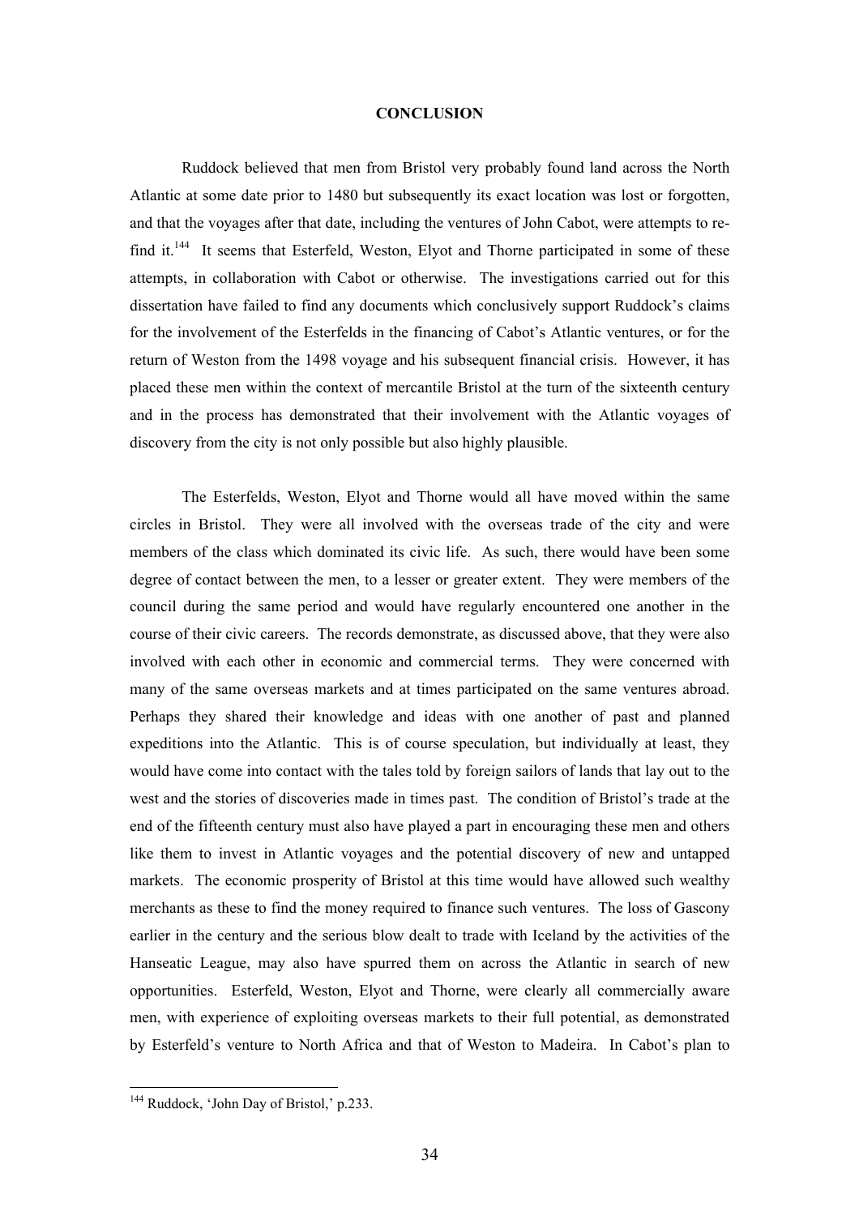# CONCLUSION

Ruddock believed that men from Bristol very probably found land across the North Atlantic at some date prior to 1480 but subsequently its exact location was lost or forgotten, and that the voyages after that date, including the ventures of John Cabot, were attempts to re-find it.[144] It seems that Esterfeld, Weston, Elyot and Thorne participated in some of these attempts, in collaboration with Cabot or otherwise. The investigations carried out for this dissertation have failed to find any documents which conclusively support Ruddock's claims for the involvement of the Esterfelds in the financing of Cabot's Atlantic ventures, or for the return of Weston from the 1498 voyage and his subsequent financial crisis. However, it has placed these men within the context of mercantile Bristol at the turn of the sixteenth century and in the process has demonstrated that their involvement with the Atlantic voyages of discovery from the city is not only possible but also highly plausible.

The Esterfelds, Weston, Elyot and Thorne would all have moved within the same circles in Bristol. They were all involved with the overseas trade of the city and were members of the class which dominated its civic life. As such, there would have been some degree of contact between the men, to a lesser or greater extent. They were members of the council during the same period and would have regularly encountered one another in the course of their civic careers. The records demonstrate, as discussed above, that they were also involved with each other in economic and commercial terms. They were concerned with many of the same overseas markets and at times participated on the same ventures abroad. Perhaps they shared their knowledge and ideas with one another of past and planned expeditions into the Atlantic. This is of course speculation, but individually at least, they would have come into contact with the tales told by foreign sailors of lands that lay out to the west and the stories of discoveries made in times past. The condition of Bristol's trade at the end of the fifteenth century must also have played a part in encouraging these men and others like them to invest in Atlantic voyages and the potential discovery of new and untapped markets. The economic prosperity of Bristol at this time would have allowed such wealthy merchants as these to find the money required to finance such ventures. The loss of Gascony earlier in the century and the serious blow dealt to trade with Iceland by the activities of the Hanseatic League, may also have spurred them on across the Atlantic in search of new opportunities. Esterfeld, Weston, Elyot and Thorne, were clearly all commercially aware men, with experience of exploiting overseas markets to their full potential, as demonstrated by Esterfeld's venture to North Africa and that of Weston to Madeira. In Cabot's plan to

[144] Ruddock, 'John Day of Bristol,' p.233.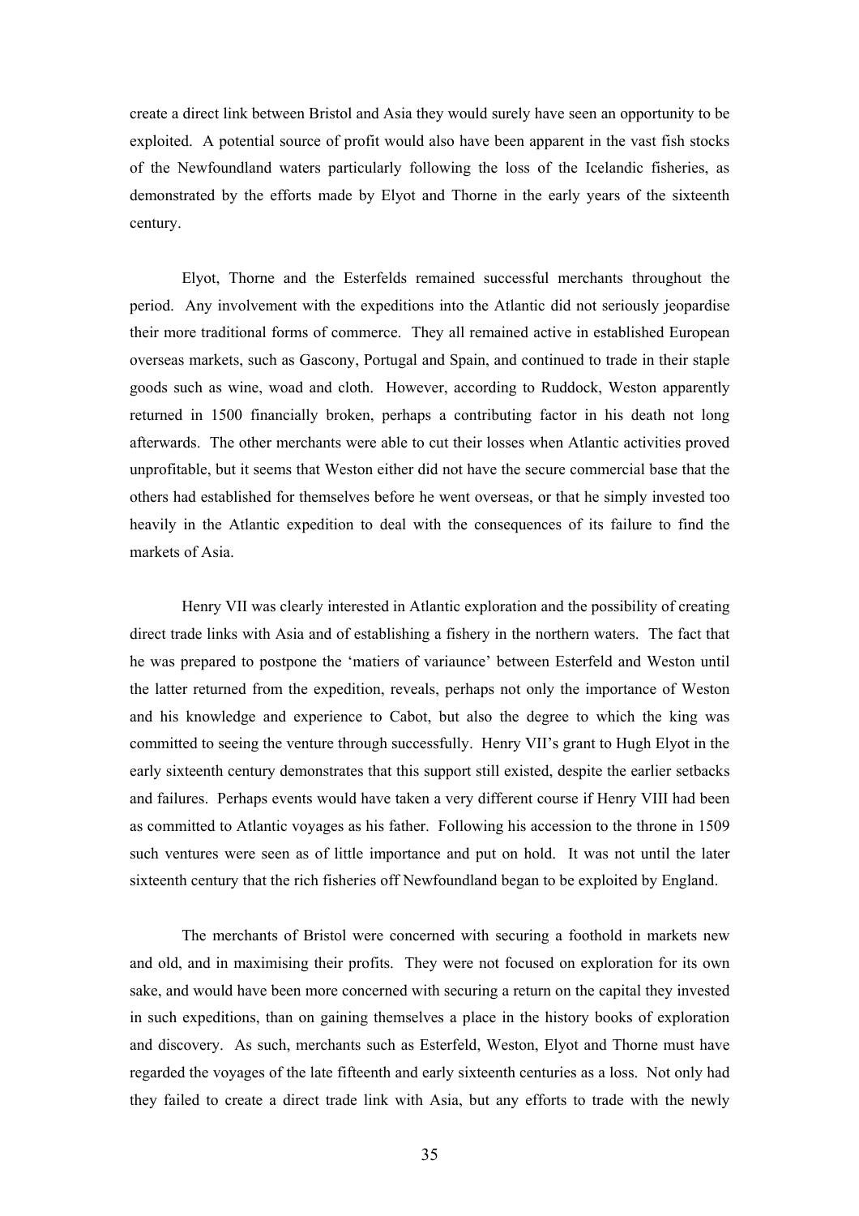create a direct link between Bristol and Asia they would surely have seen an opportunity to be exploited. A potential source of profit would also have been apparent in the vast fish stocks of the Newfoundland waters particularly following the loss of the Icelandic fisheries, as demonstrated by the efforts made by Elyot and Thorne in the early years of the sixteenth century.

Elyot, Thorne and the Esterfelds remained successful merchants throughout the period. Any involvement with the expeditions into the Atlantic did not seriously jeopardise their more traditional forms of commerce. They all remained active in established European overseas markets, such as Gascony, Portugal and Spain, and continued to trade in their staple goods such as wine, woad and cloth. However, according to Ruddock, Weston apparently returned in 1500 financially broken, perhaps a contributing factor in his death not long afterwards. The other merchants were able to cut their losses when Atlantic activities proved unprofitable, but it seems that Weston either did not have the secure commercial base that the others had established for themselves before he went overseas, or that he simply invested too heavily in the Atlantic expedition to deal with the consequences of its failure to find the markets of Asia.

Henry VII was clearly interested in Atlantic exploration and the possibility of creating direct trade links with Asia and of establishing a fishery in the northern waters. The fact that he was prepared to postpone the 'matiers of variaunce' between Esterfeld and Weston until the latter returned from the expedition, reveals, perhaps not only the importance of Weston and his knowledge and experience to Cabot, but also the degree to which the king was committed to seeing the venture through successfully. Henry VII's grant to Hugh Elyot in the early sixteenth century demonstrates that this support still existed, despite the earlier setbacks and failures. Perhaps events would have taken a very different course if Henry VIII had been as committed to Atlantic voyages as his father. Following his accession to the throne in 1509 such ventures were seen as of little importance and put on hold. It was not until the later sixteenth century that the rich fisheries off Newfoundland began to be exploited by England.

The merchants of Bristol were concerned with securing a foothold in markets new and old, and in maximising their profits. They were not focused on exploration for its own sake, and would have been more concerned with securing a return on the capital they invested in such expeditions, than on gaining themselves a place in the history books of exploration and discovery. As such, merchants such as Esterfeld, Weston, Elyot and Thorne must have regarded the voyages of the late fifteenth and early sixteenth centuries as a loss. Not only had they failed to create a direct trade link with Asia, but any efforts to trade with the newly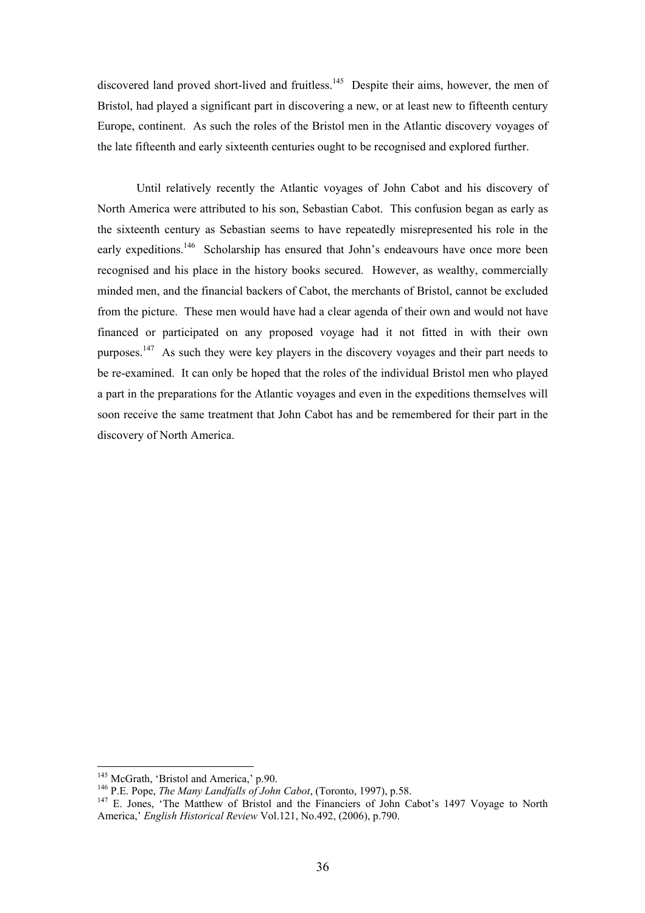discovered land proved short-lived and fruitless.[145] Despite their aims, however, the men of Bristol, had played a significant part in discovering a new, or at least new to fifteenth century Europe, continent. As such the roles of the Bristol men in the Atlantic discovery voyages of the late fifteenth and early sixteenth centuries ought to be recognised and explored further.

Until relatively recently the Atlantic voyages of John Cabot and his discovery of North America were attributed to his son, Sebastian Cabot. This confusion began as early as the sixteenth century as Sebastian seems to have repeatedly misrepresented his role in the early expeditions.[146] Scholarship has ensured that John's endeavours have once more been recognised and his place in the history books secured. However, as wealthy, commercially minded men, and the financial backers of Cabot, the merchants of Bristol, cannot be excluded from the picture. These men would have had a clear agenda of their own and would not have financed or participated on any proposed voyage had it not fitted in with their own purposes.[147] As such they were key players in the discovery voyages and their part needs to be re-examined. It can only be hoped that the roles of the individual Bristol men who played a part in the preparations for the Atlantic voyages and even in the expeditions themselves will soon receive the same treatment that John Cabot has and be remembered for their part in the discovery of North America.

---

[145] McGrath, 'Bristol and America,' p.90.

[146] P.E. Pope, *The Many Landfalls of John Cabot*, (Toronto, 1997), p.58.

[147] E. Jones, 'The Matthew of Bristol and the Financiers of John Cabot's 1497 Voyage to North America,' *English Historical Review* Vol.121, No.492, (2006), p.790.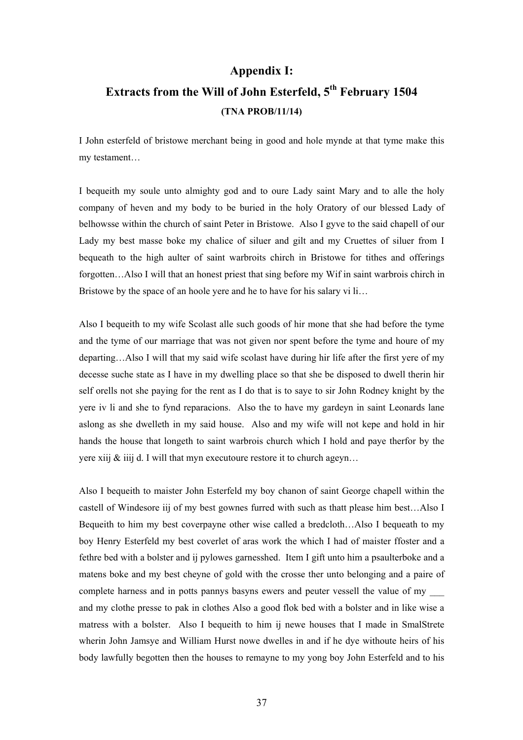# Appendix I:
## Extracts from the Will of John Esterfeld, 5th February 1504
### (TNA PROB/11/14)

I John esterfeld of bristowe merchant being in good and hole mynde at that tyme make this my testament…

I bequeith my soule unto almighty god and to oure Lady saint Mary and to alle the holy company of heven and my body to be buried in the holy Oratory of our blessed Lady of belhowsse within the church of saint Peter in Bristowe. Also I gyve to the said chapell of our Lady my best masse boke my chalice of siluer and gilt and my Cruettes of siluer from I bequeath to the high aulter of saint warbroits chirch in Bristowe for tithes and offerings forgotten…Also I will that an honest priest that sing before my Wif in saint warbrois chirch in Bristowe by the space of an hoole yere and he to have for his salary vi li…

Also I bequeith to my wife Scolast alle such goods of hir mone that she had before the tyme and the tyme of our marriage that was not given nor spent before the tyme and houre of my departing…Also I will that my said wife scolast have during hir life after the first yere of my decesse suche state as I have in my dwelling place so that she be disposed to dwell therin hir self orells not she paying for the rent as I do that is to saye to sir John Rodney knight by the yere iv li and she to fynd reparacions. Also the to have my gardeyn in saint Leonards lane aslong as she dwelleth in my said house. Also and my wife will not kepe and hold in hir hands the house that longeth to saint warbrois church which I hold and paye therfor by the yere xiij & iiij d. I will that myn executoure restore it to church ageyn…

Also I bequeith to maister John Esterfeld my boy chanon of saint George chapell within the castell of Windesore iij of my best gownes furred with such as thatt please him best…Also I Bequeith to him my best coverpayne other wise called a bredcloth…Also I bequeath to my boy Henry Esterfeld my best coverlet of aras work the which I had of maister ffoster and a fethre bed with a bolster and ij pylowes garnesshed. Item I gift unto him a psaulterboke and a matens boke and my best cheyne of gold with the crosse ther unto belonging and a paire of complete harness and in potts pannys basyns ewers and peuter vessell the value of my ___ and my clothe presse to pak in clothes Also a good flok bed with a bolster and in like wise a matress with a bolster. Also I bequeith to him ij newe houses that I made in SmalStrete wherin John Jamsye and William Hurst nowe dwelles in and if he dye withoute heirs of his body lawfully begotten then the houses to remayne to my yong boy John Esterfeld and to his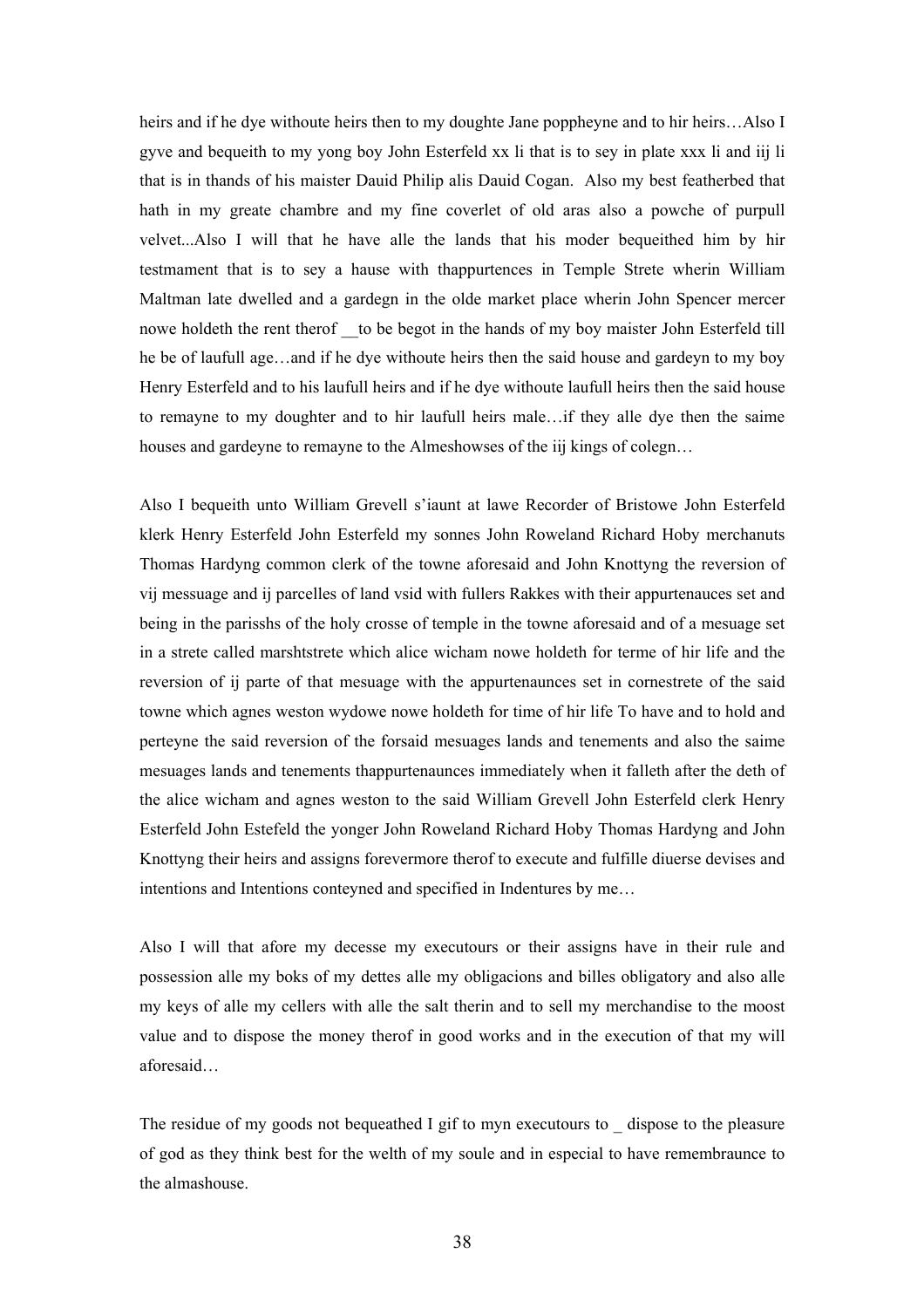heirs and if he dye withoute heirs then to my doughte Jane poppheyne and to hir heirs…Also I gyve and bequeith to my yong boy John Esterfeld xx li that is to sey in plate xxx li and iij li that is in thands of his maister Dauid Philip alis Dauid Cogan. Also my best featherbed that hath in my greate chambre and my fine coverlet of old aras also a powche of purpull velvet...Also I will that he have alle the lands that his moder bequeithed him by hir testmament that is to sey a hause with thappurtences in Temple Strete wherin William Maltman late dwelled and a gardegn in the olde market place wherin John Spencer mercer nowe holdeth the rent therof __to be begot in the hands of my boy maister John Esterfeld till he be of laufull age…and if he dye withoute heirs then the said house and gardeyn to my boy Henry Esterfeld and to his laufull heirs and if he dye withoute laufull heirs then the said house to remayne to my doughter and to hir laufull heirs male…if they alle dye then the saime houses and gardeyne to remayne to the Almeshowses of the iij kings of colegn…

Also I bequeith unto William Grevell s'iaunt at lawe Recorder of Bristowe John Esterfeld klerk Henry Esterfeld John Esterfeld my sonnes John Roweland Richard Hoby merchanuts Thomas Hardyng common clerk of the towne aforesaid and John Knottyng the reversion of vij messuage and ij parcelles of land vsid with fullers Rakkes with their appurtenauces set and being in the parisshs of the holy crosse of temple in the towne aforesaid and of a mesuage set in a strete called marshtstrete which alice wicham nowe holdeth for terme of hir life and the reversion of ij parte of that mesuage with the appurtenaunces set in cornestrete of the said towne which agnes weston wydowe nowe holdeth for time of hir life To have and to hold and perteyne the said reversion of the forsaid mesuages lands and tenements and also the saime mesuages lands and tenements thappurtenaunces immediately when it falleth after the deth of the alice wicham and agnes weston to the said William Grevell John Esterfeld clerk Henry Esterfeld John Estefeld the yonger John Roweland Richard Hoby Thomas Hardyng and John Knottyng their heirs and assigns forevermore therof to execute and fulfille diuerse devises and intentions and Intentions conteyned and specified in Indentures by me…

Also I will that afore my decesse my executours or their assigns have in their rule and possession alle my boks of my dettes alle my obligacions and billes obligatory and also alle my keys of alle my cellers with alle the salt therin and to sell my merchandise to the moost value and to dispose the money therof in good works and in the execution of that my will aforesaid…

The residue of my goods not bequeathed I gif to myn executours to _ dispose to the pleasure of god as they think best for the welth of my soule and in especial to have remembraunce to the almashouse.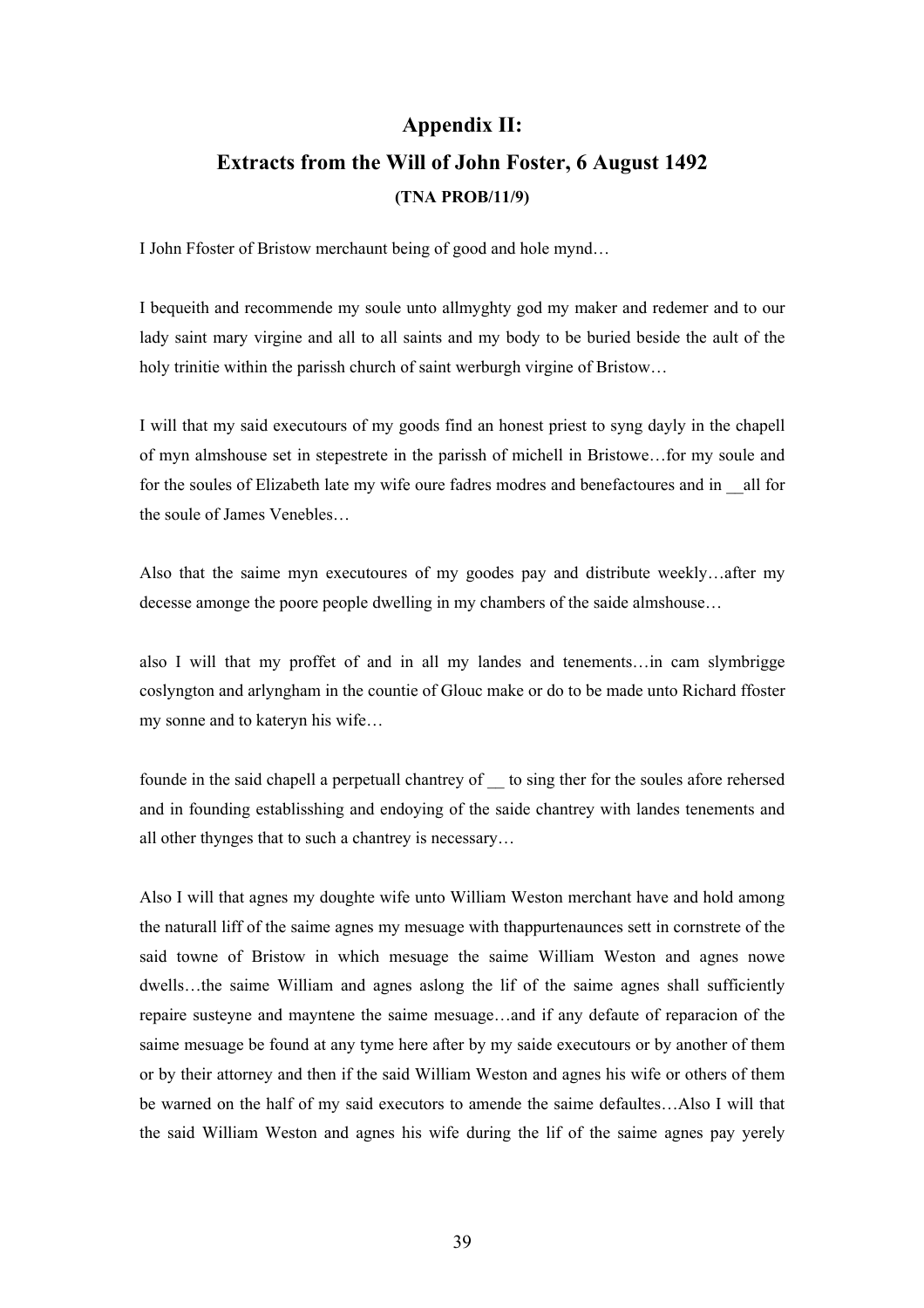# Appendix II:
# Extracts from the Will of John Foster, 6 August 1492

**(TNA PROB/11/9)**

I John Ffoster of Bristow merchaunt being of good and hole mynd…

I bequeith and recommende my soule unto allmyghty god my maker and redemer and to our lady saint mary virgine and all to all saints and my body to be buried beside the ault of the holy trinitie within the parissh church of saint werburgh virgine of Bristow…

I will that my said executours of my goods find an honest priest to syng dayly in the chapell of myn almshouse set in stepestrete in the parissh of michell in Bristowe…for my soule and for the soules of Elizabeth late my wife oure fadres modres and benefactoures and in __all for the soule of James Venebles…

Also that the saime myn executoures of my goodes pay and distribute weekly…after my decesse amonge the poore people dwelling in my chambers of the saide almshouse…

also I will that my proffet of and in all my landes and tenements…in cam slymbrigge coslyngton and arlyngham in the countie of Glouc make or do to be made unto Richard ffoster my sonne and to kateryn his wife…

founde in the said chapell a perpetuall chantrey of __ to sing ther for the soules afore rehersed and in founding establisshing and endoying of the saide chantrey with landes tenements and all other thynges that to such a chantrey is necessary…

Also I will that agnes my doughte wife unto William Weston merchant have and hold among the naturall liff of the saime agnes my mesuage with thappurtenaunces sett in cornstrete of the said towne of Bristow in which mesuage the saime William Weston and agnes nowe dwells…the saime William and agnes aslong the lif of the saime agnes shall sufficiently repaire susteyne and mayntene the saime mesuage…and if any defaute of reparacion of the saime mesuage be found at any tyme here after by my saide executours or by another of them or by their attorney and then if the said William Weston and agnes his wife or others of them be warned on the half of my said executors to amende the saime defaultes…Also I will that the said William Weston and agnes his wife during the lif of the saime agnes pay yerely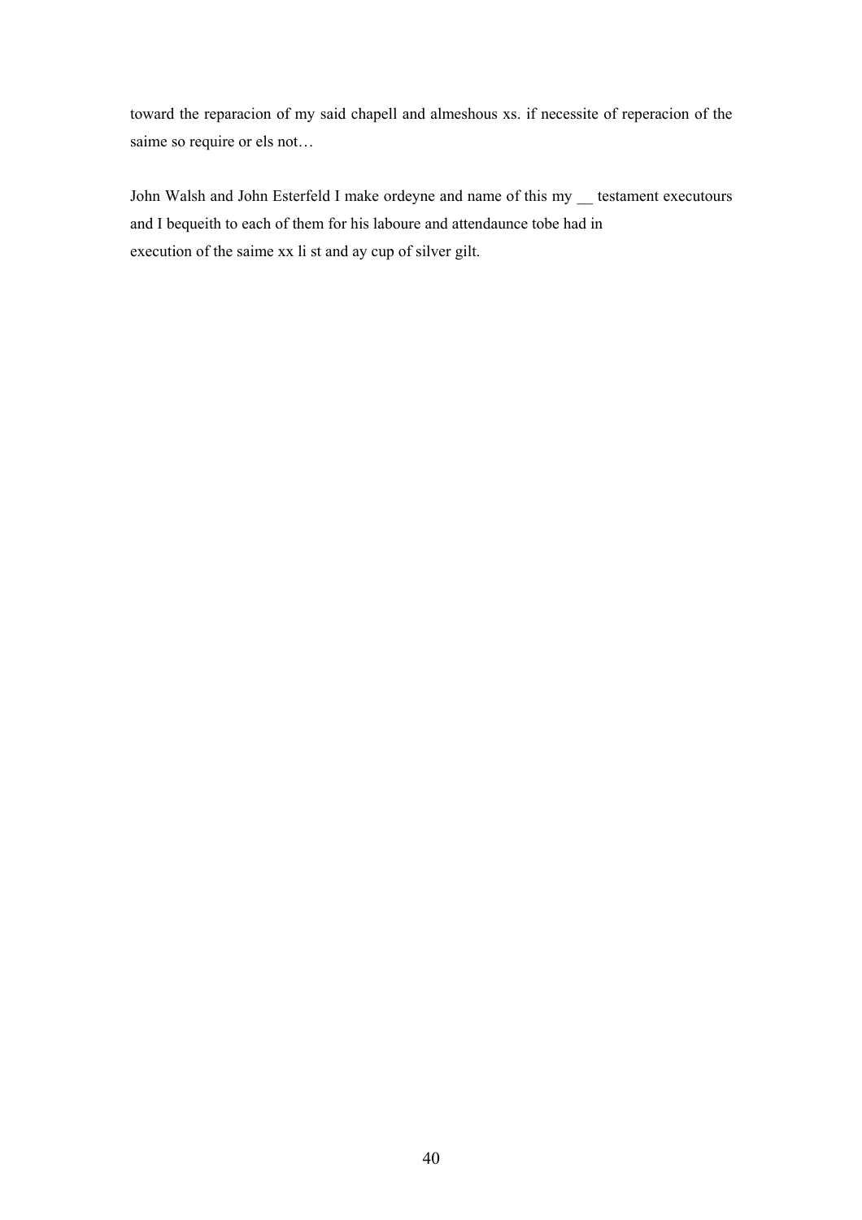toward the reparacion of my said chapell and almeshous xs. if necessite of reperacion of the saime so require or els not…

John Walsh and John Esterfeld I make ordeyne and name of this my __ testament executours and I bequeith to each of them for his laboure and attendaunce tobe had in execution of the saime xx li st and ay cup of silver gilt.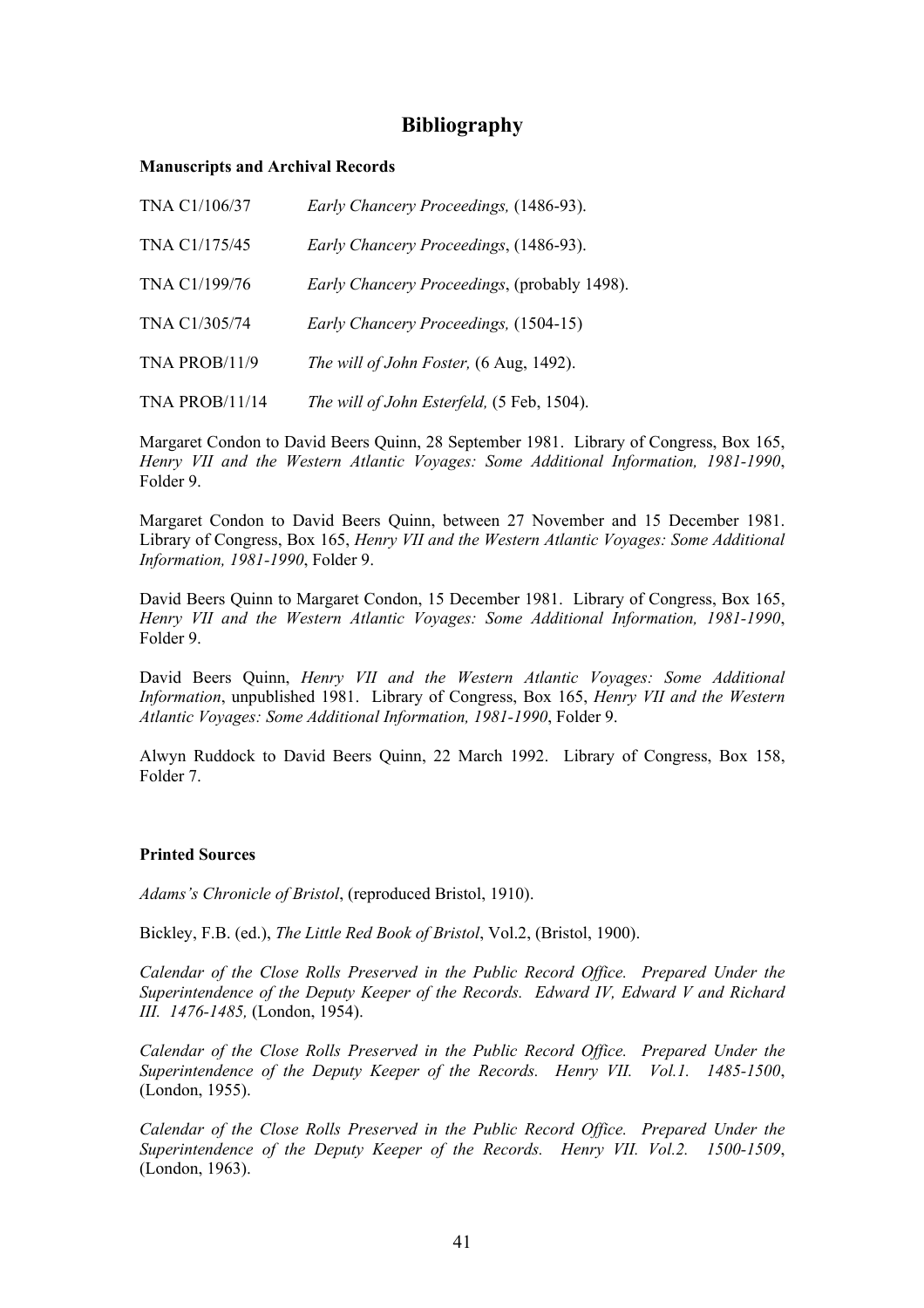# Bibliography

### Manuscripts and Archival Records

| | |
|---|---|
| TNA C1/106/37 | *Early Chancery Proceedings,* (1486-93). |
| TNA C1/175/45 | *Early Chancery Proceedings*, (1486-93). |
| TNA C1/199/76 | *Early Chancery Proceedings*, (probably 1498). |
| TNA C1/305/74 | *Early Chancery Proceedings,* (1504-15) |
| TNA PROB/11/9 | *The will of John Foster,* (6 Aug, 1492). |
| TNA PROB/11/14 | *The will of John Esterfeld,* (5 Feb, 1504). |

Margaret Condon to David Beers Quinn, 28 September 1981. Library of Congress, Box 165, *Henry VII and the Western Atlantic Voyages: Some Additional Information, 1981-1990*, Folder 9.

Margaret Condon to David Beers Quinn, between 27 November and 15 December 1981. Library of Congress, Box 165, *Henry VII and the Western Atlantic Voyages: Some Additional Information, 1981-1990*, Folder 9.

David Beers Quinn to Margaret Condon, 15 December 1981. Library of Congress, Box 165, *Henry VII and the Western Atlantic Voyages: Some Additional Information, 1981-1990*, Folder 9.

David Beers Quinn, *Henry VII and the Western Atlantic Voyages: Some Additional Information*, unpublished 1981. Library of Congress, Box 165, *Henry VII and the Western Atlantic Voyages: Some Additional Information, 1981-1990*, Folder 9.

Alwyn Ruddock to David Beers Quinn, 22 March 1992. Library of Congress, Box 158, Folder 7.

### Printed Sources

*Adams's Chronicle of Bristol*, (reproduced Bristol, 1910).

Bickley, F.B. (ed.), *The Little Red Book of Bristol*, Vol.2, (Bristol, 1900).

*Calendar of the Close Rolls Preserved in the Public Record Office. Prepared Under the Superintendence of the Deputy Keeper of the Records. Edward IV, Edward V and Richard III. 1476-1485,* (London, 1954).

*Calendar of the Close Rolls Preserved in the Public Record Office. Prepared Under the Superintendence of the Deputy Keeper of the Records. Henry VII. Vol.1. 1485-1500*, (London, 1955).

*Calendar of the Close Rolls Preserved in the Public Record Office. Prepared Under the Superintendence of the Deputy Keeper of the Records. Henry VII. Vol.2. 1500-1509*, (London, 1963).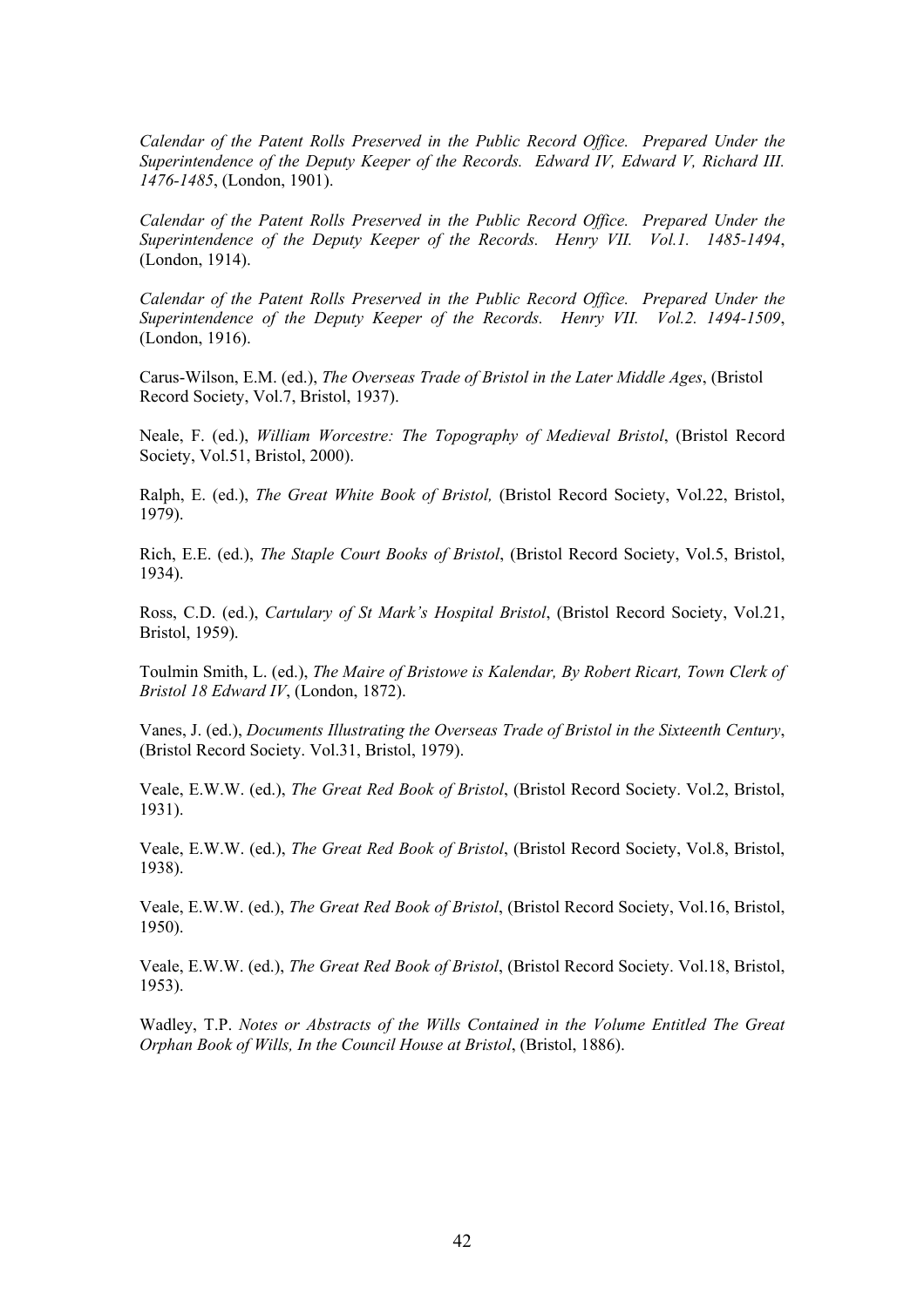*Calendar of the Patent Rolls Preserved in the Public Record Office. Prepared Under the Superintendence of the Deputy Keeper of the Records. Edward IV, Edward V, Richard III. 1476-1485*, (London, 1901).

*Calendar of the Patent Rolls Preserved in the Public Record Office. Prepared Under the Superintendence of the Deputy Keeper of the Records. Henry VII. Vol.1. 1485-1494*, (London, 1914).

*Calendar of the Patent Rolls Preserved in the Public Record Office. Prepared Under the Superintendence of the Deputy Keeper of the Records. Henry VII. Vol.2. 1494-1509*, (London, 1916).

Carus-Wilson, E.M. (ed.), *The Overseas Trade of Bristol in the Later Middle Ages*, (Bristol Record Society, Vol.7, Bristol, 1937).

Neale, F. (ed.), *William Worcestre: The Topography of Medieval Bristol*, (Bristol Record Society, Vol.51, Bristol, 2000).

Ralph, E. (ed.), *The Great White Book of Bristol,* (Bristol Record Society, Vol.22, Bristol, 1979).

Rich, E.E. (ed.), *The Staple Court Books of Bristol*, (Bristol Record Society, Vol.5, Bristol, 1934).

Ross, C.D. (ed.), *Cartulary of St Mark's Hospital Bristol*, (Bristol Record Society, Vol.21, Bristol, 1959).

Toulmin Smith, L. (ed.), *The Maire of Bristowe is Kalendar, By Robert Ricart, Town Clerk of Bristol 18 Edward IV*, (London, 1872).

Vanes, J. (ed.), *Documents Illustrating the Overseas Trade of Bristol in the Sixteenth Century*, (Bristol Record Society. Vol.31, Bristol, 1979).

Veale, E.W.W. (ed.), *The Great Red Book of Bristol*, (Bristol Record Society. Vol.2, Bristol, 1931).

Veale, E.W.W. (ed.), *The Great Red Book of Bristol*, (Bristol Record Society, Vol.8, Bristol, 1938).

Veale, E.W.W. (ed.), *The Great Red Book of Bristol*, (Bristol Record Society, Vol.16, Bristol, 1950).

Veale, E.W.W. (ed.), *The Great Red Book of Bristol*, (Bristol Record Society. Vol.18, Bristol, 1953).

Wadley, T.P. *Notes or Abstracts of the Wills Contained in the Volume Entitled The Great Orphan Book of Wills, In the Council House at Bristol*, (Bristol, 1886).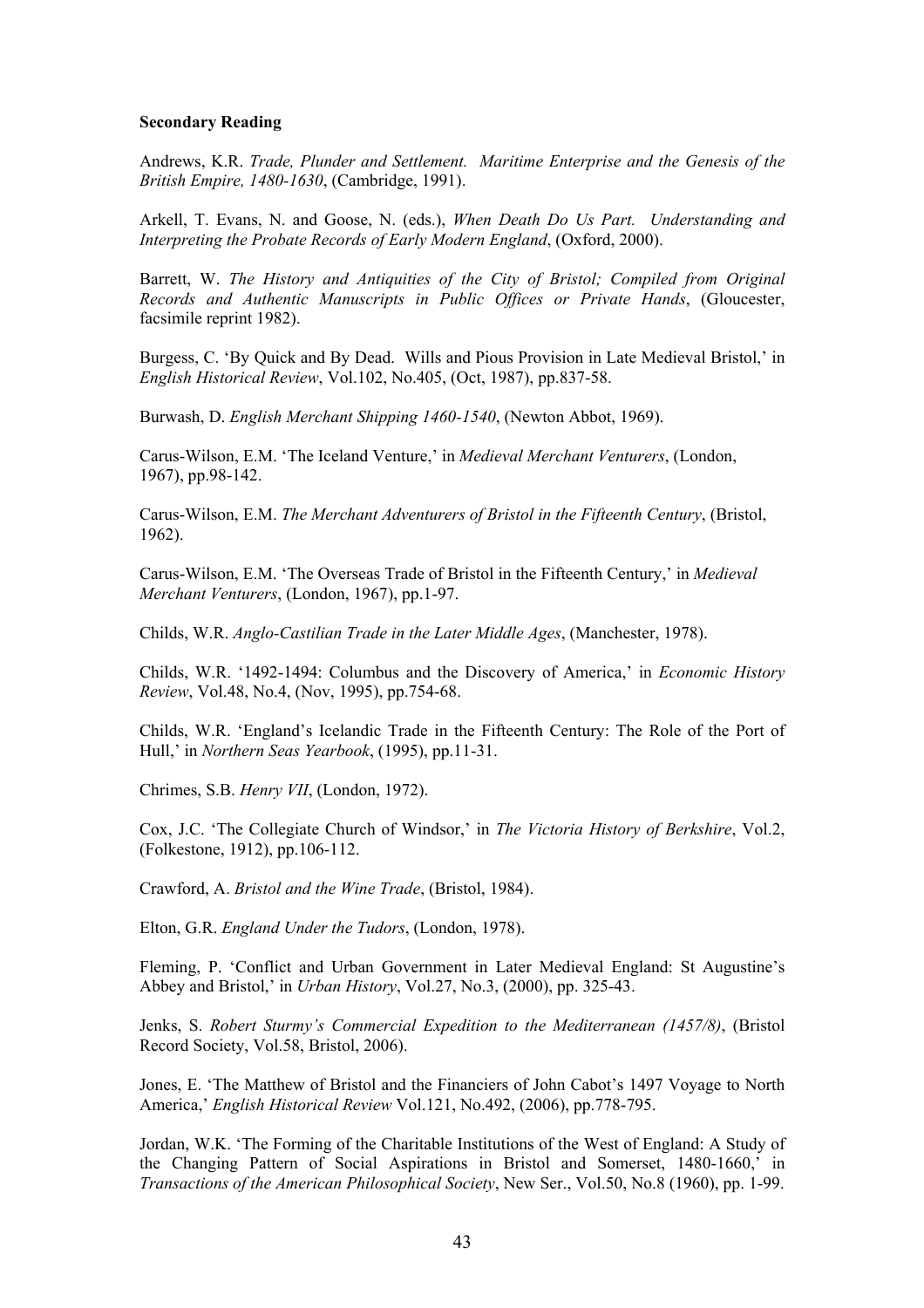**Secondary Reading**

Andrews, K.R. *Trade, Plunder and Settlement. Maritime Enterprise and the Genesis of the British Empire, 1480-1630*, (Cambridge, 1991).

Arkell, T. Evans, N. and Goose, N. (eds.), *When Death Do Us Part. Understanding and Interpreting the Probate Records of Early Modern England*, (Oxford, 2000).

Barrett, W. *The History and Antiquities of the City of Bristol; Compiled from Original Records and Authentic Manuscripts in Public Offices or Private Hands*, (Gloucester, facsimile reprint 1982).

Burgess, C. 'By Quick and By Dead. Wills and Pious Provision in Late Medieval Bristol,' in *English Historical Review*, Vol.102, No.405, (Oct, 1987), pp.837-58.

Burwash, D. *English Merchant Shipping 1460-1540*, (Newton Abbot, 1969).

Carus-Wilson, E.M. 'The Iceland Venture,' in *Medieval Merchant Venturers*, (London, 1967), pp.98-142.

Carus-Wilson, E.M. *The Merchant Adventurers of Bristol in the Fifteenth Century*, (Bristol, 1962).

Carus-Wilson, E.M. 'The Overseas Trade of Bristol in the Fifteenth Century,' in *Medieval Merchant Venturers*, (London, 1967), pp.1-97.

Childs, W.R. *Anglo-Castilian Trade in the Later Middle Ages*, (Manchester, 1978).

Childs, W.R. '1492-1494: Columbus and the Discovery of America,' in *Economic History Review*, Vol.48, No.4, (Nov, 1995), pp.754-68.

Childs, W.R. 'England's Icelandic Trade in the Fifteenth Century: The Role of the Port of Hull,' in *Northern Seas Yearbook*, (1995), pp.11-31.

Chrimes, S.B. *Henry VII*, (London, 1972).

Cox, J.C. 'The Collegiate Church of Windsor,' in *The Victoria History of Berkshire*, Vol.2, (Folkestone, 1912), pp.106-112.

Crawford, A. *Bristol and the Wine Trade*, (Bristol, 1984).

Elton, G.R. *England Under the Tudors*, (London, 1978).

Fleming, P. 'Conflict and Urban Government in Later Medieval England: St Augustine's Abbey and Bristol,' in *Urban History*, Vol.27, No.3, (2000), pp. 325-43.

Jenks, S. *Robert Sturmy's Commercial Expedition to the Mediterranean (1457/8)*, (Bristol Record Society, Vol.58, Bristol, 2006).

Jones, E. 'The Matthew of Bristol and the Financiers of John Cabot's 1497 Voyage to North America,' *English Historical Review* Vol.121, No.492, (2006), pp.778-795.

Jordan, W.K. 'The Forming of the Charitable Institutions of the West of England: A Study of the Changing Pattern of Social Aspirations in Bristol and Somerset, 1480-1660,' in *Transactions of the American Philosophical Society*, New Ser., Vol.50, No.8 (1960), pp. 1-99.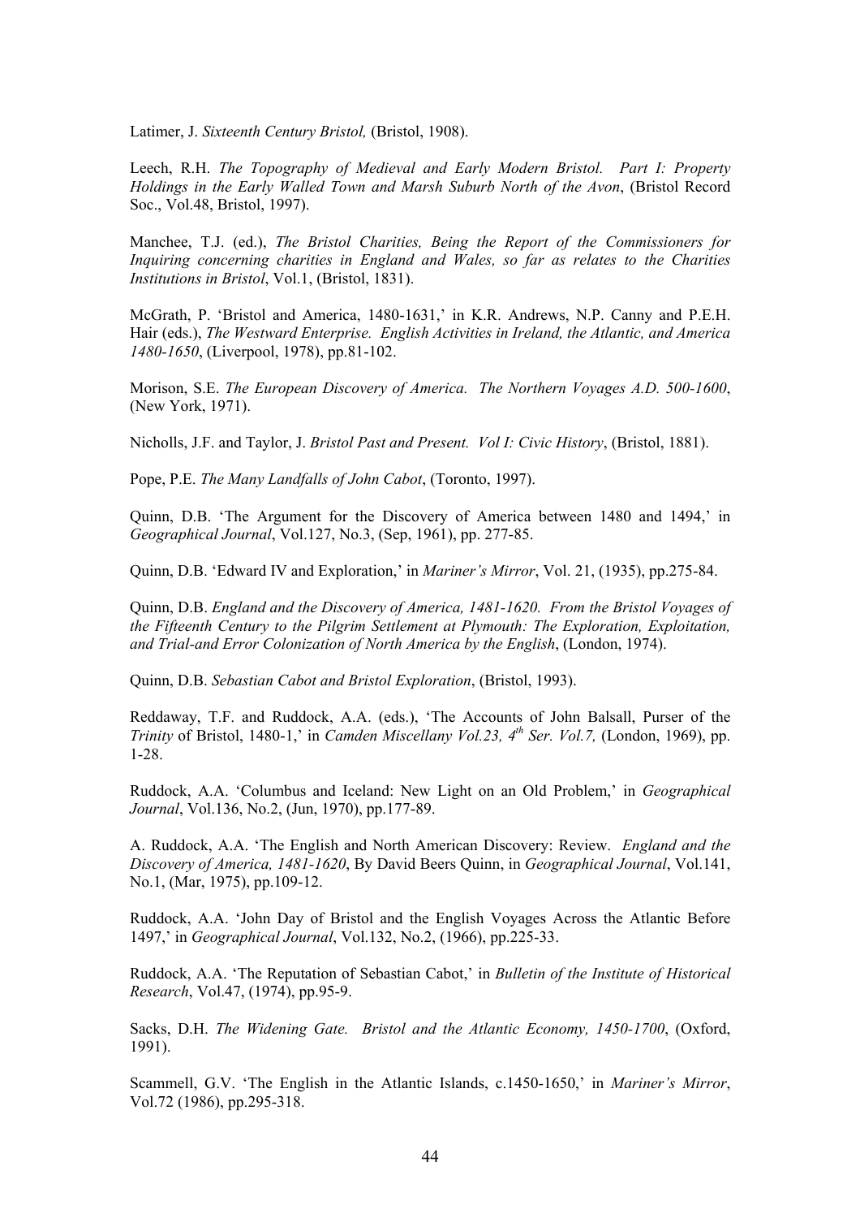Latimer, J. *Sixteenth Century Bristol,* (Bristol, 1908).

Leech, R.H. *The Topography of Medieval and Early Modern Bristol. Part I: Property Holdings in the Early Walled Town and Marsh Suburb North of the Avon*, (Bristol Record Soc., Vol.48, Bristol, 1997).

Manchee, T.J. (ed.), *The Bristol Charities, Being the Report of the Commissioners for Inquiring concerning charities in England and Wales, so far as relates to the Charities Institutions in Bristol*, Vol.1, (Bristol, 1831).

McGrath, P. 'Bristol and America, 1480-1631,' in K.R. Andrews, N.P. Canny and P.E.H. Hair (eds.), *The Westward Enterprise. English Activities in Ireland, the Atlantic, and America 1480-1650*, (Liverpool, 1978), pp.81-102.

Morison, S.E. *The European Discovery of America. The Northern Voyages A.D. 500-1600*, (New York, 1971).

Nicholls, J.F. and Taylor, J. *Bristol Past and Present. Vol I: Civic History*, (Bristol, 1881).

Pope, P.E. *The Many Landfalls of John Cabot*, (Toronto, 1997).

Quinn, D.B. 'The Argument for the Discovery of America between 1480 and 1494,' in *Geographical Journal*, Vol.127, No.3, (Sep, 1961), pp. 277-85.

Quinn, D.B. 'Edward IV and Exploration,' in *Mariner's Mirror*, Vol. 21, (1935), pp.275-84.

Quinn, D.B. *England and the Discovery of America, 1481-1620. From the Bristol Voyages of the Fifteenth Century to the Pilgrim Settlement at Plymouth: The Exploration, Exploitation, and Trial-and Error Colonization of North America by the English*, (London, 1974).

Quinn, D.B. *Sebastian Cabot and Bristol Exploration*, (Bristol, 1993).

Reddaway, T.F. and Ruddock, A.A. (eds.), 'The Accounts of John Balsall, Purser of the *Trinity* of Bristol, 1480-1,' in *Camden Miscellany Vol.23, 4th Ser. Vol.7,* (London, 1969), pp. 1-28.

Ruddock, A.A. 'Columbus and Iceland: New Light on an Old Problem,' in *Geographical Journal*, Vol.136, No.2, (Jun, 1970), pp.177-89.

A. Ruddock, A.A. 'The English and North American Discovery: Review. *England and the Discovery of America, 1481-1620*, By David Beers Quinn, in *Geographical Journal*, Vol.141, No.1, (Mar, 1975), pp.109-12.

Ruddock, A.A. 'John Day of Bristol and the English Voyages Across the Atlantic Before 1497,' in *Geographical Journal*, Vol.132, No.2, (1966), pp.225-33.

Ruddock, A.A. 'The Reputation of Sebastian Cabot,' in *Bulletin of the Institute of Historical Research*, Vol.47, (1974), pp.95-9.

Sacks, D.H. *The Widening Gate. Bristol and the Atlantic Economy, 1450-1700*, (Oxford, 1991).

Scammell, G.V. 'The English in the Atlantic Islands, c.1450-1650,' in *Mariner's Mirror*, Vol.72 (1986), pp.295-318.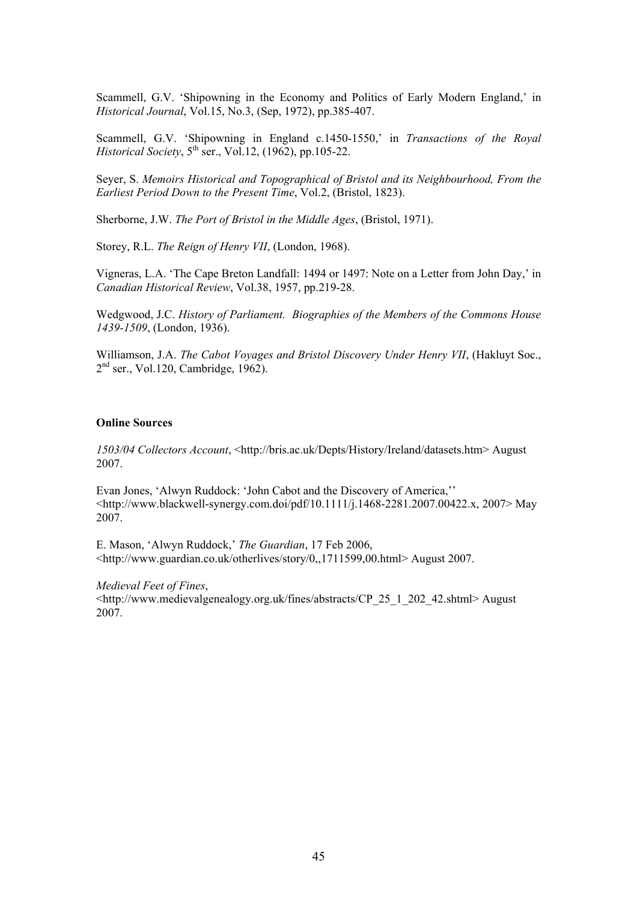Scammell, G.V. 'Shipowning in the Economy and Politics of Early Modern England,' in *Historical Journal*, Vol.15, No.3, (Sep, 1972), pp.385-407.

Scammell, G.V. 'Shipowning in England c.1450-1550,' in *Transactions of the Royal Historical Society*, 5th ser., Vol.12, (1962), pp.105-22.

Seyer, S. *Memoirs Historical and Topographical of Bristol and its Neighbourhood, From the Earliest Period Down to the Present Time*, Vol.2, (Bristol, 1823).

Sherborne, J.W. *The Port of Bristol in the Middle Ages*, (Bristol, 1971).

Storey, R.L. *The Reign of Henry VII*, (London, 1968).

Vigneras, L.A. 'The Cape Breton Landfall: 1494 or 1497: Note on a Letter from John Day,' in *Canadian Historical Review*, Vol.38, 1957, pp.219-28.

Wedgwood, J.C. *History of Parliament. Biographies of the Members of the Commons House 1439-1509*, (London, 1936).

Williamson, J.A. *The Cabot Voyages and Bristol Discovery Under Henry VII*, (Hakluyt Soc., 2nd ser., Vol.120, Cambridge, 1962).

**Online Sources**

*1503/04 Collectors Account*, <http://bris.ac.uk/Depts/History/Ireland/datasets.htm> August 2007.

Evan Jones, 'Alwyn Ruddock: 'John Cabot and the Discovery of America,'' <http://www.blackwell-synergy.com.doi/pdf/10.1111/j.1468-2281.2007.00422.x, 2007> May 2007.

E. Mason, 'Alwyn Ruddock,' *The Guardian*, 17 Feb 2006, <http://www.guardian.co.uk/otherlives/story/0,,1711599,00.html> August 2007.

*Medieval Feet of Fines*, <http://www.medievalgenealogy.org.uk/fines/abstracts/CP_25_1_202_42.shtml> August 2007.